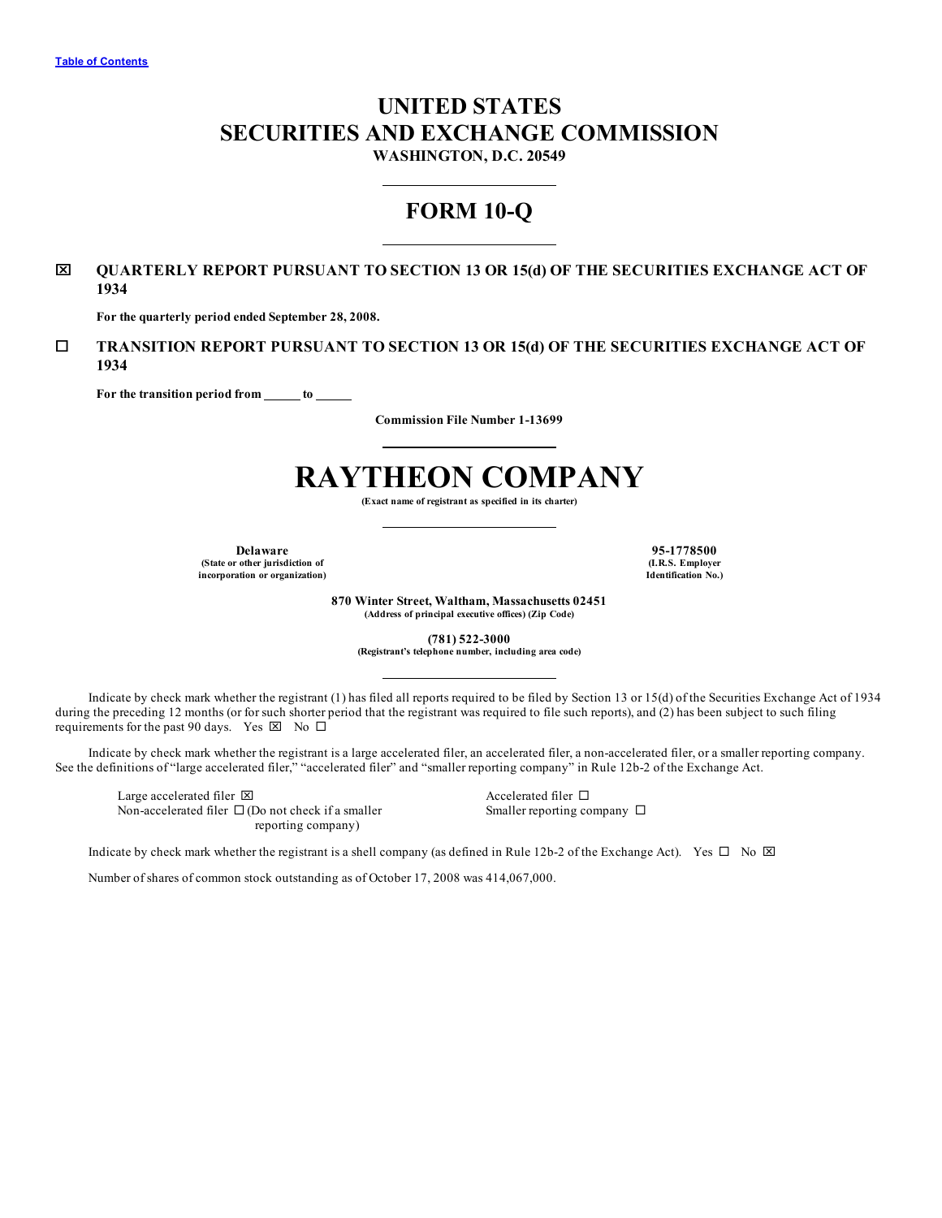[Table of Contents]

# UNITED STATES
# SECURITIES AND EXCHANGE COMMISSION
**WASHINGTON, D.C. 20549**

---

## FORM 10-Q

---

☒ **QUARTERLY REPORT PURSUANT TO SECTION 13 OR 15(d) OF THE SECURITIES EXCHANGE ACT OF 1934**

**For the quarterly period ended September 28, 2008.**

☐ **TRANSITION REPORT PURSUANT TO SECTION 13 OR 15(d) OF THE SECURITIES EXCHANGE ACT OF 1934**

**For the transition period from ______ to ______**

**Commission File Number 1-13699**

---

# RAYTHEON COMPANY
**(Exact name of registrant as specified in its charter)**

---

| **Delaware** | **95-1778500** |
|---|---|
| **(State or other jurisdiction of incorporation or organization)** | **(I.R.S. Employer Identification No.)** |

**870 Winter Street, Waltham, Massachusetts 02451**
**(Address of principal executive offices) (Zip Code)**

**(781) 522-3000**
**(Registrant's telephone number, including area code)**

---

Indicate by check mark whether the registrant (1) has filed all reports required to be filed by Section 13 or 15(d) of the Securities Exchange Act of 1934 during the preceding 12 months (or for such shorter period that the registrant was required to file such reports), and (2) has been subject to such filing requirements for the past 90 days. Yes ☒ No ☐

Indicate by check mark whether the registrant is a large accelerated filer, an accelerated filer, a non-accelerated filer, or a smaller reporting company. See the definitions of "large accelerated filer," "accelerated filer" and "smaller reporting company" in Rule 12b-2 of the Exchange Act.

| | |
|---|---|
| Large accelerated filer ☒ | Accelerated filer ☐ |
| Non-accelerated filer ☐ (Do not check if a smaller reporting company) | Smaller reporting company ☐ |

Indicate by check mark whether the registrant is a shell company (as defined in Rule 12b-2 of the Exchange Act). Yes ☐ No ☒

Number of shares of common stock outstanding as of October 17, 2008 was 414,067,000.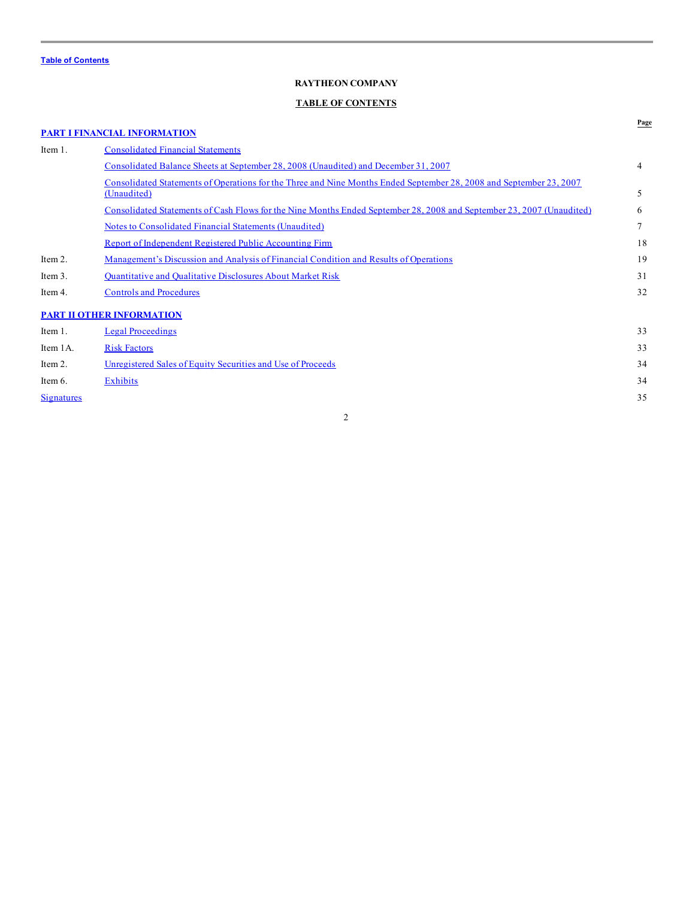Table of Contents

**RAYTHEON COMPANY**

**TABLE OF CONTENTS**

| | | Page |
|---|---|---|
| **PART I FINANCIAL INFORMATION** | | |
| Item 1. | Consolidated Financial Statements | |
| | Consolidated Balance Sheets at September 28, 2008 (Unaudited) and December 31, 2007 | 4 |
| | Consolidated Statements of Operations for the Three and Nine Months Ended September 28, 2008 and September 23, 2007 (Unaudited) | 5 |
| | Consolidated Statements of Cash Flows for the Nine Months Ended September 28, 2008 and September 23, 2007 (Unaudited) | 6 |
| | Notes to Consolidated Financial Statements (Unaudited) | 7 |
| | Report of Independent Registered Public Accounting Firm | 18 |
| Item 2. | Management's Discussion and Analysis of Financial Condition and Results of Operations | 19 |
| Item 3. | Quantitative and Qualitative Disclosures About Market Risk | 31 |
| Item 4. | Controls and Procedures | 32 |
| **PART II OTHER INFORMATION** | | |
| Item 1. | Legal Proceedings | 33 |
| Item 1A. | Risk Factors | 33 |
| Item 2. | Unregistered Sales of Equity Securities and Use of Proceeds | 34 |
| Item 6. | Exhibits | 34 |
| Signatures | | 35 |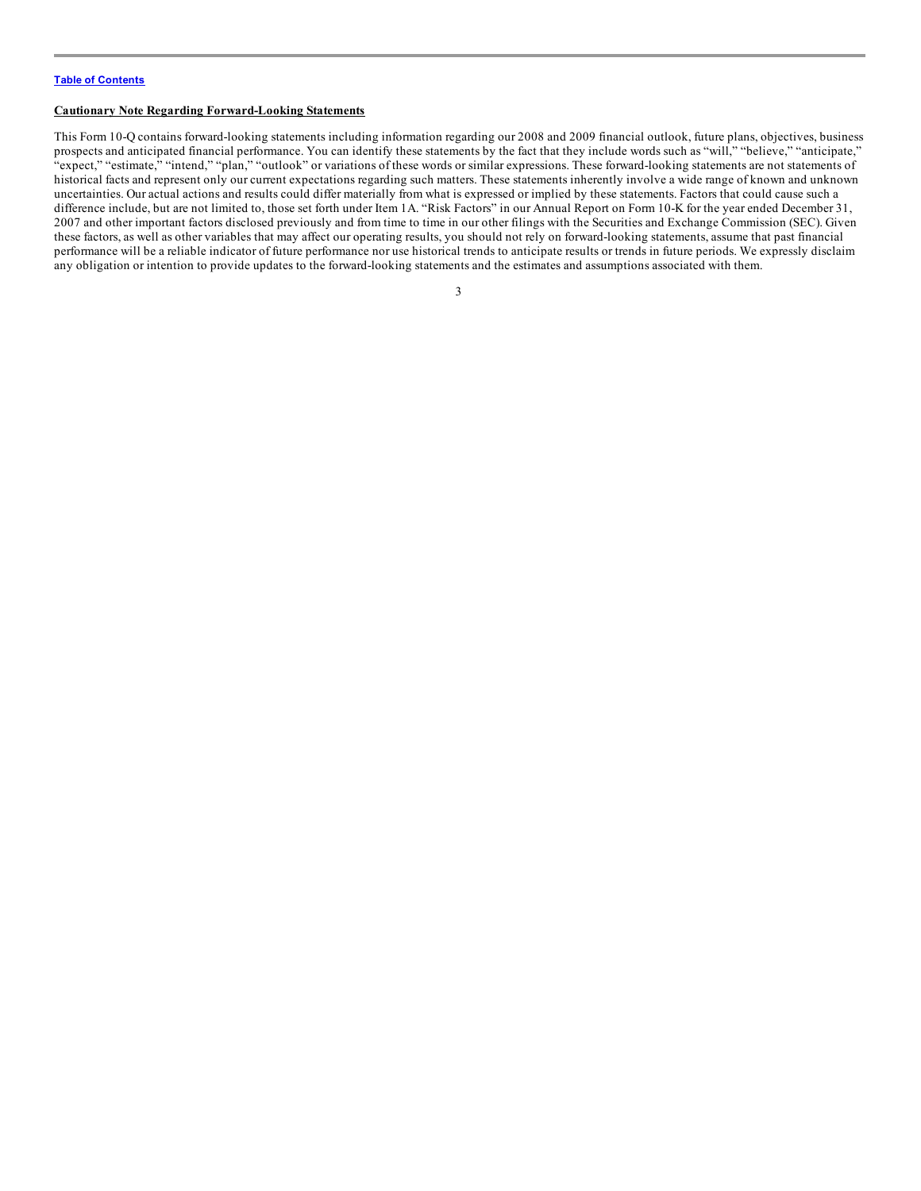Table of Contents

**Cautionary Note Regarding Forward-Looking Statements**

This Form 10-Q contains forward-looking statements including information regarding our 2008 and 2009 financial outlook, future plans, objectives, business prospects and anticipated financial performance. You can identify these statements by the fact that they include words such as "will," "believe," "anticipate," "expect," "estimate," "intend," "plan," "outlook" or variations of these words or similar expressions. These forward-looking statements are not statements of historical facts and represent only our current expectations regarding such matters. These statements inherently involve a wide range of known and unknown uncertainties. Our actual actions and results could differ materially from what is expressed or implied by these statements. Factors that could cause such a difference include, but are not limited to, those set forth under Item 1A. "Risk Factors" in our Annual Report on Form 10-K for the year ended December 31, 2007 and other important factors disclosed previously and from time to time in our other filings with the Securities and Exchange Commission (SEC). Given these factors, as well as other variables that may affect our operating results, you should not rely on forward-looking statements, assume that past financial performance will be a reliable indicator of future performance nor use historical trends to anticipate results or trends in future periods. We expressly disclaim any obligation or intention to provide updates to the forward-looking statements and the estimates and assumptions associated with them.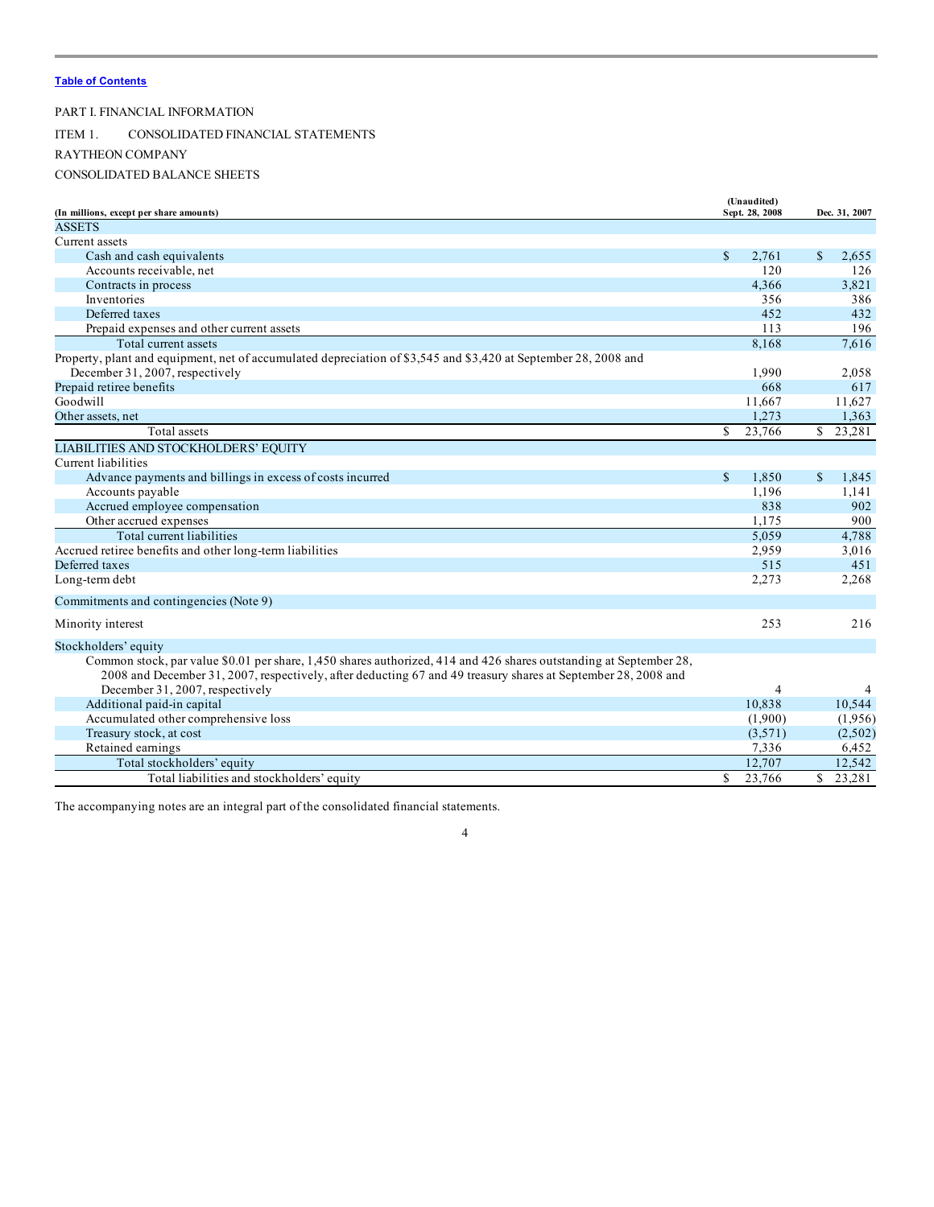Table of Contents

PART I. FINANCIAL INFORMATION

ITEM 1. CONSOLIDATED FINANCIAL STATEMENTS

RAYTHEON COMPANY

CONSOLIDATED BALANCE SHEETS

| (In millions, except per share amounts) | (Unaudited) Sept. 28, 2008 | Dec. 31, 2007 |
|---|---|---|
| ASSETS | | |
| Current assets | | |
| Cash and cash equivalents | $ 2,761 | $ 2,655 |
| Accounts receivable, net | 120 | 126 |
| Contracts in process | 4,366 | 3,821 |
| Inventories | 356 | 386 |
| Deferred taxes | 452 | 432 |
| Prepaid expenses and other current assets | 113 | 196 |
| Total current assets | 8,168 | 7,616 |
| Property, plant and equipment, net of accumulated depreciation of $3,545 and $3,420 at September 28, 2008 and December 31, 2007, respectively | 1,990 | 2,058 |
| Prepaid retiree benefits | 668 | 617 |
| Goodwill | 11,667 | 11,627 |
| Other assets, net | 1,273 | 1,363 |
| Total assets | $ 23,766 | $ 23,281 |
| LIABILITIES AND STOCKHOLDERS' EQUITY | | |
| Current liabilities | | |
| Advance payments and billings in excess of costs incurred | $ 1,850 | $ 1,845 |
| Accounts payable | 1,196 | 1,141 |
| Accrued employee compensation | 838 | 902 |
| Other accrued expenses | 1,175 | 900 |
| Total current liabilities | 5,059 | 4,788 |
| Accrued retiree benefits and other long-term liabilities | 2,959 | 3,016 |
| Deferred taxes | 515 | 451 |
| Long-term debt | 2,273 | 2,268 |
| Commitments and contingencies (Note 9) | | |
| Minority interest | 253 | 216 |
| Stockholders' equity | | |
| Common stock, par value $0.01 per share, 1,450 shares authorized, 414 and 426 shares outstanding at September 28, 2008 and December 31, 2007, respectively, after deducting 67 and 49 treasury shares at September 28, 2008 and December 31, 2007, respectively | 4 | 4 |
| Additional paid-in capital | 10,838 | 10,544 |
| Accumulated other comprehensive loss | (1,900) | (1,956) |
| Treasury stock, at cost | (3,571) | (2,502) |
| Retained earnings | 7,336 | 6,452 |
| Total stockholders' equity | 12,707 | 12,542 |
| Total liabilities and stockholders' equity | $ 23,766 | $ 23,281 |

The accompanying notes are an integral part of the consolidated financial statements.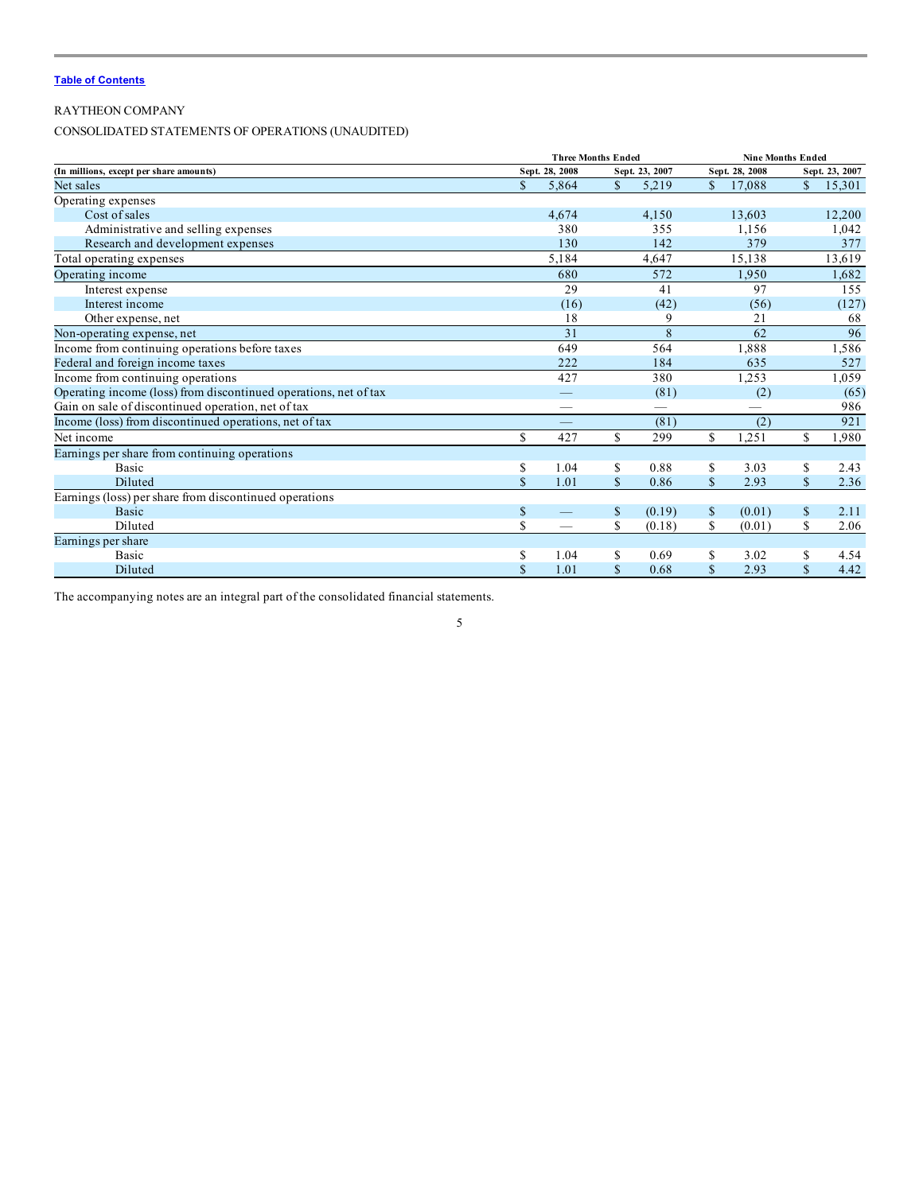Table of Contents

RAYTHEON COMPANY

CONSOLIDATED STATEMENTS OF OPERATIONS (UNAUDITED)

| (In millions, except per share amounts) | Three Months Ended | | Nine Months Ended | |
|---|---|---|---|---|
| | Sept. 28, 2008 | Sept. 23, 2007 | Sept. 28, 2008 | Sept. 23, 2007 |
| Net sales | $ 5,864 | $ 5,219 | $ 17,088 | $ 15,301 |
| Operating expenses | | | | |
| Cost of sales | 4,674 | 4,150 | 13,603 | 12,200 |
| Administrative and selling expenses | 380 | 355 | 1,156 | 1,042 |
| Research and development expenses | 130 | 142 | 379 | 377 |
| Total operating expenses | 5,184 | 4,647 | 15,138 | 13,619 |
| Operating income | 680 | 572 | 1,950 | 1,682 |
| Interest expense | 29 | 41 | 97 | 155 |
| Interest income | (16) | (42) | (56) | (127) |
| Other expense, net | 18 | 9 | 21 | 68 |
| Non-operating expense, net | 31 | 8 | 62 | 96 |
| Income from continuing operations before taxes | 649 | 564 | 1,888 | 1,586 |
| Federal and foreign income taxes | 222 | 184 | 635 | 527 |
| Income from continuing operations | 427 | 380 | 1,253 | 1,059 |
| Operating income (loss) from discontinued operations, net of tax | — | (81) | (2) | (65) |
| Gain on sale of discontinued operation, net of tax | — | — | — | 986 |
| Income (loss) from discontinued operations, net of tax | — | (81) | (2) | 921 |
| Net income | $ 427 | $ 299 | $ 1,251 | $ 1,980 |
| Earnings per share from continuing operations | | | | |
| Basic | $ 1.04 | $ 0.88 | $ 3.03 | $ 2.43 |
| Diluted | $ 1.01 | $ 0.86 | $ 2.93 | $ 2.36 |
| Earnings (loss) per share from discontinued operations | | | | |
| Basic | $ — | $ (0.19) | $ (0.01) | $ 2.11 |
| Diluted | $ — | $ (0.18) | $ (0.01) | $ 2.06 |
| Earnings per share | | | | |
| Basic | $ 1.04 | $ 0.69 | $ 3.02 | $ 4.54 |
| Diluted | $ 1.01 | $ 0.68 | $ 2.93 | $ 4.42 |

The accompanying notes are an integral part of the consolidated financial statements.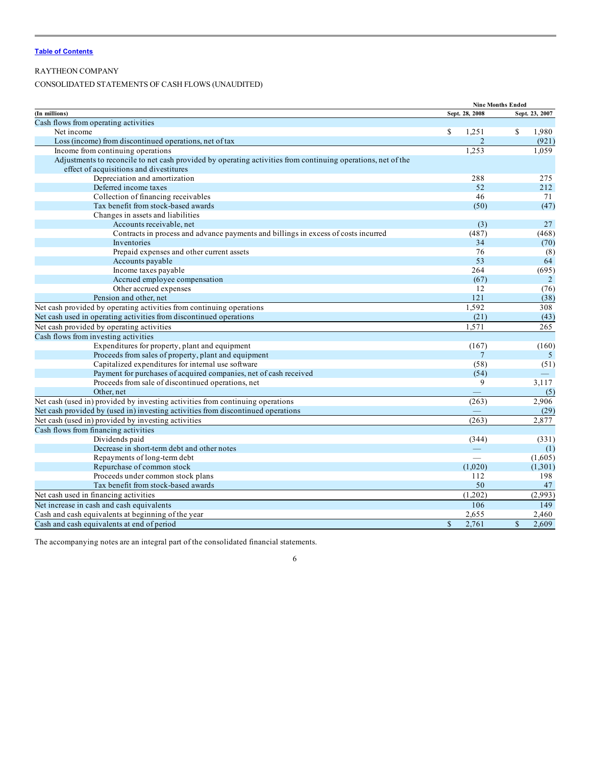[Table of Contents](#)

RAYTHEON COMPANY

CONSOLIDATED STATEMENTS OF CASH FLOWS (UNAUDITED)

| (In millions) | Nine Months Ended Sept. 28, 2008 | Sept. 23, 2007 |
|---|---|---|
| Cash flows from operating activities | | |
| Net income | $ 1,251 | $ 1,980 |
| Loss (income) from discontinued operations, net of tax | 2 | (921) |
| Income from continuing operations | 1,253 | 1,059 |
| Adjustments to reconcile to net cash provided by operating activities from continuing operations, net of the effect of acquisitions and divestitures | | |
| Depreciation and amortization | 288 | 275 |
| Deferred income taxes | 52 | 212 |
| Collection of financing receivables | 46 | 71 |
| Tax benefit from stock-based awards | (50) | (47) |
| Changes in assets and liabilities | | |
| Accounts receivable, net | (3) | 27 |
| Contracts in process and advance payments and billings in excess of costs incurred | (487) | (468) |
| Inventories | 34 | (70) |
| Prepaid expenses and other current assets | 76 | (8) |
| Accounts payable | 53 | 64 |
| Income taxes payable | 264 | (695) |
| Accrued employee compensation | (67) | 2 |
| Other accrued expenses | 12 | (76) |
| Pension and other, net | 121 | (38) |
| Net cash provided by operating activities from continuing operations | 1,592 | 308 |
| Net cash used in operating activities from discontinued operations | (21) | (43) |
| Net cash provided by operating activities | 1,571 | 265 |
| Cash flows from investing activities | | |
| Expenditures for property, plant and equipment | (167) | (160) |
| Proceeds from sales of property, plant and equipment | 7 | 5 |
| Capitalized expenditures for internal use software | (58) | (51) |
| Payment for purchases of acquired companies, net of cash received | (54) | — |
| Proceeds from sale of discontinued operations, net | 9 | 3,117 |
| Other, net | — | (5) |
| Net cash (used in) provided by investing activities from continuing operations | (263) | 2,906 |
| Net cash provided by (used in) investing activities from discontinued operations | — | (29) |
| Net cash (used in) provided by investing activities | (263) | 2,877 |
| Cash flows from financing activities | | |
| Dividends paid | (344) | (331) |
| Decrease in short-term debt and other notes | — | (1) |
| Repayments of long-term debt | — | (1,605) |
| Repurchase of common stock | (1,020) | (1,301) |
| Proceeds under common stock plans | 112 | 198 |
| Tax benefit from stock-based awards | 50 | 47 |
| Net cash used in financing activities | (1,202) | (2,993) |
| Net increase in cash and cash equivalents | 106 | 149 |
| Cash and cash equivalents at beginning of the year | 2,655 | 2,460 |
| Cash and cash equivalents at end of period | $ 2,761 | $ 2,609 |

The accompanying notes are an integral part of the consolidated financial statements.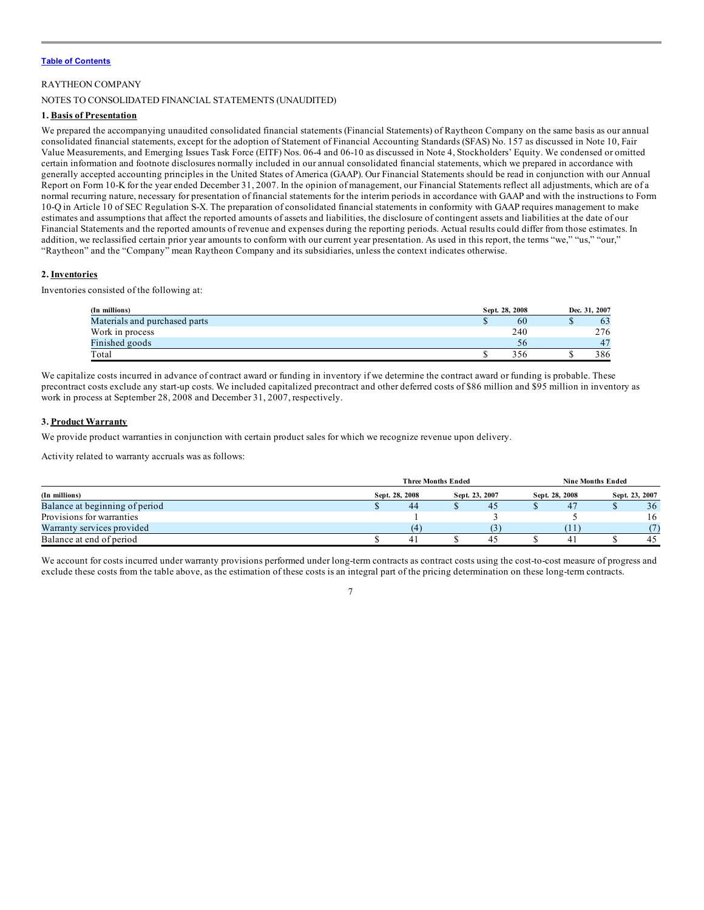[Table of Contents](#)

RAYTHEON COMPANY

NOTES TO CONSOLIDATED FINANCIAL STATEMENTS (UNAUDITED)

## 1. Basis of Presentation

We prepared the accompanying unaudited consolidated financial statements (Financial Statements) of Raytheon Company on the same basis as our annual consolidated financial statements, except for the adoption of Statement of Financial Accounting Standards (SFAS) No. 157 as discussed in Note 10, Fair Value Measurements, and Emerging Issues Task Force (EITF) Nos. 06-4 and 06-10 as discussed in Note 4, Stockholders' Equity. We condensed or omitted certain information and footnote disclosures normally included in our annual consolidated financial statements, which we prepared in accordance with generally accepted accounting principles in the United States of America (GAAP). Our Financial Statements should be read in conjunction with our Annual Report on Form 10-K for the year ended December 31, 2007. In the opinion of management, our Financial Statements reflect all adjustments, which are of a normal recurring nature, necessary for presentation of financial statements for the interim periods in accordance with GAAP and with the instructions to Form 10-Q in Article 10 of SEC Regulation S-X. The preparation of consolidated financial statements in conformity with GAAP requires management to make estimates and assumptions that affect the reported amounts of assets and liabilities, the disclosure of contingent assets and liabilities at the date of our Financial Statements and the reported amounts of revenue and expenses during the reporting periods. Actual results could differ from those estimates. In addition, we reclassified certain prior year amounts to conform with our current year presentation. As used in this report, the terms "we," "us," "our," "Raytheon" and the "Company" mean Raytheon Company and its subsidiaries, unless the context indicates otherwise.

## 2. Inventories

Inventories consisted of the following at:

| (In millions) | Sept. 28, 2008 | Dec. 31, 2007 |
|---|---|---|
| Materials and purchased parts | $ 60 | $ 63 |
| Work in process | 240 | 276 |
| Finished goods | 56 | 47 |
| Total | $ 356 | $ 386 |

We capitalize costs incurred in advance of contract award or funding in inventory if we determine the contract award or funding is probable. These precontract costs exclude any start-up costs. We included capitalized precontract and other deferred costs of $86 million and $95 million in inventory as work in process at September 28, 2008 and December 31, 2007, respectively.

## 3. Product Warranty

We provide product warranties in conjunction with certain product sales for which we recognize revenue upon delivery.

Activity related to warranty accruals was as follows:

| | Three Months Ended | | Nine Months Ended | |
|---|---|---|---|---|
| (In millions) | Sept. 28, 2008 | Sept. 23, 2007 | Sept. 28, 2008 | Sept. 23, 2007 |
| Balance at beginning of period | $ 44 | $ 45 | $ 47 | $ 36 |
| Provisions for warranties | 1 | 3 | 5 | 16 |
| Warranty services provided | (4) | (3) | (11) | (7) |
| Balance at end of period | $ 41 | $ 45 | $ 41 | $ 45 |

We account for costs incurred under warranty provisions performed under long-term contracts as contract costs using the cost-to-cost measure of progress and exclude these costs from the table above, as the estimation of these costs is an integral part of the pricing determination on these long-term contracts.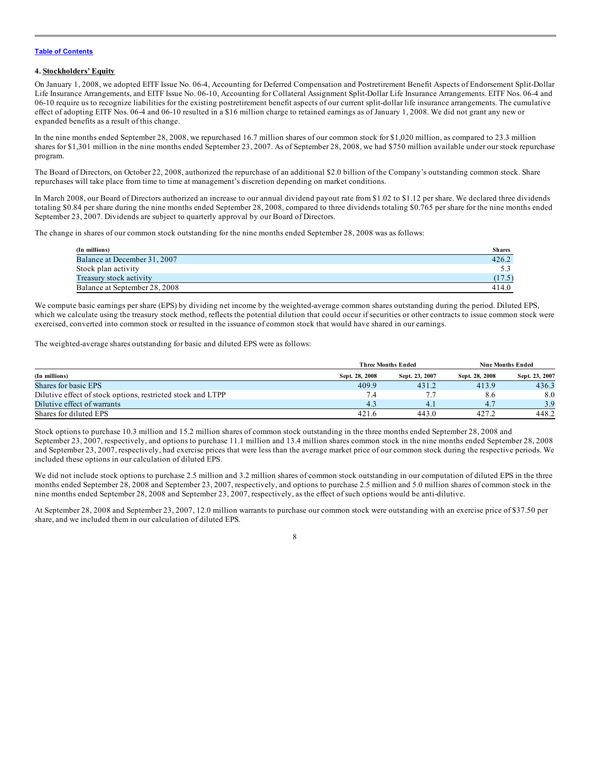[Table of Contents]

### 4. Stockholders' Equity

On January 1, 2008, we adopted EITF Issue No. 06-4, Accounting for Deferred Compensation and Postretirement Benefit Aspects of Endorsement Split-Dollar Life Insurance Arrangements, and EITF Issue No. 06-10, Accounting for Collateral Assignment Split-Dollar Life Insurance Arrangements. EITF Nos. 06-4 and 06-10 require us to recognize liabilities for the existing postretirement benefit aspects of our current split-dollar life insurance arrangements. The cumulative effect of adopting EITF Nos. 06-4 and 06-10 resulted in a $16 million charge to retained earnings as of January 1, 2008. We did not grant any new or expanded benefits as a result of this change.

In the nine months ended September 28, 2008, we repurchased 16.7 million shares of our common stock for $1,020 million, as compared to 23.3 million shares for $1,301 million in the nine months ended September 23, 2007. As of September 28, 2008, we had $750 million available under our stock repurchase program.

The Board of Directors, on October 22, 2008, authorized the repurchase of an additional $2.0 billion of the Company's outstanding common stock. Share repurchases will take place from time to time at management's discretion depending on market conditions.

In March 2008, our Board of Directors authorized an increase to our annual dividend payout rate from $1.02 to $1.12 per share. We declared three dividends totaling $0.84 per share during the nine months ended September 28, 2008, compared to three dividends totaling $0.765 per share for the nine months ended September 23, 2007. Dividends are subject to quarterly approval by our Board of Directors.

The change in shares of our common stock outstanding for the nine months ended September 28, 2008 was as follows:

| (In millions) | Shares |
|---|---|
| Balance at December 31, 2007 | 426.2 |
| Stock plan activity | 5.3 |
| Treasury stock activity | (17.5) |
| Balance at September 28, 2008 | 414.0 |

We compute basic earnings per share (EPS) by dividing net income by the weighted-average common shares outstanding during the period. Diluted EPS, which we calculate using the treasury stock method, reflects the potential dilution that could occur if securities or other contracts to issue common stock were exercised, converted into common stock or resulted in the issuance of common stock that would have shared in our earnings.

The weighted-average shares outstanding for basic and diluted EPS were as follows:

| | Three Months Ended | | Nine Months Ended | |
|---|---|---|---|---|
| (In millions) | Sept. 28, 2008 | Sept. 23, 2007 | Sept. 28, 2008 | Sept. 23, 2007 |
| Shares for basic EPS | 409.9 | 431.2 | 413.9 | 436.3 |
| Dilutive effect of stock options, restricted stock and LTPP | 7.4 | 7.7 | 8.6 | 8.0 |
| Dilutive effect of warrants | 4.3 | 4.1 | 4.7 | 3.9 |
| Shares for diluted EPS | 421.6 | 443.0 | 427.2 | 448.2 |

Stock options to purchase 10.3 million and 15.2 million shares of common stock outstanding in the three months ended September 28, 2008 and September 23, 2007, respectively, and options to purchase 11.1 million and 13.4 million shares common stock in the nine months ended September 28, 2008 and September 23, 2007, respectively, had exercise prices that were less than the average market price of our common stock during the respective periods. We included these options in our calculation of diluted EPS.

We did not include stock options to purchase 2.5 million and 3.2 million shares of common stock outstanding in our computation of diluted EPS in the three months ended September 28, 2008 and September 23, 2007, respectively, and options to purchase 2.5 million and 5.0 million shares of common stock in the nine months ended September 28, 2008 and September 23, 2007, respectively, as the effect of such options would be anti-dilutive.

At September 28, 2008 and September 23, 2007, 12.0 million warrants to purchase our common stock were outstanding with an exercise price of $37.50 per share, and we included them in our calculation of diluted EPS.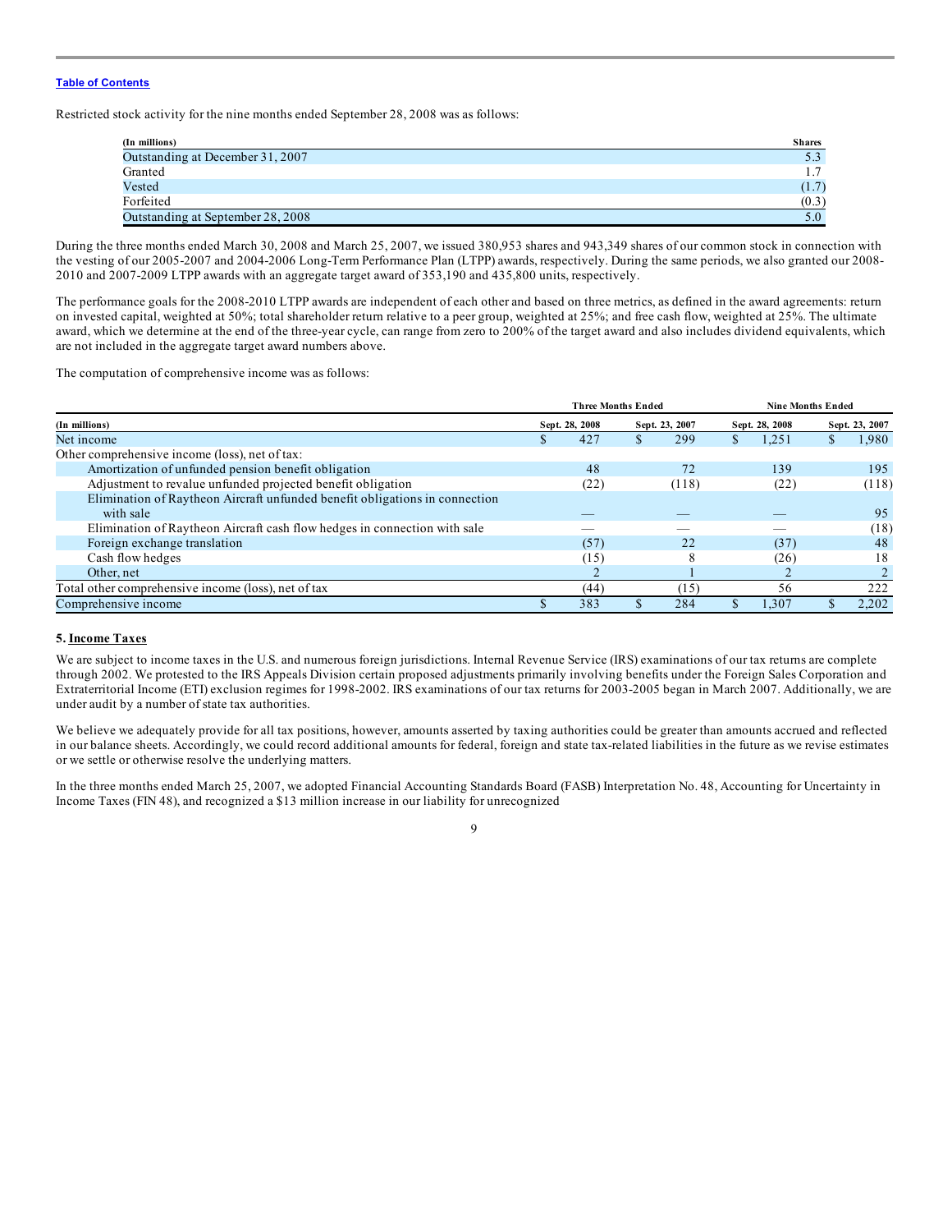Restricted stock activity for the nine months ended September 28, 2008 was as follows:

| (In millions) | Shares |
|---|---|
| Outstanding at December 31, 2007 | 5.3 |
| Granted | 1.7 |
| Vested | (1.7) |
| Forfeited | (0.3) |
| Outstanding at September 28, 2008 | 5.0 |

During the three months ended March 30, 2008 and March 25, 2007, we issued 380,953 shares and 943,349 shares of our common stock in connection with the vesting of our 2005-2007 and 2004-2006 Long-Term Performance Plan (LTPP) awards, respectively. During the same periods, we also granted our 2008-2010 and 2007-2009 LTPP awards with an aggregate target award of 353,190 and 435,800 units, respectively.

The performance goals for the 2008-2010 LTPP awards are independent of each other and based on three metrics, as defined in the award agreements: return on invested capital, weighted at 50%; total shareholder return relative to a peer group, weighted at 25%; and free cash flow, weighted at 25%. The ultimate award, which we determine at the end of the three-year cycle, can range from zero to 200% of the target award and also includes dividend equivalents, which are not included in the aggregate target award numbers above.

The computation of comprehensive income was as follows:

| | Three Months Ended | | Nine Months Ended | |
|---|---|---|---|---|
| (In millions) | Sept. 28, 2008 | Sept. 23, 2007 | Sept. 28, 2008 | Sept. 23, 2007 |
| Net income | $ 427 | $ 299 | $ 1,251 | $ 1,980 |
| Other comprehensive income (loss), net of tax: | | | | |
| Amortization of unfunded pension benefit obligation | 48 | 72 | 139 | 195 |
| Adjustment to revalue unfunded projected benefit obligation | (22) | (118) | (22) | (118) |
| Elimination of Raytheon Aircraft unfunded benefit obligations in connection with sale | — | — | — | 95 |
| Elimination of Raytheon Aircraft cash flow hedges in connection with sale | — | — | — | (18) |
| Foreign exchange translation | (57) | 22 | (37) | 48 |
| Cash flow hedges | (15) | 8 | (26) | 18 |
| Other, net | 2 | 1 | 2 | 2 |
| Total other comprehensive income (loss), net of tax | (44) | (15) | 56 | 222 |
| Comprehensive income | $ 383 | $ 284 | $ 1,307 | $ 2,202 |

## 5. Income Taxes

We are subject to income taxes in the U.S. and numerous foreign jurisdictions. Internal Revenue Service (IRS) examinations of our tax returns are complete through 2002. We protested to the IRS Appeals Division certain proposed adjustments primarily involving benefits under the Foreign Sales Corporation and Extraterritorial Income (ETI) exclusion regimes for 1998-2002. IRS examinations of our tax returns for 2003-2005 began in March 2007. Additionally, we are under audit by a number of state tax authorities.

We believe we adequately provide for all tax positions, however, amounts asserted by taxing authorities could be greater than amounts accrued and reflected in our balance sheets. Accordingly, we could record additional amounts for federal, foreign and state tax-related liabilities in the future as we revise estimates or we settle or otherwise resolve the underlying matters.

In the three months ended March 25, 2007, we adopted Financial Accounting Standards Board (FASB) Interpretation No. 48, Accounting for Uncertainty in Income Taxes (FIN 48), and recognized a $13 million increase in our liability for unrecognized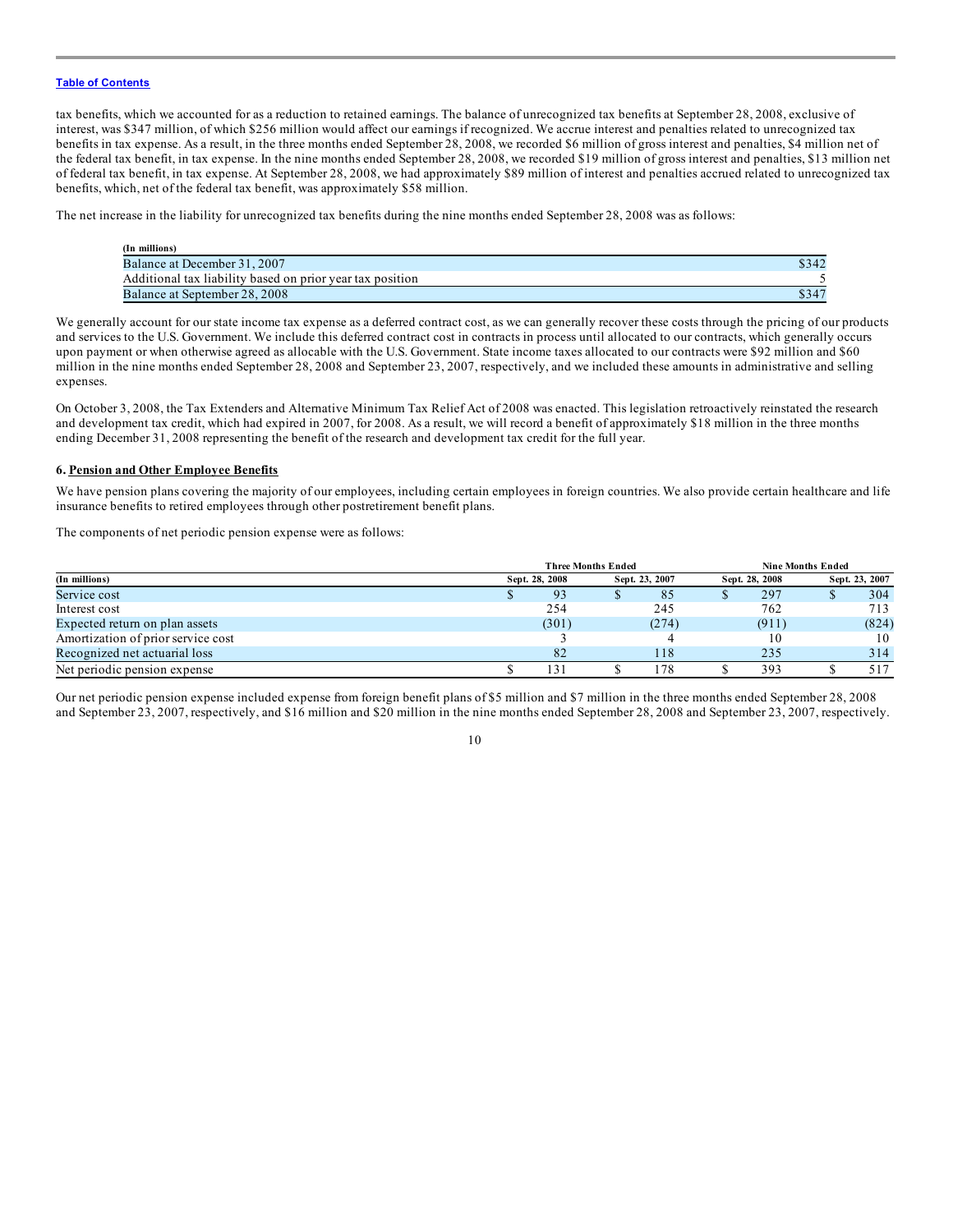tax benefits, which we accounted for as a reduction to retained earnings. The balance of unrecognized tax benefits at September 28, 2008, exclusive of interest, was $347 million, of which $256 million would affect our earnings if recognized. We accrue interest and penalties related to unrecognized tax benefits in tax expense. As a result, in the three months ended September 28, 2008, we recorded $6 million of gross interest and penalties, $4 million net of the federal tax benefit, in tax expense. In the nine months ended September 28, 2008, we recorded $19 million of gross interest and penalties, $13 million net of federal tax benefit, in tax expense. At September 28, 2008, we had approximately $89 million of interest and penalties accrued related to unrecognized tax benefits, which, net of the federal tax benefit, was approximately $58 million.

The net increase in the liability for unrecognized tax benefits during the nine months ended September 28, 2008 was as follows:

| (In millions) | |
|---|---|
| Balance at December 31, 2007 | $342 |
| Additional tax liability based on prior year tax position | 5 |
| Balance at September 28, 2008 | $347 |

We generally account for our state income tax expense as a deferred contract cost, as we can generally recover these costs through the pricing of our products and services to the U.S. Government. We include this deferred contract cost in contracts in process until allocated to our contracts, which generally occurs upon payment or when otherwise agreed as allocable with the U.S. Government. State income taxes allocated to our contracts were $92 million and $60 million in the nine months ended September 28, 2008 and September 23, 2007, respectively, and we included these amounts in administrative and selling expenses.

On October 3, 2008, the Tax Extenders and Alternative Minimum Tax Relief Act of 2008 was enacted. This legislation retroactively reinstated the research and development tax credit, which had expired in 2007, for 2008. As a result, we will record a benefit of approximately $18 million in the three months ending December 31, 2008 representing the benefit of the research and development tax credit for the full year.

**6. Pension and Other Employee Benefits**

We have pension plans covering the majority of our employees, including certain employees in foreign countries. We also provide certain healthcare and life insurance benefits to retired employees through other postretirement benefit plans.

The components of net periodic pension expense were as follows:

| | Three Months Ended | | Nine Months Ended | |
|---|---|---|---|---|
| (In millions) | Sept. 28, 2008 | Sept. 23, 2007 | Sept. 28, 2008 | Sept. 23, 2007 |
| Service cost | $ 93 | $ 85 | $ 297 | $ 304 |
| Interest cost | 254 | 245 | 762 | 713 |
| Expected return on plan assets | (301) | (274) | (911) | (824) |
| Amortization of prior service cost | 3 | 4 | 10 | 10 |
| Recognized net actuarial loss | 82 | 118 | 235 | 314 |
| Net periodic pension expense | $ 131 | $ 178 | $ 393 | $ 517 |

Our net periodic pension expense included expense from foreign benefit plans of $5 million and $7 million in the three months ended September 28, 2008 and September 23, 2007, respectively, and $16 million and $20 million in the nine months ended September 28, 2008 and September 23, 2007, respectively.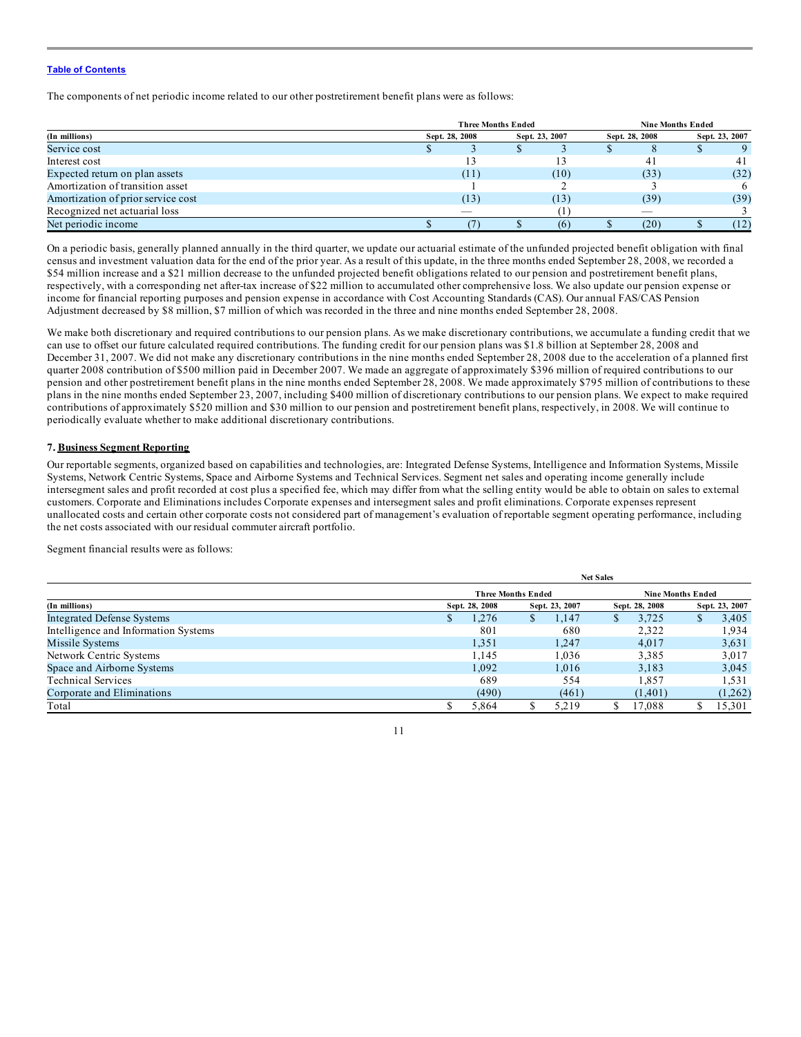[Table of Contents](#)

The components of net periodic income related to our other postretirement benefit plans were as follows:

| (In millions) | Three Months Ended | | Nine Months Ended | |
|---|---|---|---|---|
| | Sept. 28, 2008 | Sept. 23, 2007 | Sept. 28, 2008 | Sept. 23, 2007 |
| Service cost | $ 3 | $ 3 | $ 8 | $ 9 |
| Interest cost | 13 | 13 | 41 | 41 |
| Expected return on plan assets | (11) | (10) | (33) | (32) |
| Amortization of transition asset | 1 | 2 | 3 | 6 |
| Amortization of prior service cost | (13) | (13) | (39) | (39) |
| Recognized net actuarial loss | — | (1) | — | 3 |
| Net periodic income | $ (7) | $ (6) | $ (20) | $ (12) |

On a periodic basis, generally planned annually in the third quarter, we update our actuarial estimate of the unfunded projected benefit obligation with final census and investment valuation data for the end of the prior year. As a result of this update, in the three months ended September 28, 2008, we recorded a $54 million increase and a $21 million decrease to the unfunded projected benefit obligations related to our pension and postretirement benefit plans, respectively, with a corresponding net after-tax increase of $22 million to accumulated other comprehensive loss. We also update our pension expense or income for financial reporting purposes and pension expense in accordance with Cost Accounting Standards (CAS). Our annual FAS/CAS Pension Adjustment decreased by $8 million, $7 million of which was recorded in the three and nine months ended September 28, 2008.

We make both discretionary and required contributions to our pension plans. As we make discretionary contributions, we accumulate a funding credit that we can use to offset our future calculated required contributions. The funding credit for our pension plans was $1.8 billion at September 28, 2008 and December 31, 2007. We did not make any discretionary contributions in the nine months ended September 28, 2008 due to the acceleration of a planned first quarter 2008 contribution of $500 million paid in December 2007. We made an aggregate of approximately $396 million of required contributions to our pension and other postretirement benefit plans in the nine months ended September 28, 2008. We made approximately $795 million of contributions to these plans in the nine months ended September 23, 2007, including $400 million of discretionary contributions to our pension plans. We expect to make required contributions of approximately $520 million and $30 million to our pension and postretirement benefit plans, respectively, in 2008. We will continue to periodically evaluate whether to make additional discretionary contributions.

## 7. Business Segment Reporting

Our reportable segments, organized based on capabilities and technologies, are: Integrated Defense Systems, Intelligence and Information Systems, Missile Systems, Network Centric Systems, Space and Airborne Systems and Technical Services. Segment net sales and operating income generally include intersegment sales and profit recorded at cost plus a specified fee, which may differ from what the selling entity would be able to obtain on sales to external customers. Corporate and Eliminations includes Corporate expenses and intersegment sales and profit eliminations. Corporate expenses represent unallocated costs and certain other corporate costs not considered part of management's evaluation of reportable segment operating performance, including the net costs associated with our residual commuter aircraft portfolio.

Segment financial results were as follows:

| | Net Sales | | | |
|---|---|---|---|---|
| | Three Months Ended | | Nine Months Ended | |
| (In millions) | Sept. 28, 2008 | Sept. 23, 2007 | Sept. 28, 2008 | Sept. 23, 2007 |
| Integrated Defense Systems | $ 1,276 | $ 1,147 | $ 3,725 | $ 3,405 |
| Intelligence and Information Systems | 801 | 680 | 2,322 | 1,934 |
| Missile Systems | 1,351 | 1,247 | 4,017 | 3,631 |
| Network Centric Systems | 1,145 | 1,036 | 3,385 | 3,017 |
| Space and Airborne Systems | 1,092 | 1,016 | 3,183 | 3,045 |
| Technical Services | 689 | 554 | 1,857 | 1,531 |
| Corporate and Eliminations | (490) | (461) | (1,401) | (1,262) |
| Total | $ 5,864 | $ 5,219 | $ 17,088 | $ 15,301 |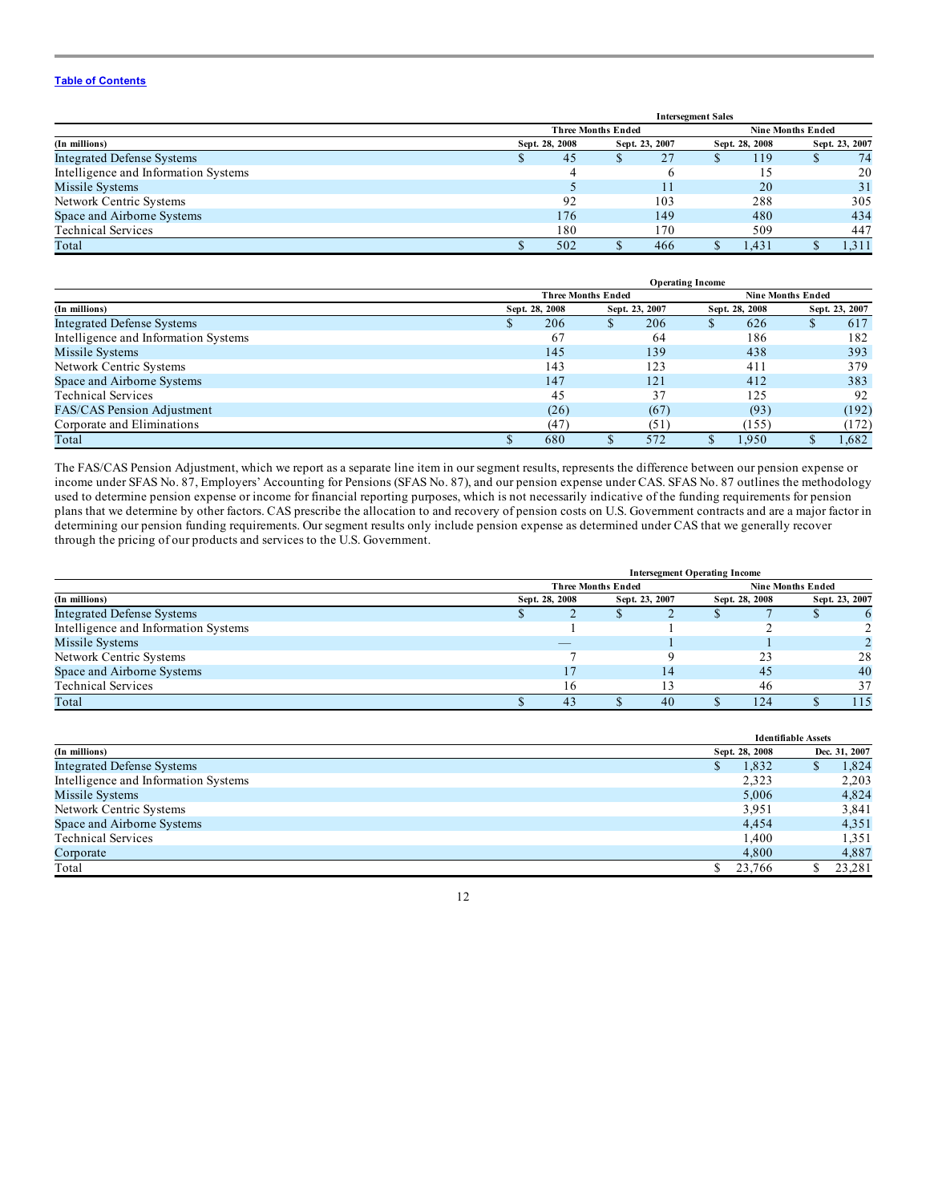[Table of Contents](#)

| (In millions) | Intersegment Sales | | | |
|---|---|---|---|---|
| | Three Months Ended | | Nine Months Ended | |
| | Sept. 28, 2008 | Sept. 23, 2007 | Sept. 28, 2008 | Sept. 23, 2007 |
| Integrated Defense Systems | $ 45 | $ 27 | $ 119 | $ 74 |
| Intelligence and Information Systems | 4 | 6 | 15 | 20 |
| Missile Systems | 5 | 11 | 20 | 31 |
| Network Centric Systems | 92 | 103 | 288 | 305 |
| Space and Airborne Systems | 176 | 149 | 480 | 434 |
| Technical Services | 180 | 170 | 509 | 447 |
| Total | $ 502 | $ 466 | $ 1,431 | $ 1,311 |

| (In millions) | Operating Income | | | |
|---|---|---|---|---|
| | Three Months Ended | | Nine Months Ended | |
| | Sept. 28, 2008 | Sept. 23, 2007 | Sept. 28, 2008 | Sept. 23, 2007 |
| Integrated Defense Systems | $ 206 | $ 206 | $ 626 | $ 617 |
| Intelligence and Information Systems | 67 | 64 | 186 | 182 |
| Missile Systems | 145 | 139 | 438 | 393 |
| Network Centric Systems | 143 | 123 | 411 | 379 |
| Space and Airborne Systems | 147 | 121 | 412 | 383 |
| Technical Services | 45 | 37 | 125 | 92 |
| FAS/CAS Pension Adjustment | (26) | (67) | (93) | (192) |
| Corporate and Eliminations | (47) | (51) | (155) | (172) |
| Total | $ 680 | $ 572 | $ 1,950 | $ 1,682 |

The FAS/CAS Pension Adjustment, which we report as a separate line item in our segment results, represents the difference between our pension expense or income under SFAS No. 87, Employers' Accounting for Pensions (SFAS No. 87), and our pension expense under CAS. SFAS No. 87 outlines the methodology used to determine pension expense or income for financial reporting purposes, which is not necessarily indicative of the funding requirements for pension plans that we determine by other factors. CAS prescribe the allocation to and recovery of pension costs on U.S. Government contracts and are a major factor in determining our pension funding requirements. Our segment results only include pension expense as determined under CAS that we generally recover through the pricing of our products and services to the U.S. Government.

| (In millions) | Intersegment Operating Income | | | |
|---|---|---|---|---|
| | Three Months Ended | | Nine Months Ended | |
| | Sept. 28, 2008 | Sept. 23, 2007 | Sept. 28, 2008 | Sept. 23, 2007 |
| Integrated Defense Systems | $ 2 | $ 2 | $ 7 | $ 6 |
| Intelligence and Information Systems | 1 | 1 | 2 | 2 |
| Missile Systems | — | 1 | 1 | 2 |
| Network Centric Systems | 7 | 9 | 23 | 28 |
| Space and Airborne Systems | 17 | 14 | 45 | 40 |
| Technical Services | 16 | 13 | 46 | 37 |
| Total | $ 43 | $ 40 | $ 124 | $ 115 |

| (In millions) | Identifiable Assets | |
|---|---|---|
| | Sept. 28, 2008 | Dec. 31, 2007 |
| Integrated Defense Systems | $ 1,832 | $ 1,824 |
| Intelligence and Information Systems | 2,323 | 2,203 |
| Missile Systems | 5,006 | 4,824 |
| Network Centric Systems | 3,951 | 3,841 |
| Space and Airborne Systems | 4,454 | 4,351 |
| Technical Services | 1,400 | 1,351 |
| Corporate | 4,800 | 4,887 |
| Total | $ 23,766 | $ 23,281 |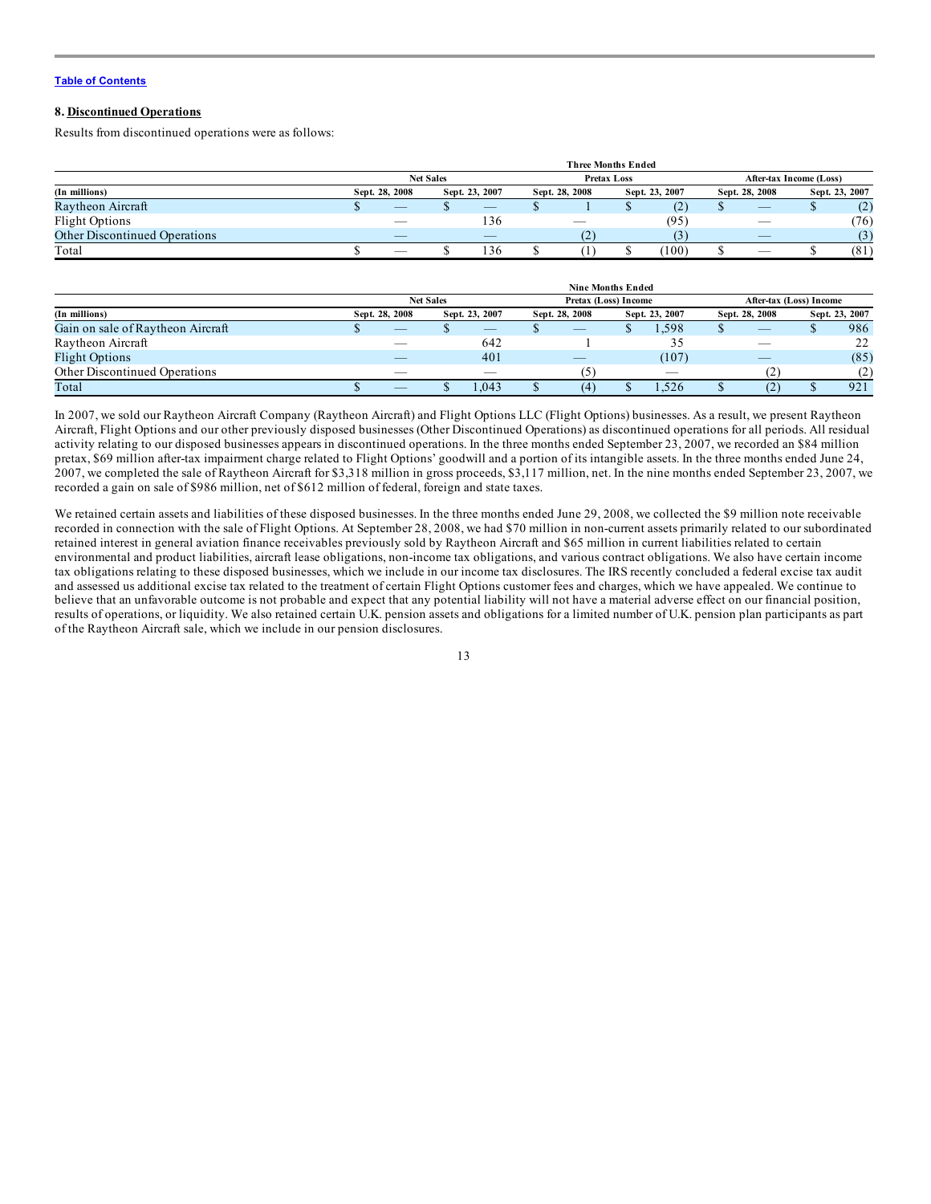[Table of Contents](#)

### 8. Discontinued Operations

Results from discontinued operations were as follows:

| | Three Months Ended | | | | | |
|---|---|---|---|---|---|---|
| | Net Sales | | Pretax Loss | | After-tax Income (Loss) | |
| (In millions) | Sept. 28, 2008 | Sept. 23, 2007 | Sept. 28, 2008 | Sept. 23, 2007 | Sept. 28, 2008 | Sept. 23, 2007 |
| Raytheon Aircraft | $ — | $ — | $ 1 | $ (2) | $ — | $ (2) |
| Flight Options | — | 136 | — | (95) | — | (76) |
| Other Discontinued Operations | — | — | (2) | (3) | — | (3) |
| Total | $ — | $ 136 | $ (1) | $ (100) | $ — | $ (81) |

| | Nine Months Ended | | | | | |
|---|---|---|---|---|---|---|
| | Net Sales | | Pretax (Loss) Income | | After-tax (Loss) Income | |
| (In millions) | Sept. 28, 2008 | Sept. 23, 2007 | Sept. 28, 2008 | Sept. 23, 2007 | Sept. 28, 2008 | Sept. 23, 2007 |
| Gain on sale of Raytheon Aircraft | $ — | $ — | $ — | $ 1,598 | $ — | $ 986 |
| Raytheon Aircraft | — | 642 | — | 35 | — | 22 |
| Flight Options | — | 401 | — | (107) | — | (85) |
| Other Discontinued Operations | — | — | (5) | — | (2) | (2) |
| Total | $ — | $ 1,043 | $ (4) | $ 1,526 | $ (2) | $ 921 |

In 2007, we sold our Raytheon Aircraft Company (Raytheon Aircraft) and Flight Options LLC (Flight Options) businesses. As a result, we present Raytheon Aircraft, Flight Options and our other previously disposed businesses (Other Discontinued Operations) as discontinued operations for all periods. All residual activity relating to our disposed businesses appears in discontinued operations. In the three months ended September 23, 2007, we recorded an $84 million pretax, $69 million after-tax impairment charge related to Flight Options' goodwill and a portion of its intangible assets. In the three months ended June 24, 2007, we completed the sale of Raytheon Aircraft for $3,318 million in gross proceeds, $3,117 million, net. In the nine months ended September 23, 2007, we recorded a gain on sale of $986 million, net of $612 million of federal, foreign and state taxes.

We retained certain assets and liabilities of these disposed businesses. In the three months ended June 29, 2008, we collected the $9 million note receivable recorded in connection with the sale of Flight Options. At September 28, 2008, we had $70 million in non-current assets primarily related to our subordinated retained interest in general aviation finance receivables previously sold by Raytheon Aircraft and $65 million in current liabilities related to certain environmental and product liabilities, aircraft lease obligations, non-income tax obligations, and various contract obligations. We also have certain income tax obligations relating to these disposed businesses, which we include in our income tax disclosures. The IRS recently concluded a federal excise tax audit and assessed us additional excise tax related to the treatment of certain Flight Options customer fees and charges, which we have appealed. We continue to believe that an unfavorable outcome is not probable and expect that any potential liability will not have a material adverse effect on our financial position, results of operations, or liquidity. We also retained certain U.K. pension assets and obligations for a limited number of U.K. pension plan participants as part of the Raytheon Aircraft sale, which we include in our pension disclosures.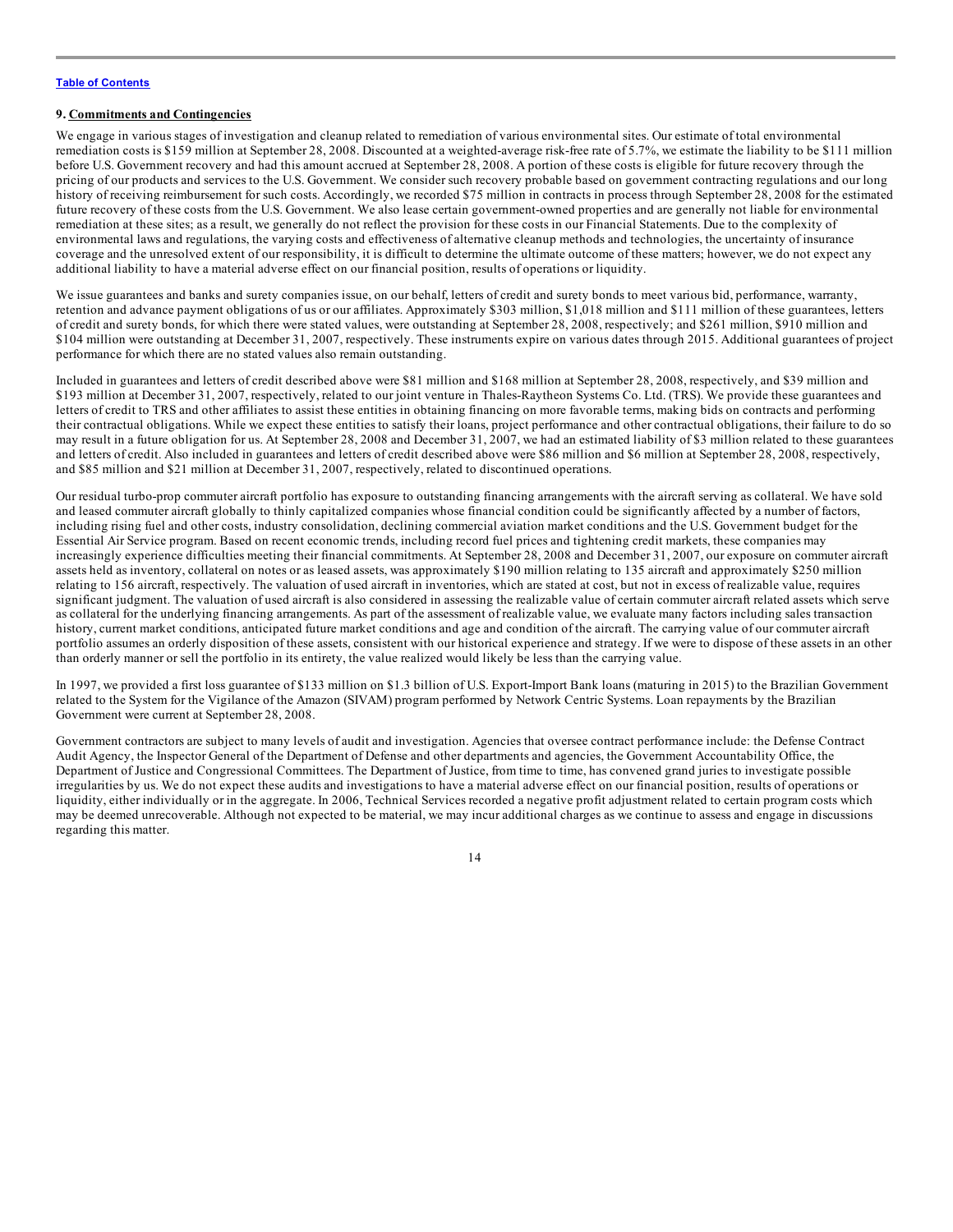## 9. Commitments and Contingencies

We engage in various stages of investigation and cleanup related to remediation of various environmental sites. Our estimate of total environmental remediation costs is $159 million at September 28, 2008. Discounted at a weighted-average risk-free rate of 5.7%, we estimate the liability to be $111 million before U.S. Government recovery and had this amount accrued at September 28, 2008. A portion of these costs is eligible for future recovery through the pricing of our products and services to the U.S. Government. We consider such recovery probable based on government contracting regulations and our long history of receiving reimbursement for such costs. Accordingly, we recorded $75 million in contracts in process through September 28, 2008 for the estimated future recovery of these costs from the U.S. Government. We also lease certain government-owned properties and are generally not liable for environmental remediation at these sites; as a result, we generally do not reflect the provision for these costs in our Financial Statements. Due to the complexity of environmental laws and regulations, the varying costs and effectiveness of alternative cleanup methods and technologies, the uncertainty of insurance coverage and the unresolved extent of our responsibility, it is difficult to determine the ultimate outcome of these matters; however, we do not expect any additional liability to have a material adverse effect on our financial position, results of operations or liquidity.

We issue guarantees and banks and surety companies issue, on our behalf, letters of credit and surety bonds to meet various bid, performance, warranty, retention and advance payment obligations of us or our affiliates. Approximately $303 million, $1,018 million and $111 million of these guarantees, letters of credit and surety bonds, for which there were stated values, were outstanding at September 28, 2008, respectively; and $261 million, $910 million and $104 million were outstanding at December 31, 2007, respectively. These instruments expire on various dates through 2015. Additional guarantees of project performance for which there are no stated values also remain outstanding.

Included in guarantees and letters of credit described above were $81 million and $168 million at September 28, 2008, respectively, and $39 million and $193 million at December 31, 2007, respectively, related to our joint venture in Thales-Raytheon Systems Co. Ltd. (TRS). We provide these guarantees and letters of credit to TRS and other affiliates to assist these entities in obtaining financing on more favorable terms, making bids on contracts and performing their contractual obligations. While we expect these entities to satisfy their loans, project performance and other contractual obligations, their failure to do so may result in a future obligation for us. At September 28, 2008 and December 31, 2007, we had an estimated liability of $3 million related to these guarantees and letters of credit. Also included in guarantees and letters of credit described above were $86 million and $6 million at September 28, 2008, respectively, and $85 million and $21 million at December 31, 2007, respectively, related to discontinued operations.

Our residual turbo-prop commuter aircraft portfolio has exposure to outstanding financing arrangements with the aircraft serving as collateral. We have sold and leased commuter aircraft globally to thinly capitalized companies whose financial condition could be significantly affected by a number of factors, including rising fuel and other costs, industry consolidation, declining commercial aviation market conditions and the U.S. Government budget for the Essential Air Service program. Based on recent economic trends, including record fuel prices and tightening credit markets, these companies may increasingly experience difficulties meeting their financial commitments. At September 28, 2008 and December 31, 2007, our exposure on commuter aircraft assets held as inventory, collateral on notes or as leased assets, was approximately $190 million relating to 135 aircraft and approximately $250 million relating to 156 aircraft, respectively. The valuation of used aircraft in inventories, which are stated at cost, but not in excess of realizable value, requires significant judgment. The valuation of used aircraft is also considered in assessing the realizable value of certain commuter aircraft related assets which serve as collateral for the underlying financing arrangements. As part of the assessment of realizable value, we evaluate many factors including sales transaction history, current market conditions, anticipated future market conditions and age and condition of the aircraft. The carrying value of our commuter aircraft portfolio assumes an orderly disposition of these assets, consistent with our historical experience and strategy. If we were to dispose of these assets in an other than orderly manner or sell the portfolio in its entirety, the value realized would likely be less than the carrying value.

In 1997, we provided a first loss guarantee of $133 million on $1.3 billion of U.S. Export-Import Bank loans (maturing in 2015) to the Brazilian Government related to the System for the Vigilance of the Amazon (SIVAM) program performed by Network Centric Systems. Loan repayments by the Brazilian Government were current at September 28, 2008.

Government contractors are subject to many levels of audit and investigation. Agencies that oversee contract performance include: the Defense Contract Audit Agency, the Inspector General of the Department of Defense and other departments and agencies, the Government Accountability Office, the Department of Justice and Congressional Committees. The Department of Justice, from time to time, has convened grand juries to investigate possible irregularities by us. We do not expect these audits and investigations to have a material adverse effect on our financial position, results of operations or liquidity, either individually or in the aggregate. In 2006, Technical Services recorded a negative profit adjustment related to certain program costs which may be deemed unrecoverable. Although not expected to be material, we may incur additional charges as we continue to assess and engage in discussions regarding this matter.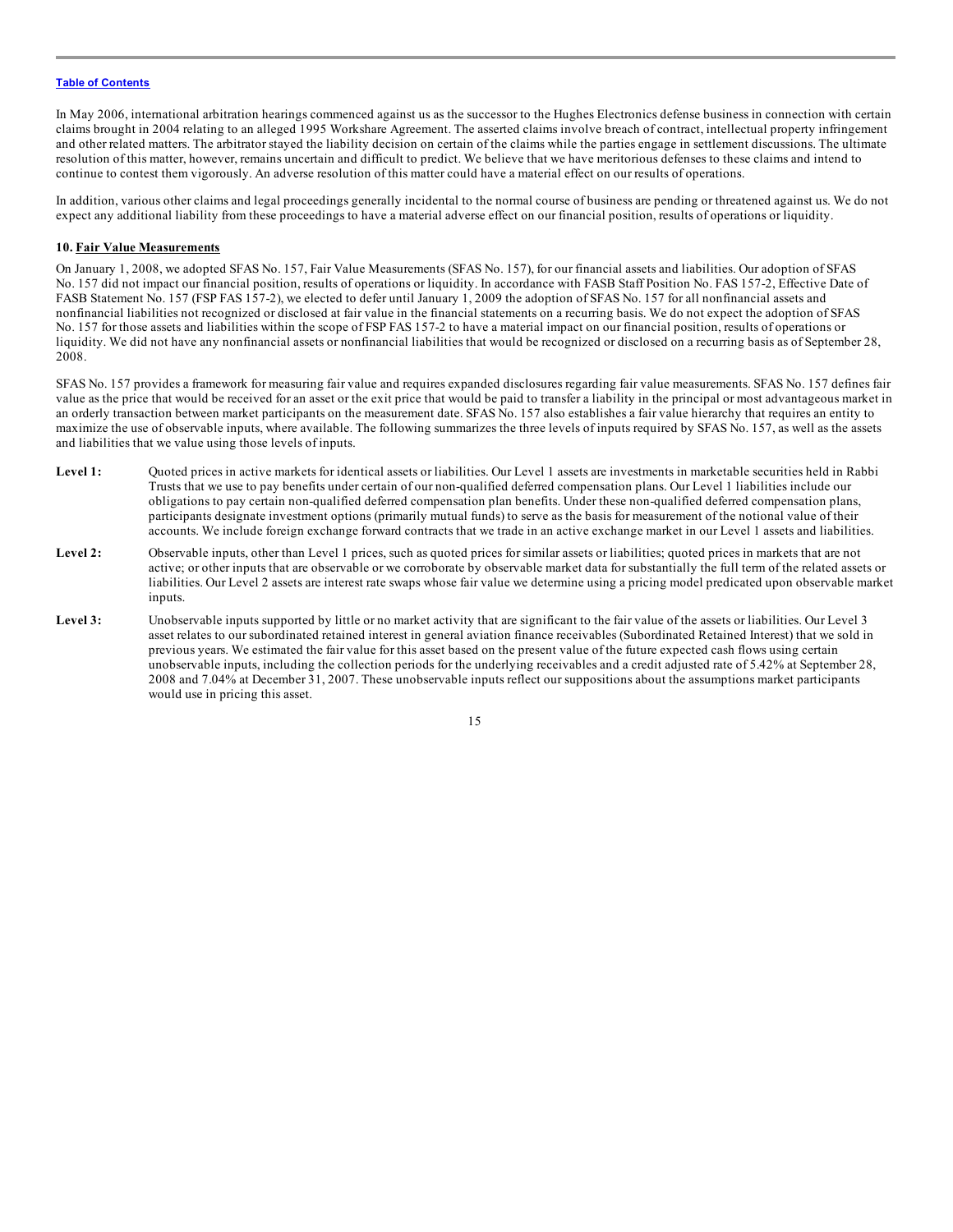In May 2006, international arbitration hearings commenced against us as the successor to the Hughes Electronics defense business in connection with certain claims brought in 2004 relating to an alleged 1995 Workshare Agreement. The asserted claims involve breach of contract, intellectual property infringement and other related matters. The arbitrator stayed the liability decision on certain of the claims while the parties engage in settlement discussions. The ultimate resolution of this matter, however, remains uncertain and difficult to predict. We believe that we have meritorious defenses to these claims and intend to continue to contest them vigorously. An adverse resolution of this matter could have a material effect on our results of operations.

In addition, various other claims and legal proceedings generally incidental to the normal course of business are pending or threatened against us. We do not expect any additional liability from these proceedings to have a material adverse effect on our financial position, results of operations or liquidity.

**10. Fair Value Measurements**

On January 1, 2008, we adopted SFAS No. 157, Fair Value Measurements (SFAS No. 157), for our financial assets and liabilities. Our adoption of SFAS No. 157 did not impact our financial position, results of operations or liquidity. In accordance with FASB Staff Position No. FAS 157-2, Effective Date of FASB Statement No. 157 (FSP FAS 157-2), we elected to defer until January 1, 2009 the adoption of SFAS No. 157 for all nonfinancial assets and nonfinancial liabilities not recognized or disclosed at fair value in the financial statements on a recurring basis. We do not expect the adoption of SFAS No. 157 for those assets and liabilities within the scope of FSP FAS 157-2 to have a material impact on our financial position, results of operations or liquidity. We did not have any nonfinancial assets or nonfinancial liabilities that would be recognized or disclosed on a recurring basis as of September 28, 2008.

SFAS No. 157 provides a framework for measuring fair value and requires expanded disclosures regarding fair value measurements. SFAS No. 157 defines fair value as the price that would be received for an asset or the exit price that would be paid to transfer a liability in the principal or most advantageous market in an orderly transaction between market participants on the measurement date. SFAS No. 157 also establishes a fair value hierarchy that requires an entity to maximize the use of observable inputs, where available. The following summarizes the three levels of inputs required by SFAS No. 157, as well as the assets and liabilities that we value using those levels of inputs.

**Level 1:** Quoted prices in active markets for identical assets or liabilities. Our Level 1 assets are investments in marketable securities held in Rabbi Trusts that we use to pay benefits under certain of our non-qualified deferred compensation plans. Our Level 1 liabilities include our obligations to pay certain non-qualified deferred compensation plan benefits. Under these non-qualified deferred compensation plans, participants designate investment options (primarily mutual funds) to serve as the basis for measurement of the notional value of their accounts. We include foreign exchange forward contracts that we trade in an active exchange market in our Level 1 assets and liabilities.

**Level 2:** Observable inputs, other than Level 1 prices, such as quoted prices for similar assets or liabilities; quoted prices in markets that are not active; or other inputs that are observable or we corroborate by observable market data for substantially the full term of the related assets or liabilities. Our Level 2 assets are interest rate swaps whose fair value we determine using a pricing model predicated upon observable market inputs.

**Level 3:** Unobservable inputs supported by little or no market activity that are significant to the fair value of the assets or liabilities. Our Level 3 asset relates to our subordinated retained interest in general aviation finance receivables (Subordinated Retained Interest) that we sold in previous years. We estimated the fair value for this asset based on the present value of the future expected cash flows using certain unobservable inputs, including the collection periods for the underlying receivables and a credit adjusted rate of 5.42% at September 28, 2008 and 7.04% at December 31, 2007. These unobservable inputs reflect our suppositions about the assumptions market participants would use in pricing this asset.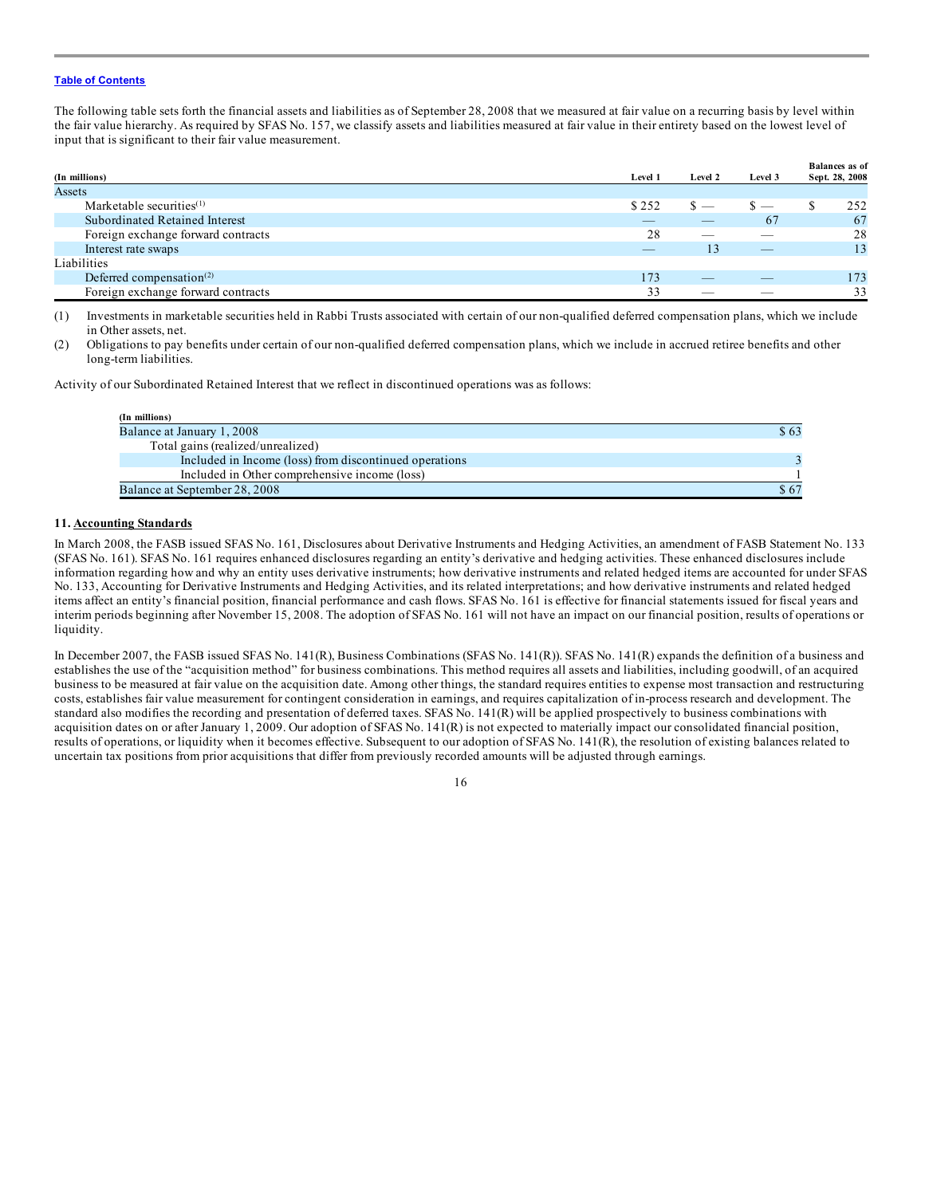[Table of Contents](#)

The following table sets forth the financial assets and liabilities as of September 28, 2008 that we measured at fair value on a recurring basis by level within the fair value hierarchy. As required by SFAS No. 157, we classify assets and liabilities measured at fair value in their entirety based on the lowest level of input that is significant to their fair value measurement.

| (In millions) | Level 1 | Level 2 | Level 3 | Balances as of Sept. 28, 2008 |
|---|---|---|---|---|
| Assets | | | | |
| Marketable securities(1) | $ 252 | $ — | $ — | $ 252 |
| Subordinated Retained Interest | — | — | 67 | 67 |
| Foreign exchange forward contracts | 28 | — | — | 28 |
| Interest rate swaps | — | 13 | — | 13 |
| Liabilities | | | | |
| Deferred compensation(2) | 173 | — | — | 173 |
| Foreign exchange forward contracts | 33 | — | — | 33 |

(1) Investments in marketable securities held in Rabbi Trusts associated with certain of our non-qualified deferred compensation plans, which we include in Other assets, net.

(2) Obligations to pay benefits under certain of our non-qualified deferred compensation plans, which we include in accrued retiree benefits and other long-term liabilities.

Activity of our Subordinated Retained Interest that we reflect in discontinued operations was as follows:

| (In millions) | |
|---|---|
| Balance at January 1, 2008 | $ 63 |
| Total gains (realized/unrealized) | |
| Included in Income (loss) from discontinued operations | 3 |
| Included in Other comprehensive income (loss) | 1 |
| Balance at September 28, 2008 | $ 67 |

## 11. Accounting Standards

In March 2008, the FASB issued SFAS No. 161, Disclosures about Derivative Instruments and Hedging Activities, an amendment of FASB Statement No. 133 (SFAS No. 161). SFAS No. 161 requires enhanced disclosures regarding an entity's derivative and hedging activities. These enhanced disclosures include information regarding how and why an entity uses derivative instruments; how derivative instruments and related hedged items are accounted for under SFAS No. 133, Accounting for Derivative Instruments and Hedging Activities, and its related interpretations; and how derivative instruments and related hedged items affect an entity's financial position, financial performance and cash flows. SFAS No. 161 is effective for financial statements issued for fiscal years and interim periods beginning after November 15, 2008. The adoption of SFAS No. 161 will not have an impact on our financial position, results of operations or liquidity.

In December 2007, the FASB issued SFAS No. 141(R), Business Combinations (SFAS No. 141(R)). SFAS No. 141(R) expands the definition of a business and establishes the use of the "acquisition method" for business combinations. This method requires all assets and liabilities, including goodwill, of an acquired business to be measured at fair value on the acquisition date. Among other things, the standard requires entities to expense most transaction and restructuring costs, establishes fair value measurement for contingent consideration in earnings, and requires capitalization of in-process research and development. The standard also modifies the recording and presentation of deferred taxes. SFAS No. 141(R) will be applied prospectively to business combinations with acquisition dates on or after January 1, 2009. Our adoption of SFAS No. 141(R) is not expected to materially impact our consolidated financial position, results of operations, or liquidity when it becomes effective. Subsequent to our adoption of SFAS No. 141(R), the resolution of existing balances related to uncertain tax positions from prior acquisitions that differ from previously recorded amounts will be adjusted through earnings.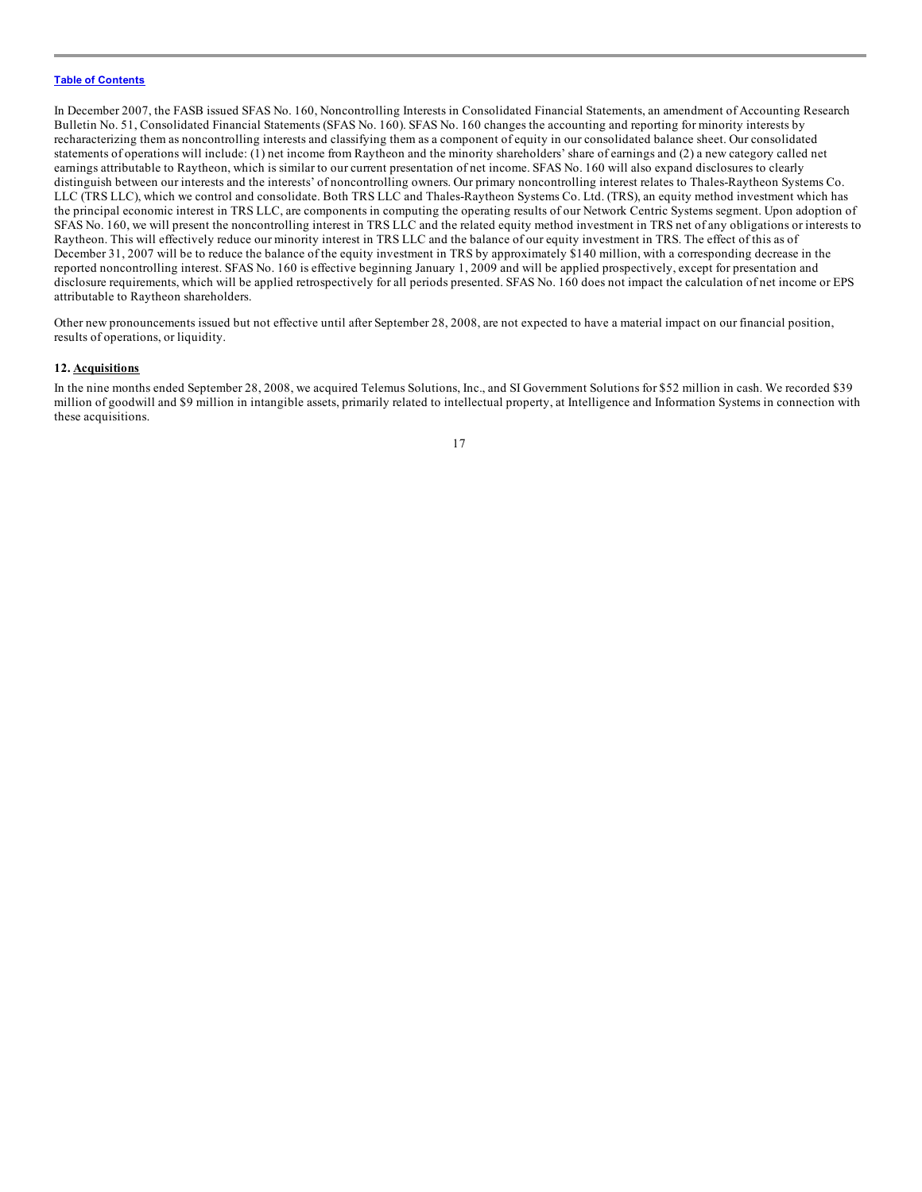In December 2007, the FASB issued SFAS No. 160, Noncontrolling Interests in Consolidated Financial Statements, an amendment of Accounting Research Bulletin No. 51, Consolidated Financial Statements (SFAS No. 160). SFAS No. 160 changes the accounting and reporting for minority interests by recharacterizing them as noncontrolling interests and classifying them as a component of equity in our consolidated balance sheet. Our consolidated statements of operations will include: (1) net income from Raytheon and the minority shareholders' share of earnings and (2) a new category called net earnings attributable to Raytheon, which is similar to our current presentation of net income. SFAS No. 160 will also expand disclosures to clearly distinguish between our interests and the interests' of noncontrolling owners. Our primary noncontrolling interest relates to Thales-Raytheon Systems Co. LLC (TRS LLC), which we control and consolidate. Both TRS LLC and Thales-Raytheon Systems Co. Ltd. (TRS), an equity method investment which has the principal economic interest in TRS LLC, are components in computing the operating results of our Network Centric Systems segment. Upon adoption of SFAS No. 160, we will present the noncontrolling interest in TRS LLC and the related equity method investment in TRS net of any obligations or interests to Raytheon. This will effectively reduce our minority interest in TRS LLC and the balance of our equity investment in TRS. The effect of this as of December 31, 2007 will be to reduce the balance of the equity investment in TRS by approximately $140 million, with a corresponding decrease in the reported noncontrolling interest. SFAS No. 160 is effective beginning January 1, 2009 and will be applied prospectively, except for presentation and disclosure requirements, which will be applied retrospectively for all periods presented. SFAS No. 160 does not impact the calculation of net income or EPS attributable to Raytheon shareholders.

Other new pronouncements issued but not effective until after September 28, 2008, are not expected to have a material impact on our financial position, results of operations, or liquidity.

**12. Acquisitions**

In the nine months ended September 28, 2008, we acquired Telemus Solutions, Inc., and SI Government Solutions for $52 million in cash. We recorded $39 million of goodwill and $9 million in intangible assets, primarily related to intellectual property, at Intelligence and Information Systems in connection with these acquisitions.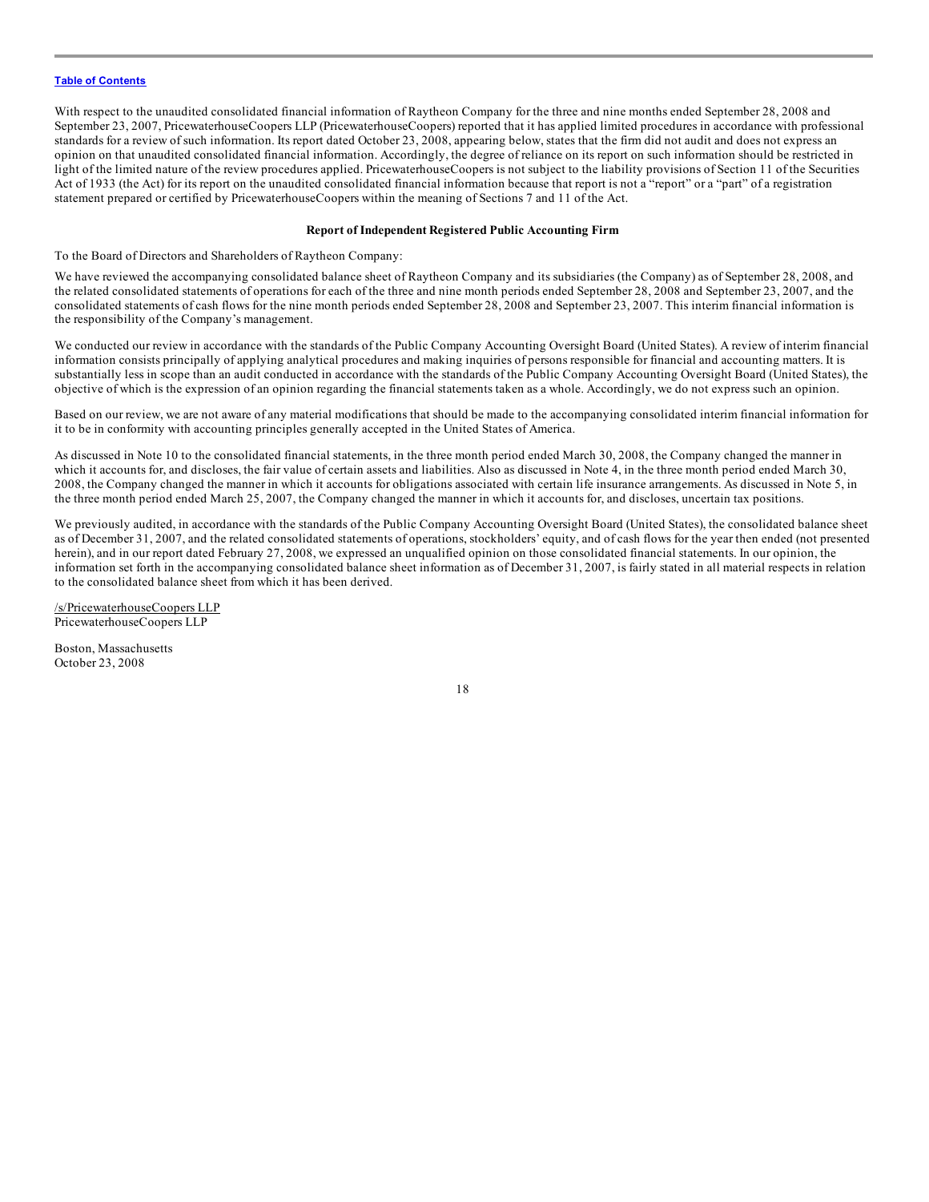With respect to the unaudited consolidated financial information of Raytheon Company for the three and nine months ended September 28, 2008 and September 23, 2007, PricewaterhouseCoopers LLP (PricewaterhouseCoopers) reported that it has applied limited procedures in accordance with professional standards for a review of such information. Its report dated October 23, 2008, appearing below, states that the firm did not audit and does not express an opinion on that unaudited consolidated financial information. Accordingly, the degree of reliance on its report on such information should be restricted in light of the limited nature of the review procedures applied. PricewaterhouseCoopers is not subject to the liability provisions of Section 11 of the Securities Act of 1933 (the Act) for its report on the unaudited consolidated financial information because that report is not a "report" or a "part" of a registration statement prepared or certified by PricewaterhouseCoopers within the meaning of Sections 7 and 11 of the Act.

**Report of Independent Registered Public Accounting Firm**

To the Board of Directors and Shareholders of Raytheon Company:

We have reviewed the accompanying consolidated balance sheet of Raytheon Company and its subsidiaries (the Company) as of September 28, 2008, and the related consolidated statements of operations for each of the three and nine month periods ended September 28, 2008 and September 23, 2007, and the consolidated statements of cash flows for the nine month periods ended September 28, 2008 and September 23, 2007. This interim financial information is the responsibility of the Company's management.

We conducted our review in accordance with the standards of the Public Company Accounting Oversight Board (United States). A review of interim financial information consists principally of applying analytical procedures and making inquiries of persons responsible for financial and accounting matters. It is substantially less in scope than an audit conducted in accordance with the standards of the Public Company Accounting Oversight Board (United States), the objective of which is the expression of an opinion regarding the financial statements taken as a whole. Accordingly, we do not express such an opinion.

Based on our review, we are not aware of any material modifications that should be made to the accompanying consolidated interim financial information for it to be in conformity with accounting principles generally accepted in the United States of America.

As discussed in Note 10 to the consolidated financial statements, in the three month period ended March 30, 2008, the Company changed the manner in which it accounts for, and discloses, the fair value of certain assets and liabilities. Also as discussed in Note 4, in the three month period ended March 30, 2008, the Company changed the manner in which it accounts for obligations associated with certain life insurance arrangements. As discussed in Note 5, in the three month period ended March 25, 2007, the Company changed the manner in which it accounts for, and discloses, uncertain tax positions.

We previously audited, in accordance with the standards of the Public Company Accounting Oversight Board (United States), the consolidated balance sheet as of December 31, 2007, and the related consolidated statements of operations, stockholders' equity, and of cash flows for the year then ended (not presented herein), and in our report dated February 27, 2008, we expressed an unqualified opinion on those consolidated financial statements. In our opinion, the information set forth in the accompanying consolidated balance sheet information as of December 31, 2007, is fairly stated in all material respects in relation to the consolidated balance sheet from which it has been derived.

/s/PricewaterhouseCoopers LLP
PricewaterhouseCoopers LLP

Boston, Massachusetts
October 23, 2008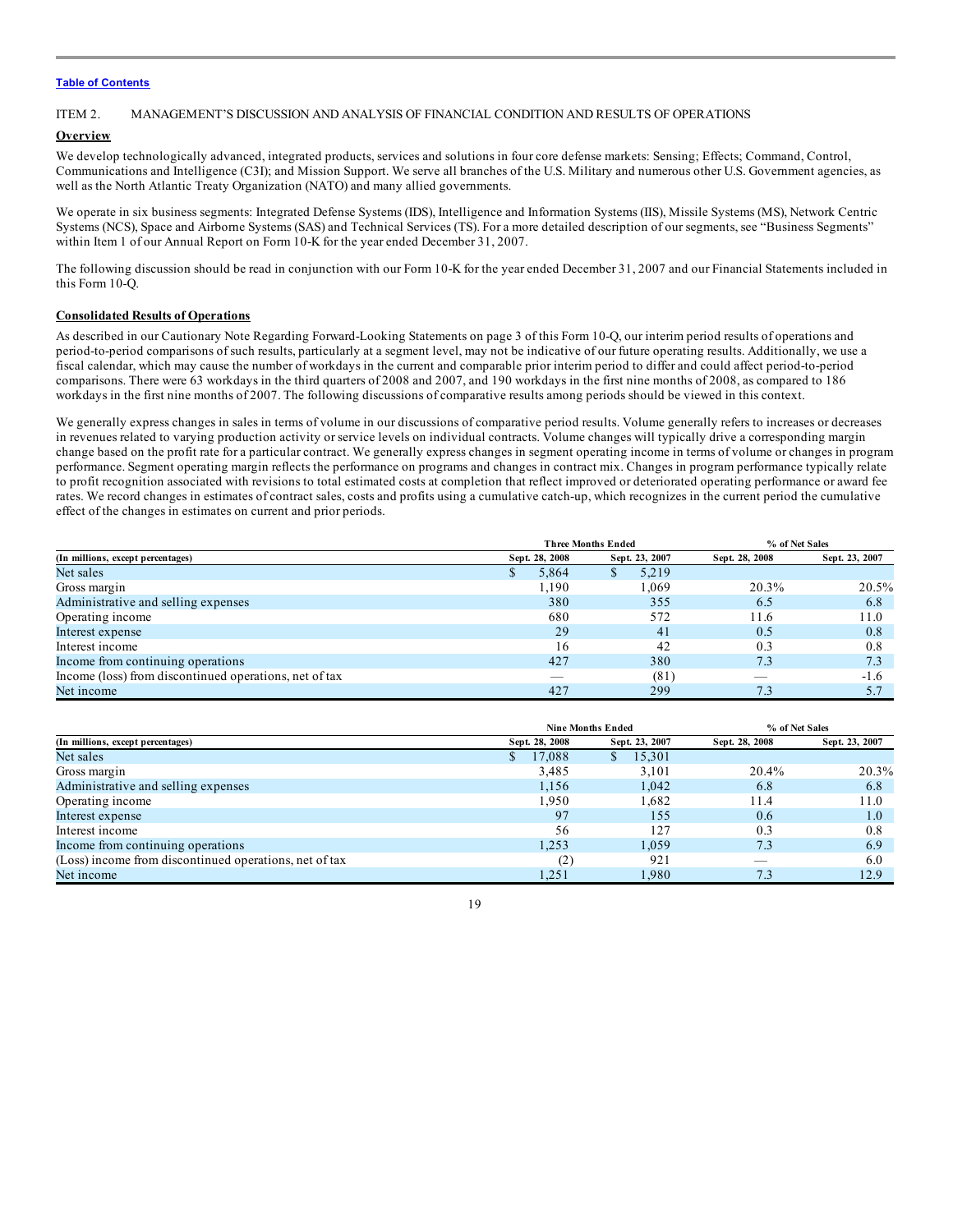Table of Contents

ITEM 2. MANAGEMENT'S DISCUSSION AND ANALYSIS OF FINANCIAL CONDITION AND RESULTS OF OPERATIONS

**Overview**

We develop technologically advanced, integrated products, services and solutions in four core defense markets: Sensing; Effects; Command, Control, Communications and Intelligence (C3I); and Mission Support. We serve all branches of the U.S. Military and numerous other U.S. Government agencies, as well as the North Atlantic Treaty Organization (NATO) and many allied governments.

We operate in six business segments: Integrated Defense Systems (IDS), Intelligence and Information Systems (IIS), Missile Systems (MS), Network Centric Systems (NCS), Space and Airborne Systems (SAS) and Technical Services (TS). For a more detailed description of our segments, see "Business Segments" within Item 1 of our Annual Report on Form 10-K for the year ended December 31, 2007.

The following discussion should be read in conjunction with our Form 10-K for the year ended December 31, 2007 and our Financial Statements included in this Form 10-Q.

**Consolidated Results of Operations**

As described in our Cautionary Note Regarding Forward-Looking Statements on page 3 of this Form 10-Q, our interim period results of operations and period-to-period comparisons of such results, particularly at a segment level, may not be indicative of our future operating results. Additionally, we use a fiscal calendar, which may cause the number of workdays in the current and comparable prior interim period to differ and could affect period-to-period comparisons. There were 63 workdays in the third quarters of 2008 and 2007, and 190 workdays in the first nine months of 2008, as compared to 186 workdays in the first nine months of 2007. The following discussions of comparative results among periods should be viewed in this context.

We generally express changes in sales in terms of volume in our discussions of comparative period results. Volume generally refers to increases or decreases in revenues related to varying production activity or service levels on individual contracts. Volume changes will typically drive a corresponding margin change based on the profit rate for a particular contract. We generally express changes in segment operating income in terms of volume or changes in program performance. Segment operating margin reflects the performance on programs and changes in contract mix. Changes in program performance typically relate to profit recognition associated with revisions to total estimated costs at completion that reflect improved or deteriorated operating performance or award fee rates. We record changes in estimates of contract sales, costs and profits using a cumulative catch-up, which recognizes in the current period the cumulative effect of the changes in estimates on current and prior periods.

| | Three Months Ended | | % of Net Sales | |
|---|---|---|---|---|
| (In millions, except percentages) | Sept. 28, 2008 | Sept. 23, 2007 | Sept. 28, 2008 | Sept. 23, 2007 |
| Net sales | $ 5,864 | $ 5,219 | | |
| Gross margin | 1,190 | 1,069 | 20.3% | 20.5% |
| Administrative and selling expenses | 380 | 355 | 6.5 | 6.8 |
| Operating income | 680 | 572 | 11.6 | 11.0 |
| Interest expense | 29 | 41 | 0.5 | 0.8 |
| Interest income | 16 | 42 | 0.3 | 0.8 |
| Income from continuing operations | 427 | 380 | 7.3 | 7.3 |
| Income (loss) from discontinued operations, net of tax | — | (81) | — | -1.6 |
| Net income | 427 | 299 | 7.3 | 5.7 |

| | Nine Months Ended | | % of Net Sales | |
|---|---|---|---|---|
| (In millions, except percentages) | Sept. 28, 2008 | Sept. 23, 2007 | Sept. 28, 2008 | Sept. 23, 2007 |
| Net sales | $ 17,088 | $ 15,301 | | |
| Gross margin | 3,485 | 3,101 | 20.4% | 20.3% |
| Administrative and selling expenses | 1,156 | 1,042 | 6.8 | 6.8 |
| Operating income | 1,950 | 1,682 | 11.4 | 11.0 |
| Interest expense | 97 | 155 | 0.6 | 1.0 |
| Interest income | 56 | 127 | 0.3 | 0.8 |
| Income from continuing operations | 1,253 | 1,059 | 7.3 | 6.9 |
| (Loss) income from discontinued operations, net of tax | (2) | 921 | — | 6.0 |
| Net income | 1,251 | 1,980 | 7.3 | 12.9 |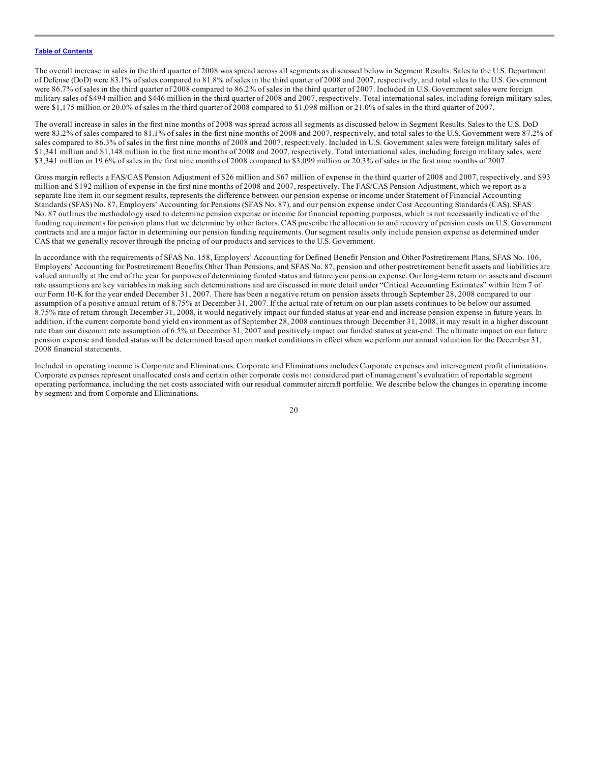The overall increase in sales in the third quarter of 2008 was spread across all segments as discussed below in Segment Results. Sales to the U.S. Department of Defense (DoD) were 83.1% of sales compared to 81.8% of sales in the third quarter of 2008 and 2007, respectively, and total sales to the U.S. Government were 86.7% of sales in the third quarter of 2008 compared to 86.2% of sales in the third quarter of 2007. Included in U.S. Government sales were foreign military sales of $494 million and $446 million in the third quarter of 2008 and 2007, respectively. Total international sales, including foreign military sales, were $1,175 million or 20.0% of sales in the third quarter of 2008 compared to $1,098 million or 21.0% of sales in the third quarter of 2007.

The overall increase in sales in the first nine months of 2008 was spread across all segments as discussed below in Segment Results. Sales to the U.S. DoD were 83.2% of sales compared to 81.1% of sales in the first nine months of 2008 and 2007, respectively, and total sales to the U.S. Government were 87.2% of sales compared to 86.3% of sales in the first nine months of 2008 and 2007, respectively. Included in U.S. Government sales were foreign military sales of $1,341 million and $1,148 million in the first nine months of 2008 and 2007, respectively. Total international sales, including foreign military sales, were $3,341 million or 19.6% of sales in the first nine months of 2008 compared to $3,099 million or 20.3% of sales in the first nine months of 2007.

Gross margin reflects a FAS/CAS Pension Adjustment of $26 million and $67 million of expense in the third quarter of 2008 and 2007, respectively, and $93 million and $192 million of expense in the first nine months of 2008 and 2007, respectively. The FAS/CAS Pension Adjustment, which we report as a separate line item in our segment results, represents the difference between our pension expense or income under Statement of Financial Accounting Standards (SFAS) No. 87, Employers' Accounting for Pensions (SFAS No. 87), and our pension expense under Cost Accounting Standards (CAS). SFAS No. 87 outlines the methodology used to determine pension expense or income for financial reporting purposes, which is not necessarily indicative of the funding requirements for pension plans that we determine by other factors. CAS prescribe the allocation to and recovery of pension costs on U.S. Government contracts and are a major factor in determining our pension funding requirements. Our segment results only include pension expense as determined under CAS that we generally recover through the pricing of our products and services to the U.S. Government.

In accordance with the requirements of SFAS No. 158, Employers' Accounting for Defined Benefit Pension and Other Postretirement Plans, SFAS No. 106, Employers' Accounting for Postretirement Benefits Other Than Pensions, and SFAS No. 87, pension and other postretirement benefit assets and liabilities are valued annually at the end of the year for purposes of determining funded status and future year pension expense. Our long-term return on assets and discount rate assumptions are key variables in making such determinations and are discussed in more detail under "Critical Accounting Estimates" within Item 7 of our Form 10-K for the year ended December 31, 2007. There has been a negative return on pension assets through September 28, 2008 compared to our assumption of a positive annual return of 8.75% at December 31, 2007. If the actual rate of return on our plan assets continues to be below our assumed 8.75% rate of return through December 31, 2008, it would negatively impact our funded status at year-end and increase pension expense in future years. In addition, if the current corporate bond yield environment as of September 28, 2008 continues through December 31, 2008, it may result in a higher discount rate than our discount rate assumption of 6.5% at December 31, 2007 and positively impact our funded status at year-end. The ultimate impact on our future pension expense and funded status will be determined based upon market conditions in effect when we perform our annual valuation for the December 31, 2008 financial statements.

Included in operating income is Corporate and Eliminations. Corporate and Eliminations includes Corporate expenses and intersegment profit eliminations. Corporate expenses represent unallocated costs and certain other corporate costs not considered part of management's evaluation of reportable segment operating performance, including the net costs associated with our residual commuter aircraft portfolio. We describe below the changes in operating income by segment and from Corporate and Eliminations.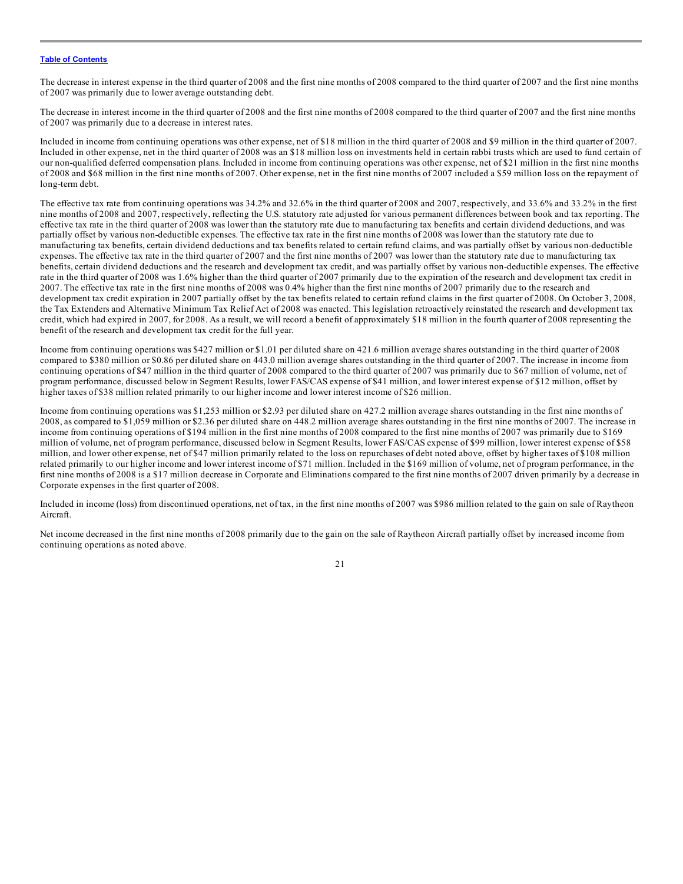The decrease in interest expense in the third quarter of 2008 and the first nine months of 2008 compared to the third quarter of 2007 and the first nine months of 2007 was primarily due to lower average outstanding debt.

The decrease in interest income in the third quarter of 2008 and the first nine months of 2008 compared to the third quarter of 2007 and the first nine months of 2007 was primarily due to a decrease in interest rates.

Included in income from continuing operations was other expense, net of $18 million in the third quarter of 2008 and $9 million in the third quarter of 2007. Included in other expense, net in the third quarter of 2008 was an $18 million loss on investments held in certain rabbi trusts which are used to fund certain of our non-qualified deferred compensation plans. Included in income from continuing operations was other expense, net of $21 million in the first nine months of 2008 and $68 million in the first nine months of 2007. Other expense, net in the first nine months of 2007 included a $59 million loss on the repayment of long-term debt.

The effective tax rate from continuing operations was 34.2% and 32.6% in the third quarter of 2008 and 2007, respectively, and 33.6% and 33.2% in the first nine months of 2008 and 2007, respectively, reflecting the U.S. statutory rate adjusted for various permanent differences between book and tax reporting. The effective tax rate in the third quarter of 2008 was lower than the statutory rate due to manufacturing tax benefits and certain dividend deductions, and was partially offset by various non-deductible expenses. The effective tax rate in the first nine months of 2008 was lower than the statutory rate due to manufacturing tax benefits, certain dividend deductions and tax benefits related to certain refund claims, and was partially offset by various non-deductible expenses. The effective tax rate in the third quarter of 2007 and the first nine months of 2007 was lower than the statutory rate due to manufacturing tax benefits, certain dividend deductions and the research and development tax credit, and was partially offset by various non-deductible expenses. The effective rate in the third quarter of 2008 was 1.6% higher than the third quarter of 2007 primarily due to the expiration of the research and development tax credit in 2007. The effective tax rate in the first nine months of 2008 was 0.4% higher than the first nine months of 2007 primarily due to the research and development tax credit expiration in 2007 partially offset by the tax benefits related to certain refund claims in the first quarter of 2008. On October 3, 2008, the Tax Extenders and Alternative Minimum Tax Relief Act of 2008 was enacted. This legislation retroactively reinstated the research and development tax credit, which had expired in 2007, for 2008. As a result, we will record a benefit of approximately $18 million in the fourth quarter of 2008 representing the benefit of the research and development tax credit for the full year.

Income from continuing operations was $427 million or $1.01 per diluted share on 421.6 million average shares outstanding in the third quarter of 2008 compared to $380 million or $0.86 per diluted share on 443.0 million average shares outstanding in the third quarter of 2007. The increase in income from continuing operations of $47 million in the third quarter of 2008 compared to the third quarter of 2007 was primarily due to $67 million of volume, net of program performance, discussed below in Segment Results, lower FAS/CAS expense of $41 million, and lower interest expense of $12 million, offset by higher taxes of $38 million related primarily to our higher income and lower interest income of $26 million.

Income from continuing operations was $1,253 million or $2.93 per diluted share on 427.2 million average shares outstanding in the first nine months of 2008, as compared to $1,059 million or $2.36 per diluted share on 448.2 million average shares outstanding in the first nine months of 2007. The increase in income from continuing operations of $194 million in the first nine months of 2008 compared to the first nine months of 2007 was primarily due to $169 million of volume, net of program performance, discussed below in Segment Results, lower FAS/CAS expense of $99 million, lower interest expense of $58 million, and lower other expense, net of $47 million primarily related to the loss on repurchases of debt noted above, offset by higher taxes of $108 million related primarily to our higher income and lower interest income of $71 million. Included in the $169 million of volume, net of program performance, in the first nine months of 2008 is a $17 million decrease in Corporate and Eliminations compared to the first nine months of 2007 driven primarily by a decrease in Corporate expenses in the first quarter of 2008.

Included in income (loss) from discontinued operations, net of tax, in the first nine months of 2007 was $986 million related to the gain on sale of Raytheon Aircraft.

Net income decreased in the first nine months of 2008 primarily due to the gain on the sale of Raytheon Aircraft partially offset by increased income from continuing operations as noted above.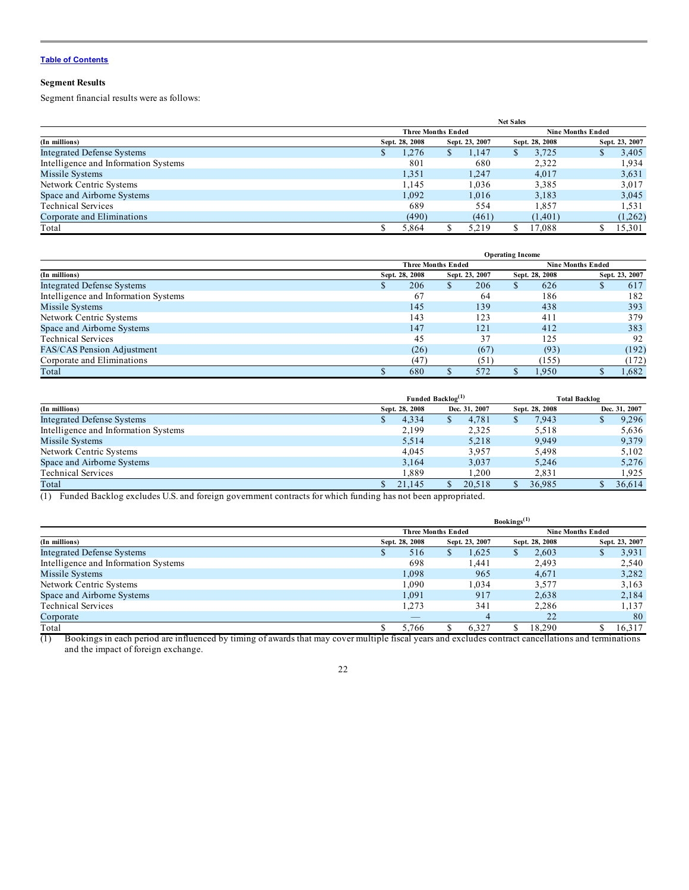[Table of Contents](#)

**Segment Results**

Segment financial results were as follows:

| (In millions) | Net Sales | | | |
|---|---|---|---|---|
| | Three Months Ended | | Nine Months Ended | |
| | Sept. 28, 2008 | Sept. 23, 2007 | Sept. 28, 2008 | Sept. 23, 2007 |
| Integrated Defense Systems | $ 1,276 | $ 1,147 | $ 3,725 | $ 3,405 |
| Intelligence and Information Systems | 801 | 680 | 2,322 | 1,934 |
| Missile Systems | 1,351 | 1,247 | 4,017 | 3,631 |
| Network Centric Systems | 1,145 | 1,036 | 3,385 | 3,017 |
| Space and Airborne Systems | 1,092 | 1,016 | 3,183 | 3,045 |
| Technical Services | 689 | 554 | 1,857 | 1,531 |
| Corporate and Eliminations | (490) | (461) | (1,401) | (1,262) |
| Total | $ 5,864 | $ 5,219 | $ 17,088 | $ 15,301 |

| (In millions) | Operating Income | | | |
|---|---|---|---|---|
| | Three Months Ended | | Nine Months Ended | |
| | Sept. 28, 2008 | Sept. 23, 2007 | Sept. 28, 2008 | Sept. 23, 2007 |
| Integrated Defense Systems | $ 206 | $ 206 | $ 626 | $ 617 |
| Intelligence and Information Systems | 67 | 64 | 186 | 182 |
| Missile Systems | 145 | 139 | 438 | 393 |
| Network Centric Systems | 143 | 123 | 411 | 379 |
| Space and Airborne Systems | 147 | 121 | 412 | 383 |
| Technical Services | 45 | 37 | 125 | 92 |
| FAS/CAS Pension Adjustment | (26) | (67) | (93) | (192) |
| Corporate and Eliminations | (47) | (51) | (155) | (172) |
| Total | $ 680 | $ 572 | $ 1,950 | $ 1,682 |

| (In millions) | Funded Backlog[1] | | Total Backlog | |
|---|---|---|---|---|
| | Sept. 28, 2008 | Dec. 31, 2007 | Sept. 28, 2008 | Dec. 31, 2007 |
| Integrated Defense Systems | $ 4,334 | $ 4,781 | $ 7,943 | $ 9,296 |
| Intelligence and Information Systems | 2,199 | 2,325 | 5,518 | 5,636 |
| Missile Systems | 5,514 | 5,218 | 9,949 | 9,379 |
| Network Centric Systems | 4,045 | 3,957 | 5,498 | 5,102 |
| Space and Airborne Systems | 3,164 | 3,037 | 5,246 | 5,276 |
| Technical Services | 1,889 | 1,200 | 2,831 | 1,925 |
| Total | $ 21,145 | $ 20,518 | $ 36,985 | $ 36,614 |

(1) Funded Backlog excludes U.S. and foreign government contracts for which funding has not been appropriated.

| (In millions) | Bookings[1] | | | |
|---|---|---|---|---|
| | Three Months Ended | | Nine Months Ended | |
| | Sept. 28, 2008 | Sept. 23, 2007 | Sept. 28, 2008 | Sept. 23, 2007 |
| Integrated Defense Systems | $ 516 | $ 1,625 | $ 2,603 | $ 3,931 |
| Intelligence and Information Systems | 698 | 1,441 | 2,493 | 2,540 |
| Missile Systems | 1,098 | 965 | 4,671 | 3,282 |
| Network Centric Systems | 1,090 | 1,034 | 3,577 | 3,163 |
| Space and Airborne Systems | 1,091 | 917 | 2,638 | 2,184 |
| Technical Services | 1,273 | 341 | 2,286 | 1,137 |
| Corporate | — | 4 | 22 | 80 |
| Total | $ 5,766 | $ 6,327 | $ 18,290 | $ 16,317 |

(1) Bookings in each period are influenced by timing of awards that may cover multiple fiscal years and excludes contract cancellations and terminations and the impact of foreign exchange.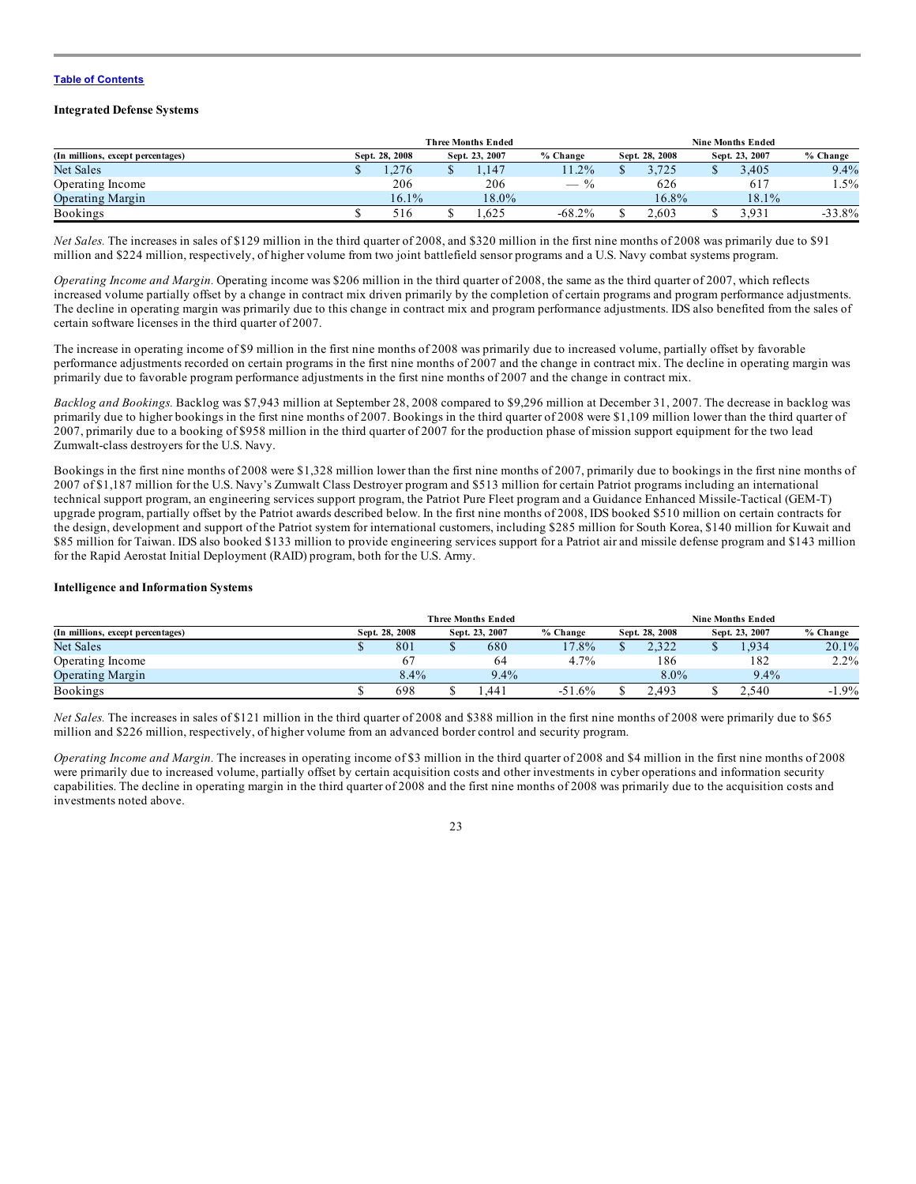[Table of Contents](#)

### Integrated Defense Systems

| (In millions, except percentages) | Three Months Ended | | | Nine Months Ended | | |
|---|---|---|---|---|---|---|
| | Sept. 28, 2008 | Sept. 23, 2007 | % Change | Sept. 28, 2008 | Sept. 23, 2007 | % Change |
| Net Sales | $ 1,276 | $ 1,147 | 11.2% | $ 3,725 | $ 3,405 | 9.4% |
| Operating Income | 206 | 206 | — % | 626 | 617 | 1.5% |
| Operating Margin | 16.1% | 18.0% | | 16.8% | 18.1% | |
| Bookings | $ 516 | $ 1,625 | -68.2% | $ 2,603 | $ 3,931 | -33.8% |

*Net Sales.* The increases in sales of $129 million in the third quarter of 2008, and $320 million in the first nine months of 2008 was primarily due to $91 million and $224 million, respectively, of higher volume from two joint battlefield sensor programs and a U.S. Navy combat systems program.

*Operating Income and Margin.* Operating income was $206 million in the third quarter of 2008, the same as the third quarter of 2007, which reflects increased volume partially offset by a change in contract mix driven primarily by the completion of certain programs and program performance adjustments. The decline in operating margin was primarily due to this change in contract mix and program performance adjustments. IDS also benefited from the sales of certain software licenses in the third quarter of 2007.

The increase in operating income of $9 million in the first nine months of 2008 was primarily due to increased volume, partially offset by favorable performance adjustments recorded on certain programs in the first nine months of 2007 and the change in contract mix. The decline in operating margin was primarily due to favorable program performance adjustments in the first nine months of 2007 and the change in contract mix.

*Backlog and Bookings.* Backlog was $7,943 million at September 28, 2008 compared to $9,296 million at December 31, 2007. The decrease in backlog was primarily due to higher bookings in the first nine months of 2007. Bookings in the third quarter of 2008 were $1,109 million lower than the third quarter of 2007, primarily due to a booking of $958 million in the third quarter of 2007 for the production phase of mission support equipment for the two lead Zumwalt-class destroyers for the U.S. Navy.

Bookings in the first nine months of 2008 were $1,328 million lower than the first nine months of 2007, primarily due to bookings in the first nine months of 2007 of $1,187 million for the U.S. Navy's Zumwalt Class Destroyer program and $513 million for certain Patriot programs including an international technical support program, an engineering services support program, the Patriot Pure Fleet program and a Guidance Enhanced Missile-Tactical (GEM-T) upgrade program, partially offset by the Patriot awards described below. In the first nine months of 2008, IDS booked $510 million on certain contracts for the design, development and support of the Patriot system for international customers, including $285 million for South Korea, $140 million for Kuwait and $85 million for Taiwan. IDS also booked $133 million to provide engineering services support for a Patriot air and missile defense program and $143 million for the Rapid Aerostat Initial Deployment (RAID) program, both for the U.S. Army.

### Intelligence and Information Systems

| (In millions, except percentages) | Three Months Ended | | | Nine Months Ended | | |
|---|---|---|---|---|---|---|
| | Sept. 28, 2008 | Sept. 23, 2007 | % Change | Sept. 28, 2008 | Sept. 23, 2007 | % Change |
| Net Sales | $ 801 | $ 680 | 17.8% | $ 2,322 | $ 1,934 | 20.1% |
| Operating Income | 67 | 64 | 4.7% | 186 | 182 | 2.2% |
| Operating Margin | 8.4% | 9.4% | | 8.0% | 9.4% | |
| Bookings | $ 698 | $ 1,441 | -51.6% | $ 2,493 | $ 2,540 | -1.9% |

*Net Sales.* The increases in sales of $121 million in the third quarter of 2008 and $388 million in the first nine months of 2008 were primarily due to $65 million and $226 million, respectively, of higher volume from an advanced border control and security program.

*Operating Income and Margin.* The increases in operating income of $3 million in the third quarter of 2008 and $4 million in the first nine months of 2008 were primarily due to increased volume, partially offset by certain acquisition costs and other investments in cyber operations and information security capabilities. The decline in operating margin in the third quarter of 2008 and the first nine months of 2008 was primarily due to the acquisition costs and investments noted above.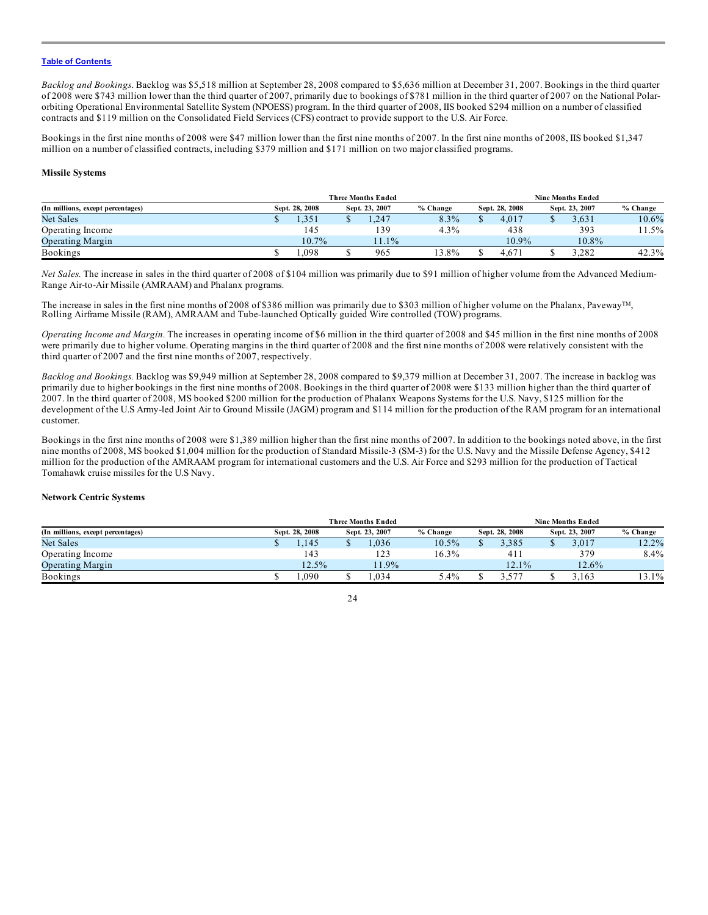[Table of Contents](#)

*Backlog and Bookings*. Backlog was $5,518 million at September 28, 2008 compared to $5,636 million at December 31, 2007. Bookings in the third quarter of 2008 were $743 million lower than the third quarter of 2007, primarily due to bookings of $781 million in the third quarter of 2007 on the National Polar-orbiting Operational Environmental Satellite System (NPOESS) program. In the third quarter of 2008, IIS booked $294 million on a number of classified contracts and $119 million on the Consolidated Field Services (CFS) contract to provide support to the U.S. Air Force.

Bookings in the first nine months of 2008 were $47 million lower than the first nine months of 2007. In the first nine months of 2008, IIS booked $1,347 million on a number of classified contracts, including $379 million and $171 million on two major classified programs.

**Missile Systems**

| | Three Months Ended | | | Nine Months Ended | | |
|---|---|---|---|---|---|---|
| (In millions, except percentages) | Sept. 28, 2008 | Sept. 23, 2007 | % Change | Sept. 28, 2008 | Sept. 23, 2007 | % Change |
| Net Sales | $ 1,351 | $ 1,247 | 8.3% | $ 4,017 | $ 3,631 | 10.6% |
| Operating Income | 145 | 139 | 4.3% | 438 | 393 | 11.5% |
| Operating Margin | 10.7% | 11.1% | | 10.9% | 10.8% | |
| Bookings | $ 1,098 | $ 965 | 13.8% | $ 4,671 | $ 3,282 | 42.3% |

*Net Sales.* The increase in sales in the third quarter of 2008 of $104 million was primarily due to $91 million of higher volume from the Advanced Medium-Range Air-to-Air Missile (AMRAAM) and Phalanx programs.

The increase in sales in the first nine months of 2008 of $386 million was primarily due to $303 million of higher volume on the Phalanx, Paveway™, Rolling Airframe Missile (RAM), AMRAAM and Tube-launched Optically guided Wire controlled (TOW) programs.

*Operating Income and Margin.* The increases in operating income of $6 million in the third quarter of 2008 and $45 million in the first nine months of 2008 were primarily due to higher volume. Operating margins in the third quarter of 2008 and the first nine months of 2008 were relatively consistent with the third quarter of 2007 and the first nine months of 2007, respectively.

*Backlog and Bookings.* Backlog was $9,949 million at September 28, 2008 compared to $9,379 million at December 31, 2007. The increase in backlog was primarily due to higher bookings in the first nine months of 2008. Bookings in the third quarter of 2008 were $133 million higher than the third quarter of 2007. In the third quarter of 2008, MS booked $200 million for the production of Phalanx Weapons Systems for the U.S. Navy, $125 million for the development of the U.S Army-led Joint Air to Ground Missile (JAGM) program and $114 million for the production of the RAM program for an international customer.

Bookings in the first nine months of 2008 were $1,389 million higher than the first nine months of 2007. In addition to the bookings noted above, in the first nine months of 2008, MS booked $1,004 million for the production of Standard Missile-3 (SM-3) for the U.S. Navy and the Missile Defense Agency, $412 million for the production of the AMRAAM program for international customers and the U.S. Air Force and $293 million for the production of Tactical Tomahawk cruise missiles for the U.S Navy.

**Network Centric Systems**

| | Three Months Ended | | | Nine Months Ended | | |
|---|---|---|---|---|---|---|
| (In millions, except percentages) | Sept. 28, 2008 | Sept. 23, 2007 | % Change | Sept. 28, 2008 | Sept. 23, 2007 | % Change |
| Net Sales | $ 1,145 | $ 1,036 | 10.5% | $ 3,385 | $ 3,017 | 12.2% |
| Operating Income | 143 | 123 | 16.3% | 411 | 379 | 8.4% |
| Operating Margin | 12.5% | 11.9% | | 12.1% | 12.6% | |
| Bookings | $ 1,090 | $ 1,034 | 5.4% | $ 3,577 | $ 3,163 | 13.1% |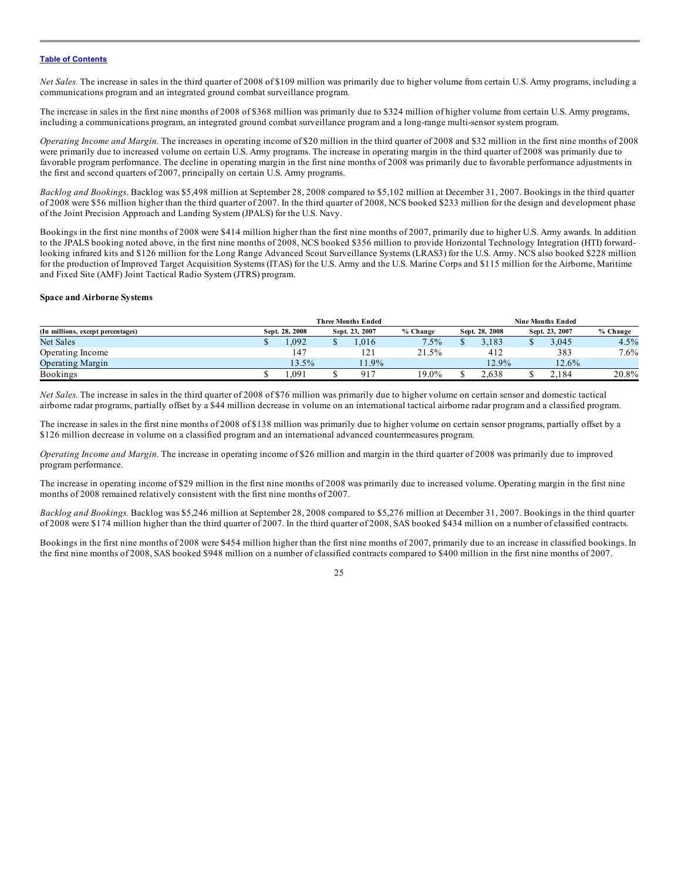[Table of Contents](#)

*Net Sales.* The increase in sales in the third quarter of 2008 of $109 million was primarily due to higher volume from certain U.S. Army programs, including a communications program and an integrated ground combat surveillance program.

The increase in sales in the first nine months of 2008 of $368 million was primarily due to $324 million of higher volume from certain U.S. Army programs, including a communications program, an integrated ground combat surveillance program and a long-range multi-sensor system program.

*Operating Income and Margin.* The increases in operating income of $20 million in the third quarter of 2008 and $32 million in the first nine months of 2008 were primarily due to increased volume on certain U.S. Army programs. The increase in operating margin in the third quarter of 2008 was primarily due to favorable program performance. The decline in operating margin in the first nine months of 2008 was primarily due to favorable performance adjustments in the first and second quarters of 2007, principally on certain U.S. Army programs.

*Backlog and Bookings.* Backlog was $5,498 million at September 28, 2008 compared to $5,102 million at December 31, 2007. Bookings in the third quarter of 2008 were $56 million higher than the third quarter of 2007. In the third quarter of 2008, NCS booked $233 million for the design and development phase of the Joint Precision Approach and Landing System (JPALS) for the U.S. Navy.

Bookings in the first nine months of 2008 were $414 million higher than the first nine months of 2007, primarily due to higher U.S. Army awards. In addition to the JPALS booking noted above, in the first nine months of 2008, NCS booked $356 million to provide Horizontal Technology Integration (HTI) forward-looking infrared kits and $126 million for the Long Range Advanced Scout Surveillance Systems (LRAS3) for the U.S. Army. NCS also booked $228 million for the production of Improved Target Acquisition Systems (ITAS) for the U.S. Army and the U.S. Marine Corps and $115 million for the Airborne, Maritime and Fixed Site (AMF) Joint Tactical Radio System (JTRS) program.

**Space and Airborne Systems**

| | Three Months Ended | | | Nine Months Ended | | |
|---|---|---|---|---|---|---|
| (In millions, except percentages) | Sept. 28, 2008 | Sept. 23, 2007 | % Change | Sept. 28, 2008 | Sept. 23, 2007 | % Change |
| Net Sales | $ 1,092 | $ 1,016 | 7.5% | $ 3,183 | $ 3,045 | 4.5% |
| Operating Income | 147 | 121 | 21.5% | 412 | 383 | 7.6% |
| Operating Margin | 13.5% | 11.9% | | 12.9% | 12.6% | |
| Bookings | $ 1,091 | $ 917 | 19.0% | $ 2,638 | $ 2,184 | 20.8% |

*Net Sales.* The increase in sales in the third quarter of 2008 of $76 million was primarily due to higher volume on certain sensor and domestic tactical airborne radar programs, partially offset by a $44 million decrease in volume on an international tactical airborne radar program and a classified program.

The increase in sales in the first nine months of 2008 of $138 million was primarily due to higher volume on certain sensor programs, partially offset by a $126 million decrease in volume on a classified program and an international advanced countermeasures program.

*Operating Income and Margin.* The increase in operating income of $26 million and margin in the third quarter of 2008 was primarily due to improved program performance.

The increase in operating income of $29 million in the first nine months of 2008 was primarily due to increased volume. Operating margin in the first nine months of 2008 remained relatively consistent with the first nine months of 2007.

*Backlog and Bookings.* Backlog was $5,246 million at September 28, 2008 compared to $5,276 million at December 31, 2007. Bookings in the third quarter of 2008 were $174 million higher than the third quarter of 2007. In the third quarter of 2008, SAS booked $434 million on a number of classified contracts.

Bookings in the first nine months of 2008 were $454 million higher than the first nine months of 2007, primarily due to an increase in classified bookings. In the first nine months of 2008, SAS booked $948 million on a number of classified contracts compared to $400 million in the first nine months of 2007.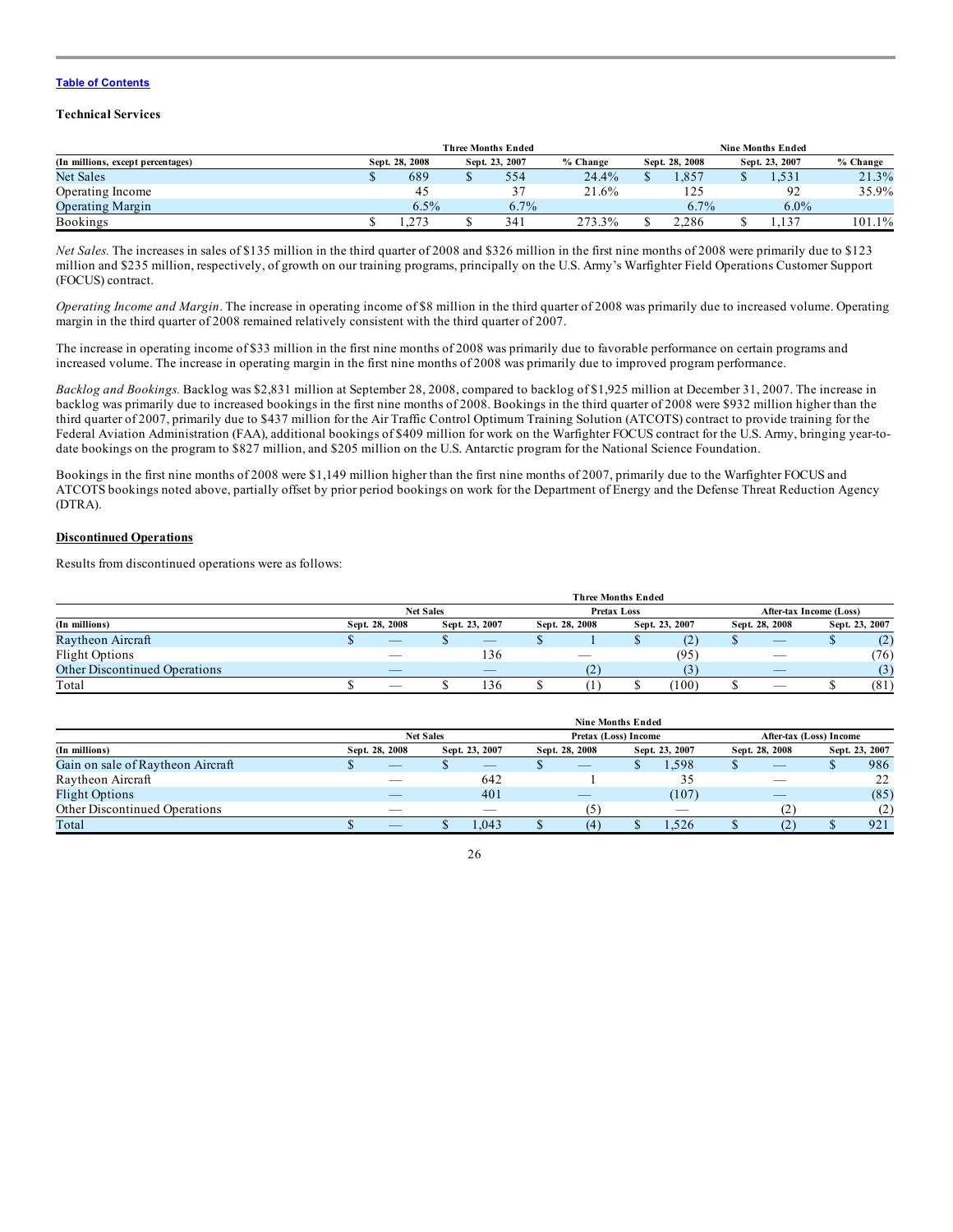[Table of Contents](#)

**Technical Services**

| (In millions, except percentages) | Three Months Ended | | | Nine Months Ended | | |
|---|---|---|---|---|---|---|
| | Sept. 28, 2008 | Sept. 23, 2007 | % Change | Sept. 28, 2008 | Sept. 23, 2007 | % Change |
| Net Sales | $ 689 | $ 554 | 24.4% | $ 1,857 | $ 1,531 | 21.3% |
| Operating Income | 45 | 37 | 21.6% | 125 | 92 | 35.9% |
| Operating Margin | 6.5% | 6.7% | | 6.7% | 6.0% | |
| Bookings | $ 1,273 | $ 341 | 273.3% | $ 2,286 | $ 1,137 | 101.1% |

*Net Sales.* The increases in sales of $135 million in the third quarter of 2008 and $326 million in the first nine months of 2008 were primarily due to $123 million and $235 million, respectively, of growth on our training programs, principally on the U.S. Army's Warfighter Field Operations Customer Support (FOCUS) contract.

*Operating Income and Margin*. The increase in operating income of $8 million in the third quarter of 2008 was primarily due to increased volume. Operating margin in the third quarter of 2008 remained relatively consistent with the third quarter of 2007.

The increase in operating income of $33 million in the first nine months of 2008 was primarily due to favorable performance on certain programs and increased volume. The increase in operating margin in the first nine months of 2008 was primarily due to improved program performance.

*Backlog and Bookings.* Backlog was $2,831 million at September 28, 2008, compared to backlog of $1,925 million at December 31, 2007. The increase in backlog was primarily due to increased bookings in the first nine months of 2008. Bookings in the third quarter of 2008 were $932 million higher than the third quarter of 2007, primarily due to $437 million for the Air Traffic Control Optimum Training Solution (ATCOTS) contract to provide training for the Federal Aviation Administration (FAA), additional bookings of $409 million for work on the Warfighter FOCUS contract for the U.S. Army, bringing year-to-date bookings on the program to $827 million, and $205 million on the U.S. Antarctic program for the National Science Foundation.

Bookings in the first nine months of 2008 were $1,149 million higher than the first nine months of 2007, primarily due to the Warfighter FOCUS and ATCOTS bookings noted above, partially offset by prior period bookings on work for the Department of Energy and the Defense Threat Reduction Agency (DTRA).

**Discontinued Operations**

Results from discontinued operations were as follows:

| | Three Months Ended | | | | | |
|---|---|---|---|---|---|---|
| | Net Sales | | Pretax Loss | | After-tax Income (Loss) | |
| (In millions) | Sept. 28, 2008 | Sept. 23, 2007 | Sept. 28, 2008 | Sept. 23, 2007 | Sept. 28, 2008 | Sept. 23, 2007 |
| Raytheon Aircraft | $ — | $ — | $ 1 | $ (2) | $ — | $ (2) |
| Flight Options | — | 136 | — | (95) | — | (76) |
| Other Discontinued Operations | — | — | (2) | (3) | — | (3) |
| Total | $ — | $ 136 | $ (1) | $ (100) | $ — | $ (81) |

| | Nine Months Ended | | | | | |
|---|---|---|---|---|---|---|
| | Net Sales | | Pretax (Loss) Income | | After-tax (Loss) Income | |
| (In millions) | Sept. 28, 2008 | Sept. 23, 2007 | Sept. 28, 2008 | Sept. 23, 2007 | Sept. 28, 2008 | Sept. 23, 2007 |
| Gain on sale of Raytheon Aircraft | $ — | $ — | $ — | $ 1,598 | $ — | $ 986 |
| Raytheon Aircraft | — | 642 | 1 | 35 | — | 22 |
| Flight Options | — | 401 | — | (107) | — | (85) |
| Other Discontinued Operations | — | — | (5) | — | (2) | (2) |
| Total | $ — | $ 1,043 | $ (4) | $ 1,526 | $ (2) | $ 921 |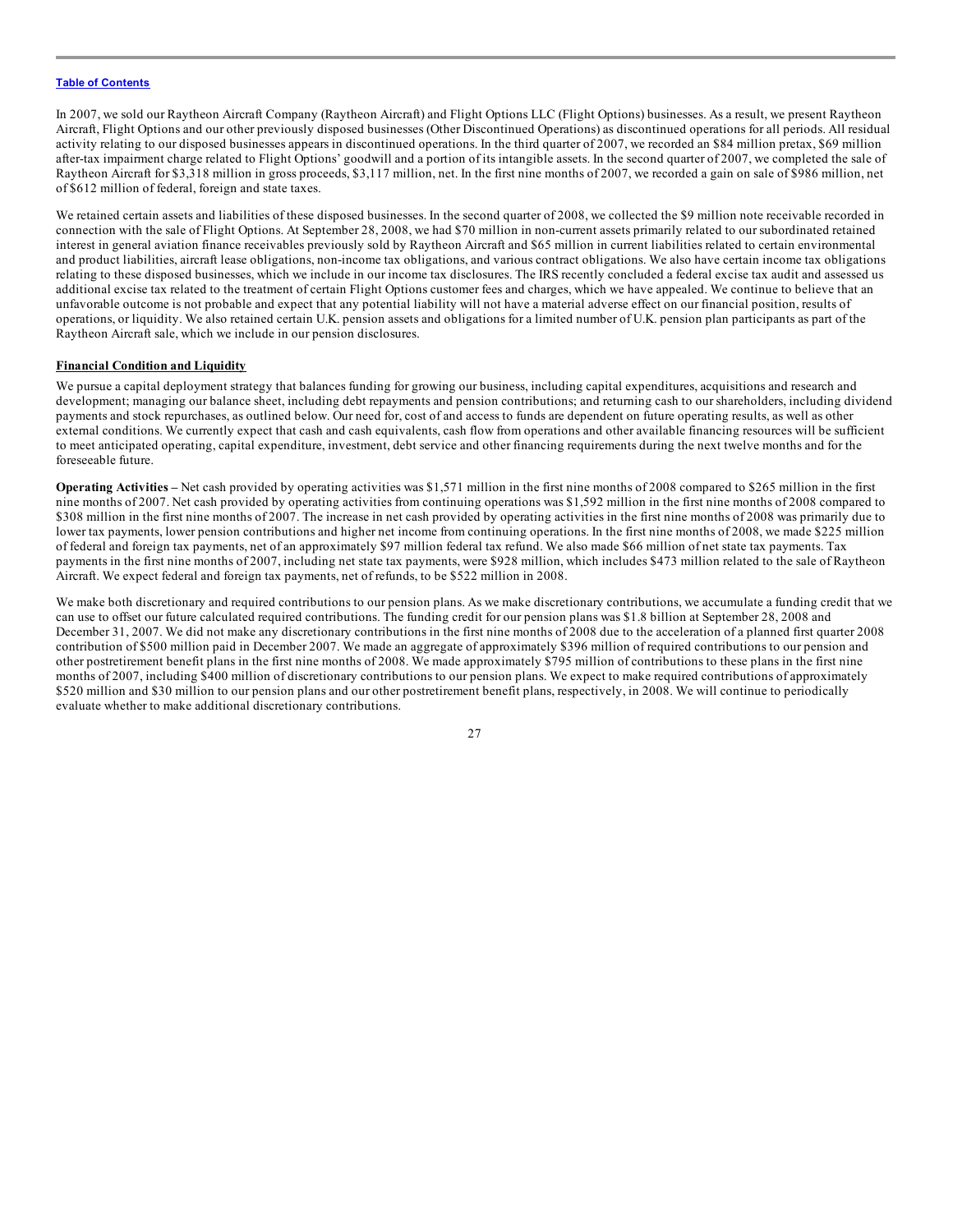[Table of Contents](#)

In 2007, we sold our Raytheon Aircraft Company (Raytheon Aircraft) and Flight Options LLC (Flight Options) businesses. As a result, we present Raytheon Aircraft, Flight Options and our other previously disposed businesses (Other Discontinued Operations) as discontinued operations for all periods. All residual activity relating to our disposed businesses appears in discontinued operations. In the third quarter of 2007, we recorded an $84 million pretax, $69 million after-tax impairment charge related to Flight Options' goodwill and a portion of its intangible assets. In the second quarter of 2007, we completed the sale of Raytheon Aircraft for $3,318 million in gross proceeds, $3,117 million, net. In the first nine months of 2007, we recorded a gain on sale of $986 million, net of $612 million of federal, foreign and state taxes.

We retained certain assets and liabilities of these disposed businesses. In the second quarter of 2008, we collected the $9 million note receivable recorded in connection with the sale of Flight Options. At September 28, 2008, we had $70 million in non-current assets primarily related to our subordinated retained interest in general aviation finance receivables previously sold by Raytheon Aircraft and $65 million in current liabilities related to certain environmental and product liabilities, aircraft lease obligations, non-income tax obligations, and various contract obligations. We also have certain income tax obligations relating to these disposed businesses, which we include in our income tax disclosures. The IRS recently concluded a federal excise tax audit and assessed us additional excise tax related to the treatment of certain Flight Options customer fees and charges, which we have appealed. We continue to believe that an unfavorable outcome is not probable and expect that any potential liability will not have a material adverse effect on our financial position, results of operations, or liquidity. We also retained certain U.K. pension assets and obligations for a limited number of U.K. pension plan participants as part of the Raytheon Aircraft sale, which we include in our pension disclosures.

## Financial Condition and Liquidity

We pursue a capital deployment strategy that balances funding for growing our business, including capital expenditures, acquisitions and research and development; managing our balance sheet, including debt repayments and pension contributions; and returning cash to our shareholders, including dividend payments and stock repurchases, as outlined below. Our need for, cost of and access to funds are dependent on future operating results, as well as other external conditions. We currently expect that cash and cash equivalents, cash flow from operations and other available financing resources will be sufficient to meet anticipated operating, capital expenditure, investment, debt service and other financing requirements during the next twelve months and for the foreseeable future.

**Operating Activities –** Net cash provided by operating activities was $1,571 million in the first nine months of 2008 compared to $265 million in the first nine months of 2007. Net cash provided by operating activities from continuing operations was $1,592 million in the first nine months of 2008 compared to $308 million in the first nine months of 2007. The increase in net cash provided by operating activities in the first nine months of 2008 was primarily due to lower tax payments, lower pension contributions and higher net income from continuing operations. In the first nine months of 2008, we made $225 million of federal and foreign tax payments, net of an approximately $97 million federal tax refund. We also made $66 million of net state tax payments. Tax payments in the first nine months of 2007, including net state tax payments, were $928 million, which includes $473 million related to the sale of Raytheon Aircraft. We expect federal and foreign tax payments, net of refunds, to be $522 million in 2008.

We make both discretionary and required contributions to our pension plans. As we make discretionary contributions, we accumulate a funding credit that we can use to offset our future calculated required contributions. The funding credit for our pension plans was $1.8 billion at September 28, 2008 and December 31, 2007. We did not make any discretionary contributions in the first nine months of 2008 due to the acceleration of a planned first quarter 2008 contribution of $500 million paid in December 2007. We made an aggregate of approximately $396 million of required contributions to our pension and other postretirement benefit plans in the first nine months of 2008. We made approximately $795 million of contributions to these plans in the first nine months of 2007, including $400 million of discretionary contributions to our pension plans. We expect to make required contributions of approximately $520 million and $30 million to our pension plans and our other postretirement benefit plans, respectively, in 2008. We will continue to periodically evaluate whether to make additional discretionary contributions.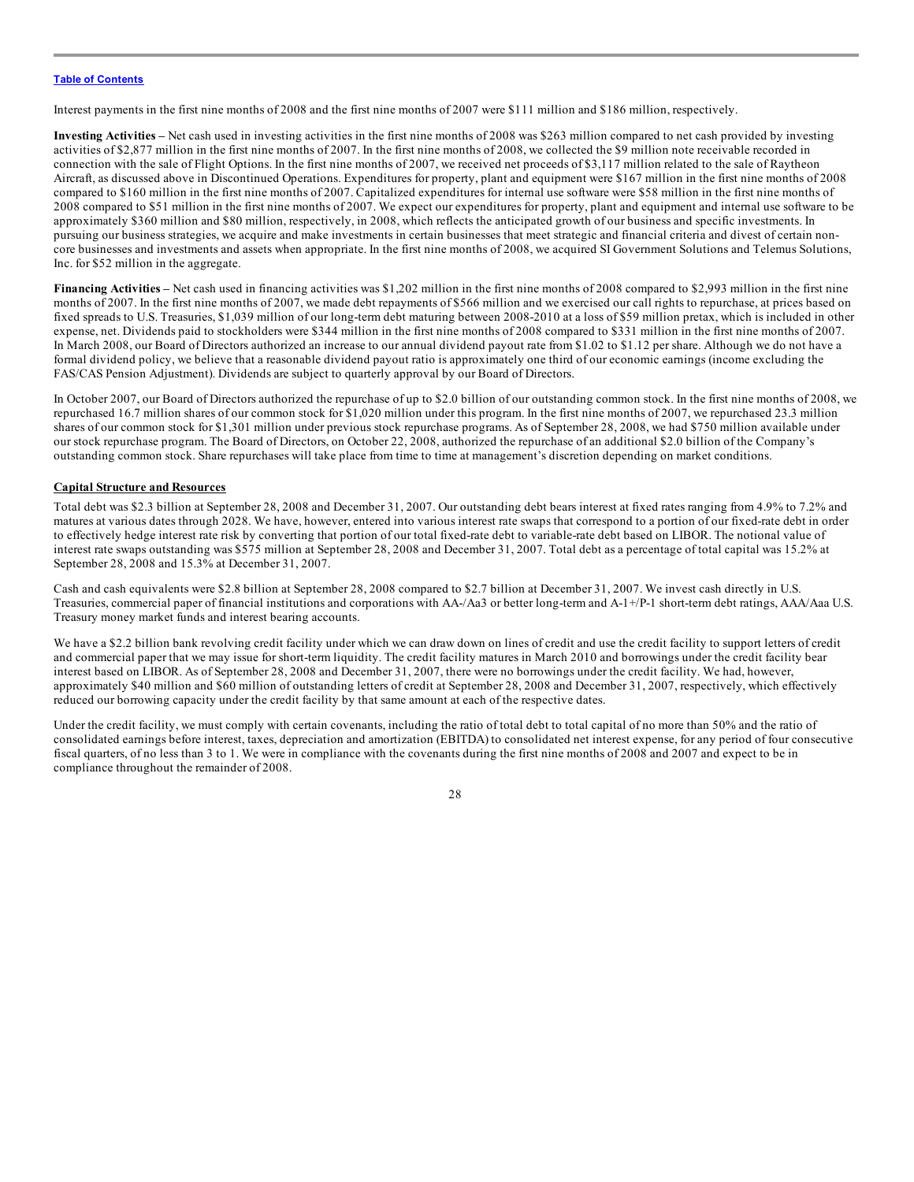Interest payments in the first nine months of 2008 and the first nine months of 2007 were $111 million and $186 million, respectively.

**Investing Activities –** Net cash used in investing activities in the first nine months of 2008 was $263 million compared to net cash provided by investing activities of $2,877 million in the first nine months of 2007. In the first nine months of 2008, we collected the $9 million note receivable recorded in connection with the sale of Flight Options. In the first nine months of 2007, we received net proceeds of $3,117 million related to the sale of Raytheon Aircraft, as discussed above in Discontinued Operations. Expenditures for property, plant and equipment were $167 million in the first nine months of 2008 compared to $160 million in the first nine months of 2007. Capitalized expenditures for internal use software were $58 million in the first nine months of 2008 compared to $51 million in the first nine months of 2007. We expect our expenditures for property, plant and equipment and internal use software to be approximately $360 million and $80 million, respectively, in 2008, which reflects the anticipated growth of our business and specific investments. In pursuing our business strategies, we acquire and make investments in certain businesses that meet strategic and financial criteria and divest of certain non-core businesses and investments and assets when appropriate. In the first nine months of 2008, we acquired SI Government Solutions and Telemus Solutions, Inc. for $52 million in the aggregate.

**Financing Activities –** Net cash used in financing activities was $1,202 million in the first nine months of 2008 compared to $2,993 million in the first nine months of 2007. In the first nine months of 2007, we made debt repayments of $566 million and we exercised our call rights to repurchase, at prices based on fixed spreads to U.S. Treasuries, $1,039 million of our long-term debt maturing between 2008-2010 at a loss of $59 million pretax, which is included in other expense, net. Dividends paid to stockholders were $344 million in the first nine months of 2008 compared to $331 million in the first nine months of 2007. In March 2008, our Board of Directors authorized an increase to our annual dividend payout rate from $1.02 to $1.12 per share. Although we do not have a formal dividend policy, we believe that a reasonable dividend payout ratio is approximately one third of our economic earnings (income excluding the FAS/CAS Pension Adjustment). Dividends are subject to quarterly approval by our Board of Directors.

In October 2007, our Board of Directors authorized the repurchase of up to $2.0 billion of our outstanding common stock. In the first nine months of 2008, we repurchased 16.7 million shares of our common stock for $1,020 million under this program. In the first nine months of 2007, we repurchased 23.3 million shares of our common stock for $1,301 million under previous stock repurchase programs. As of September 28, 2008, we had $750 million available under our stock repurchase program. The Board of Directors, on October 22, 2008, authorized the repurchase of an additional $2.0 billion of the Company's outstanding common stock. Share repurchases will take place from time to time at management's discretion depending on market conditions.

**Capital Structure and Resources**

Total debt was $2.3 billion at September 28, 2008 and December 31, 2007. Our outstanding debt bears interest at fixed rates ranging from 4.9% to 7.2% and matures at various dates through 2028. We have, however, entered into various interest rate swaps that correspond to a portion of our fixed-rate debt in order to effectively hedge interest rate risk by converting that portion of our total fixed-rate debt to variable-rate debt based on LIBOR. The notional value of interest rate swaps outstanding was $575 million at September 28, 2008 and December 31, 2007. Total debt as a percentage of total capital was 15.2% at September 28, 2008 and 15.3% at December 31, 2007.

Cash and cash equivalents were $2.8 billion at September 28, 2008 compared to $2.7 billion at December 31, 2007. We invest cash directly in U.S. Treasuries, commercial paper of financial institutions and corporations with AA-/Aa3 or better long-term and A-1+/P-1 short-term debt ratings, AAA/Aaa U.S. Treasury money market funds and interest bearing accounts.

We have a $2.2 billion bank revolving credit facility under which we can draw down on lines of credit and use the credit facility to support letters of credit and commercial paper that we may issue for short-term liquidity. The credit facility matures in March 2010 and borrowings under the credit facility bear interest based on LIBOR. As of September 28, 2008 and December 31, 2007, there were no borrowings under the credit facility. We had, however, approximately $40 million and $60 million of outstanding letters of credit at September 28, 2008 and December 31, 2007, respectively, which effectively reduced our borrowing capacity under the credit facility by that same amount at each of the respective dates.

Under the credit facility, we must comply with certain covenants, including the ratio of total debt to total capital of no more than 50% and the ratio of consolidated earnings before interest, taxes, depreciation and amortization (EBITDA) to consolidated net interest expense, for any period of four consecutive fiscal quarters, of no less than 3 to 1. We were in compliance with the covenants during the first nine months of 2008 and 2007 and expect to be in compliance throughout the remainder of 2008.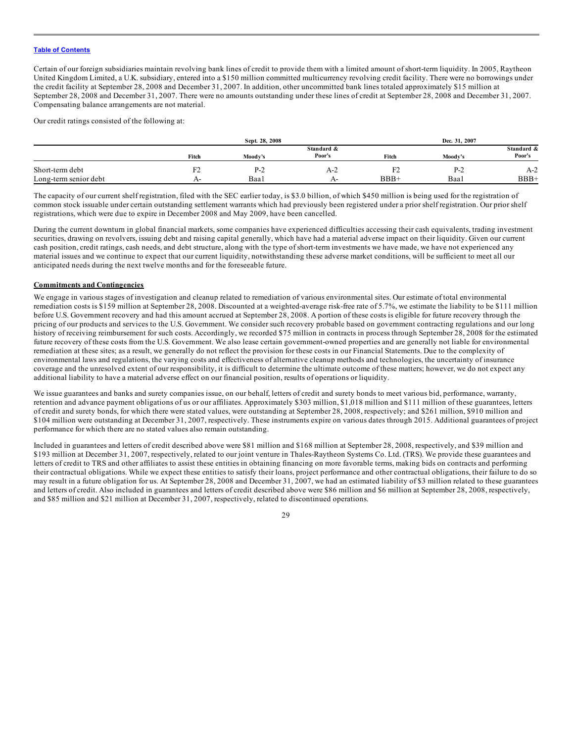[Table of Contents](#)

Certain of our foreign subsidiaries maintain revolving bank lines of credit to provide them with a limited amount of short-term liquidity. In 2005, Raytheon United Kingdom Limited, a U.K. subsidiary, entered into a $150 million committed multicurrency revolving credit facility. There were no borrowings under the credit facility at September 28, 2008 and December 31, 2007. In addition, other uncommitted bank lines totaled approximately $15 million at September 28, 2008 and December 31, 2007. There were no amounts outstanding under these lines of credit at September 28, 2008 and December 31, 2007. Compensating balance arrangements are not material.

Our credit ratings consisted of the following at:

| | Sept. 28, 2008 | | | Dec. 31, 2007 | | |
|---|---|---|---|---|---|---|
| | Fitch | Moody's | Standard & Poor's | Fitch | Moody's | Standard & Poor's |
| Short-term debt | F2 | P-2 | A-2 | F2 | P-2 | A-2 |
| Long-term senior debt | A- | Baa1 | A- | BBB+ | Baa1 | BBB+ |

The capacity of our current shelf registration, filed with the SEC earlier today, is $3.0 billion, of which $450 million is being used for the registration of common stock issuable under certain outstanding settlement warrants which had previously been registered under a prior shelf registration. Our prior shelf registrations, which were due to expire in December 2008 and May 2009, have been cancelled.

During the current downturn in global financial markets, some companies have experienced difficulties accessing their cash equivalents, trading investment securities, drawing on revolvers, issuing debt and raising capital generally, which have had a material adverse impact on their liquidity. Given our current cash position, credit ratings, cash needs, and debt structure, along with the type of short-term investments we have made, we have not experienced any material issues and we continue to expect that our current liquidity, notwithstanding these adverse market conditions, will be sufficient to meet all our anticipated needs during the next twelve months and for the foreseeable future.

**Commitments and Contingencies**

We engage in various stages of investigation and cleanup related to remediation of various environmental sites. Our estimate of total environmental remediation costs is $159 million at September 28, 2008. Discounted at a weighted-average risk-free rate of 5.7%, we estimate the liability to be $111 million before U.S. Government recovery and had this amount accrued at September 28, 2008. A portion of these costs is eligible for future recovery through the pricing of our products and services to the U.S. Government. We consider such recovery probable based on government contracting regulations and our long history of receiving reimbursement for such costs. Accordingly, we recorded $75 million in contracts in process through September 28, 2008 for the estimated future recovery of these costs from the U.S. Government. We also lease certain government-owned properties and are generally not liable for environmental remediation at these sites; as a result, we generally do not reflect the provision for these costs in our Financial Statements. Due to the complexity of environmental laws and regulations, the varying costs and effectiveness of alternative cleanup methods and technologies, the uncertainty of insurance coverage and the unresolved extent of our responsibility, it is difficult to determine the ultimate outcome of these matters; however, we do not expect any additional liability to have a material adverse effect on our financial position, results of operations or liquidity.

We issue guarantees and banks and surety companies issue, on our behalf, letters of credit and surety bonds to meet various bid, performance, warranty, retention and advance payment obligations of us or our affiliates. Approximately $303 million, $1,018 million and $111 million of these guarantees, letters of credit and surety bonds, for which there were stated values, were outstanding at September 28, 2008, respectively; and $261 million, $910 million and $104 million were outstanding at December 31, 2007, respectively. These instruments expire on various dates through 2015. Additional guarantees of project performance for which there are no stated values also remain outstanding.

Included in guarantees and letters of credit described above were $81 million and $168 million at September 28, 2008, respectively, and $39 million and $193 million at December 31, 2007, respectively, related to our joint venture in Thales-Raytheon Systems Co. Ltd. (TRS). We provide these guarantees and letters of credit to TRS and other affiliates to assist these entities in obtaining financing on more favorable terms, making bids on contracts and performing their contractual obligations. While we expect these entities to satisfy their loans, project performance and other contractual obligations, their failure to do so may result in a future obligation for us. At September 28, 2008 and December 31, 2007, we had an estimated liability of $3 million related to these guarantees and letters of credit. Also included in guarantees and letters of credit described above were $86 million and $6 million at September 28, 2008, respectively, and $85 million and $21 million at December 31, 2007, respectively, related to discontinued operations.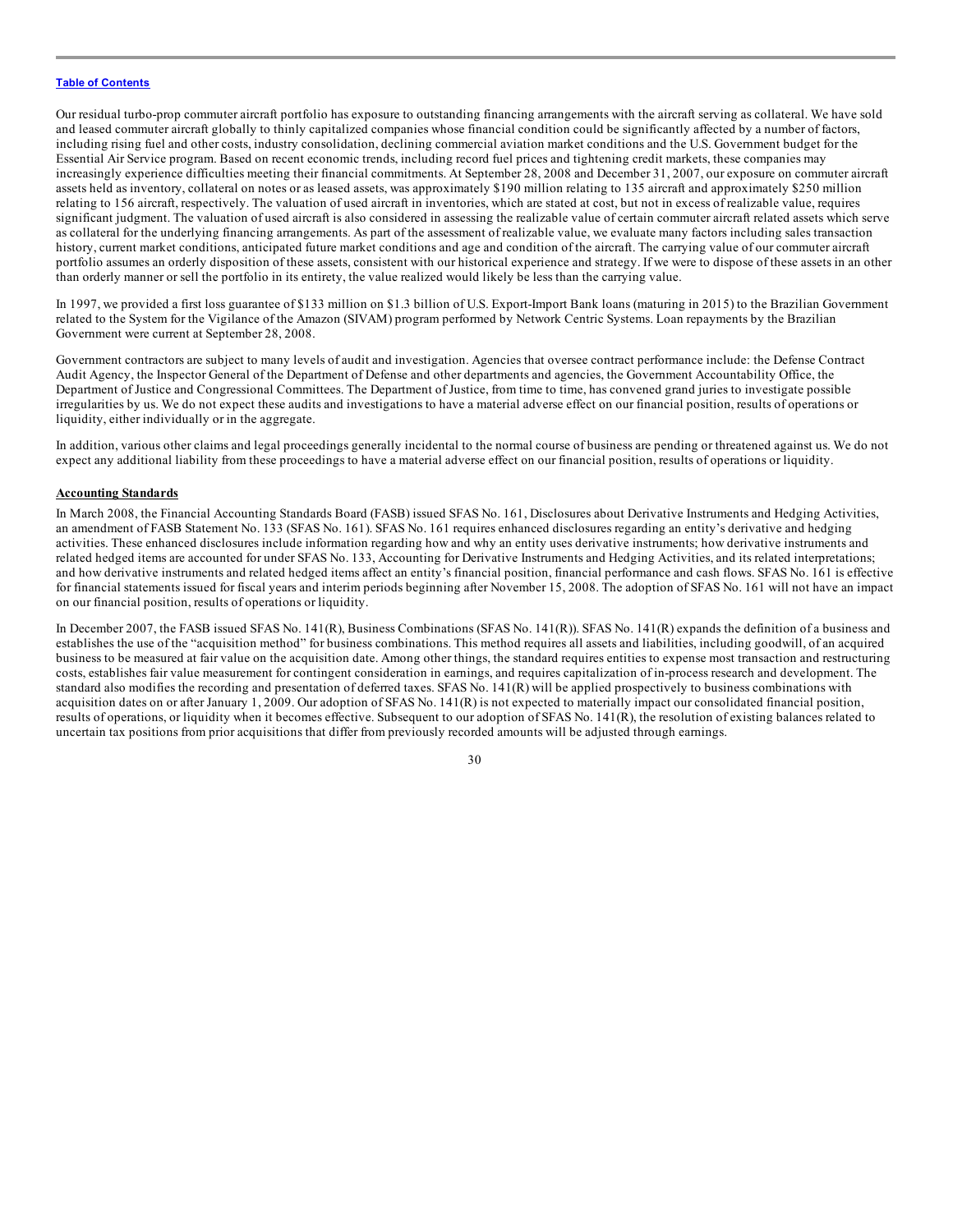Our residual turbo-prop commuter aircraft portfolio has exposure to outstanding financing arrangements with the aircraft serving as collateral. We have sold and leased commuter aircraft globally to thinly capitalized companies whose financial condition could be significantly affected by a number of factors, including rising fuel and other costs, industry consolidation, declining commercial aviation market conditions and the U.S. Government budget for the Essential Air Service program. Based on recent economic trends, including record fuel prices and tightening credit markets, these companies may increasingly experience difficulties meeting their financial commitments. At September 28, 2008 and December 31, 2007, our exposure on commuter aircraft assets held as inventory, collateral on notes or as leased assets, was approximately $190 million relating to 135 aircraft and approximately $250 million relating to 156 aircraft, respectively. The valuation of used aircraft in inventories, which are stated at cost, but not in excess of realizable value, requires significant judgment. The valuation of used aircraft is also considered in assessing the realizable value of certain commuter aircraft related assets which serve as collateral for the underlying financing arrangements. As part of the assessment of realizable value, we evaluate many factors including sales transaction history, current market conditions, anticipated future market conditions and age and condition of the aircraft. The carrying value of our commuter aircraft portfolio assumes an orderly disposition of these assets, consistent with our historical experience and strategy. If we were to dispose of these assets in an other than orderly manner or sell the portfolio in its entirety, the value realized would likely be less than the carrying value.

In 1997, we provided a first loss guarantee of $133 million on $1.3 billion of U.S. Export-Import Bank loans (maturing in 2015) to the Brazilian Government related to the System for the Vigilance of the Amazon (SIVAM) program performed by Network Centric Systems. Loan repayments by the Brazilian Government were current at September 28, 2008.

Government contractors are subject to many levels of audit and investigation. Agencies that oversee contract performance include: the Defense Contract Audit Agency, the Inspector General of the Department of Defense and other departments and agencies, the Government Accountability Office, the Department of Justice and Congressional Committees. The Department of Justice, from time to time, has convened grand juries to investigate possible irregularities by us. We do not expect these audits and investigations to have a material adverse effect on our financial position, results of operations or liquidity, either individually or in the aggregate.

In addition, various other claims and legal proceedings generally incidental to the normal course of business are pending or threatened against us. We do not expect any additional liability from these proceedings to have a material adverse effect on our financial position, results of operations or liquidity.

**Accounting Standards**

In March 2008, the Financial Accounting Standards Board (FASB) issued SFAS No. 161, Disclosures about Derivative Instruments and Hedging Activities, an amendment of FASB Statement No. 133 (SFAS No. 161). SFAS No. 161 requires enhanced disclosures regarding an entity's derivative and hedging activities. These enhanced disclosures include information regarding how and why an entity uses derivative instruments; how derivative instruments and related hedged items are accounted for under SFAS No. 133, Accounting for Derivative Instruments and Hedging Activities, and its related interpretations; and how derivative instruments and related hedged items affect an entity's financial position, financial performance and cash flows. SFAS No. 161 is effective for financial statements issued for fiscal years and interim periods beginning after November 15, 2008. The adoption of SFAS No. 161 will not have an impact on our financial position, results of operations or liquidity.

In December 2007, the FASB issued SFAS No. 141(R), Business Combinations (SFAS No. 141(R)). SFAS No. 141(R) expands the definition of a business and establishes the use of the "acquisition method" for business combinations. This method requires all assets and liabilities, including goodwill, of an acquired business to be measured at fair value on the acquisition date. Among other things, the standard requires entities to expense most transaction and restructuring costs, establishes fair value measurement for contingent consideration in earnings, and requires capitalization of in-process research and development. The standard also modifies the recording and presentation of deferred taxes. SFAS No. 141(R) will be applied prospectively to business combinations with acquisition dates on or after January 1, 2009. Our adoption of SFAS No. 141(R) is not expected to materially impact our consolidated financial position, results of operations, or liquidity when it becomes effective. Subsequent to our adoption of SFAS No. 141(R), the resolution of existing balances related to uncertain tax positions from prior acquisitions that differ from previously recorded amounts will be adjusted through earnings.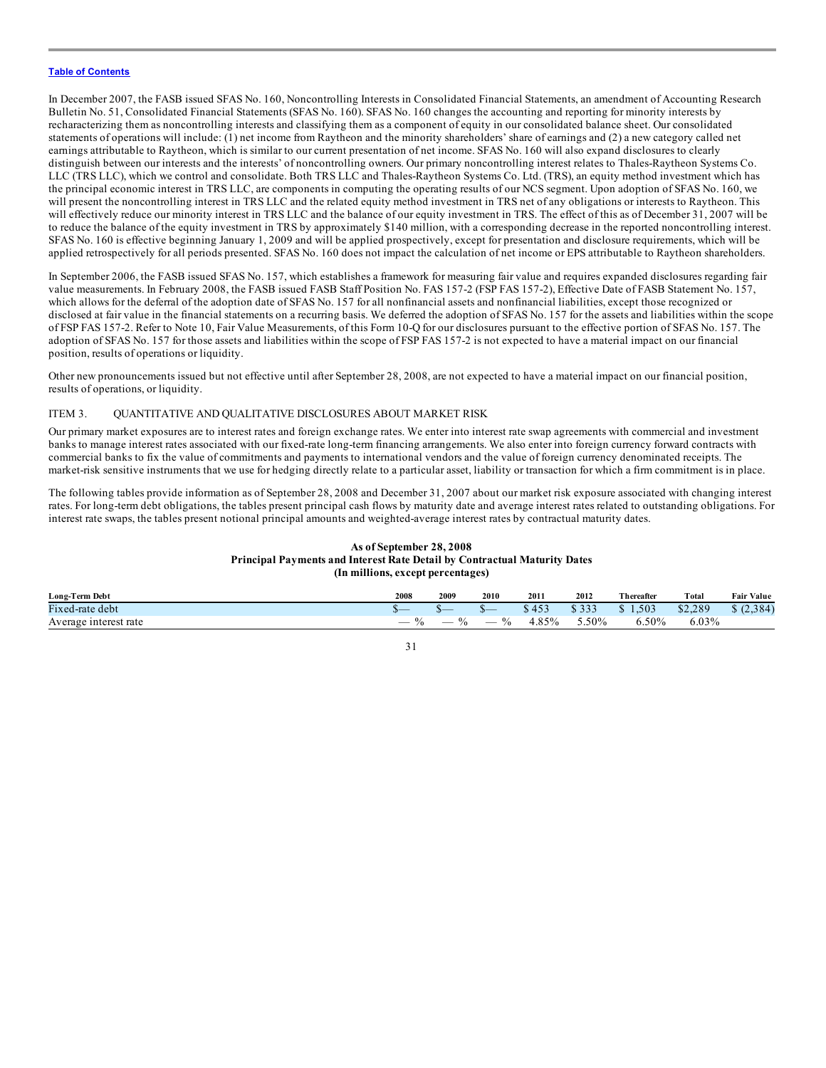[Table of Contents](#)

In December 2007, the FASB issued SFAS No. 160, Noncontrolling Interests in Consolidated Financial Statements, an amendment of Accounting Research Bulletin No. 51, Consolidated Financial Statements (SFAS No. 160). SFAS No. 160 changes the accounting and reporting for minority interests by recharacterizing them as noncontrolling interests and classifying them as a component of equity in our consolidated balance sheet. Our consolidated statements of operations will include: (1) net income from Raytheon and the minority shareholders' share of earnings and (2) a new category called net earnings attributable to Raytheon, which is similar to our current presentation of net income. SFAS No. 160 will also expand disclosures to clearly distinguish between our interests and the interests' of noncontrolling owners. Our primary noncontrolling interest relates to Thales-Raytheon Systems Co. LLC (TRS LLC), which we control and consolidate. Both TRS LLC and Thales-Raytheon Systems Co. Ltd. (TRS), an equity method investment which has the principal economic interest in TRS LLC, are components in computing the operating results of our NCS segment. Upon adoption of SFAS No. 160, we will present the noncontrolling interest in TRS LLC and the related equity method investment in TRS net of any obligations or interests to Raytheon. This will effectively reduce our minority interest in TRS LLC and the balance of our equity investment in TRS. The effect of this as of December 31, 2007 will be to reduce the balance of the equity investment in TRS by approximately $140 million, with a corresponding decrease in the reported noncontrolling interest. SFAS No. 160 is effective beginning January 1, 2009 and will be applied prospectively, except for presentation and disclosure requirements, which will be applied retrospectively for all periods presented. SFAS No. 160 does not impact the calculation of net income or EPS attributable to Raytheon shareholders.

In September 2006, the FASB issued SFAS No. 157, which establishes a framework for measuring fair value and requires expanded disclosures regarding fair value measurements. In February 2008, the FASB issued FASB Staff Position No. FAS 157-2 (FSP FAS 157-2), Effective Date of FASB Statement No. 157, which allows for the deferral of the adoption date of SFAS No. 157 for all nonfinancial assets and nonfinancial liabilities, except those recognized or disclosed at fair value in the financial statements on a recurring basis. We deferred the adoption of SFAS No. 157 for the assets and liabilities within the scope of FSP FAS 157-2. Refer to Note 10, Fair Value Measurements, of this Form 10-Q for our disclosures pursuant to the effective portion of SFAS No. 157. The adoption of SFAS No. 157 for those assets and liabilities within the scope of FSP FAS 157-2 is not expected to have a material impact on our financial position, results of operations or liquidity.

Other new pronouncements issued but not effective until after September 28, 2008, are not expected to have a material impact on our financial position, results of operations, or liquidity.

## ITEM 3. QUANTITATIVE AND QUALITATIVE DISCLOSURES ABOUT MARKET RISK

Our primary market exposures are to interest rates and foreign exchange rates. We enter into interest rate swap agreements with commercial and investment banks to manage interest rates associated with our fixed-rate long-term financing arrangements. We also enter into foreign currency forward contracts with commercial banks to fix the value of commitments and payments to international vendors and the value of foreign currency denominated receipts. The market-risk sensitive instruments that we use for hedging directly relate to a particular asset, liability or transaction for which a firm commitment is in place.

The following tables provide information as of September 28, 2008 and December 31, 2007 about our market risk exposure associated with changing interest rates. For long-term debt obligations, the tables present principal cash flows by maturity date and average interest rates related to outstanding obligations. For interest rate swaps, the tables present notional principal amounts and weighted-average interest rates by contractual maturity dates.

**As of September 28, 2008**
**Principal Payments and Interest Rate Detail by Contractual Maturity Dates**
**(In millions, except percentages)**

| Long-Term Debt | 2008 | 2009 | 2010 | 2011 | 2012 | Thereafter | Total | Fair Value |
|---|---|---|---|---|---|---|---|---|
| Fixed-rate debt | $— | $— | $— | $ 453 | $ 333 | $ 1,503 | $2,289 | $ (2,384) |
| Average interest rate | — % | — % | — % | 4.85% | 5.50% | 6.50% | 6.03% | |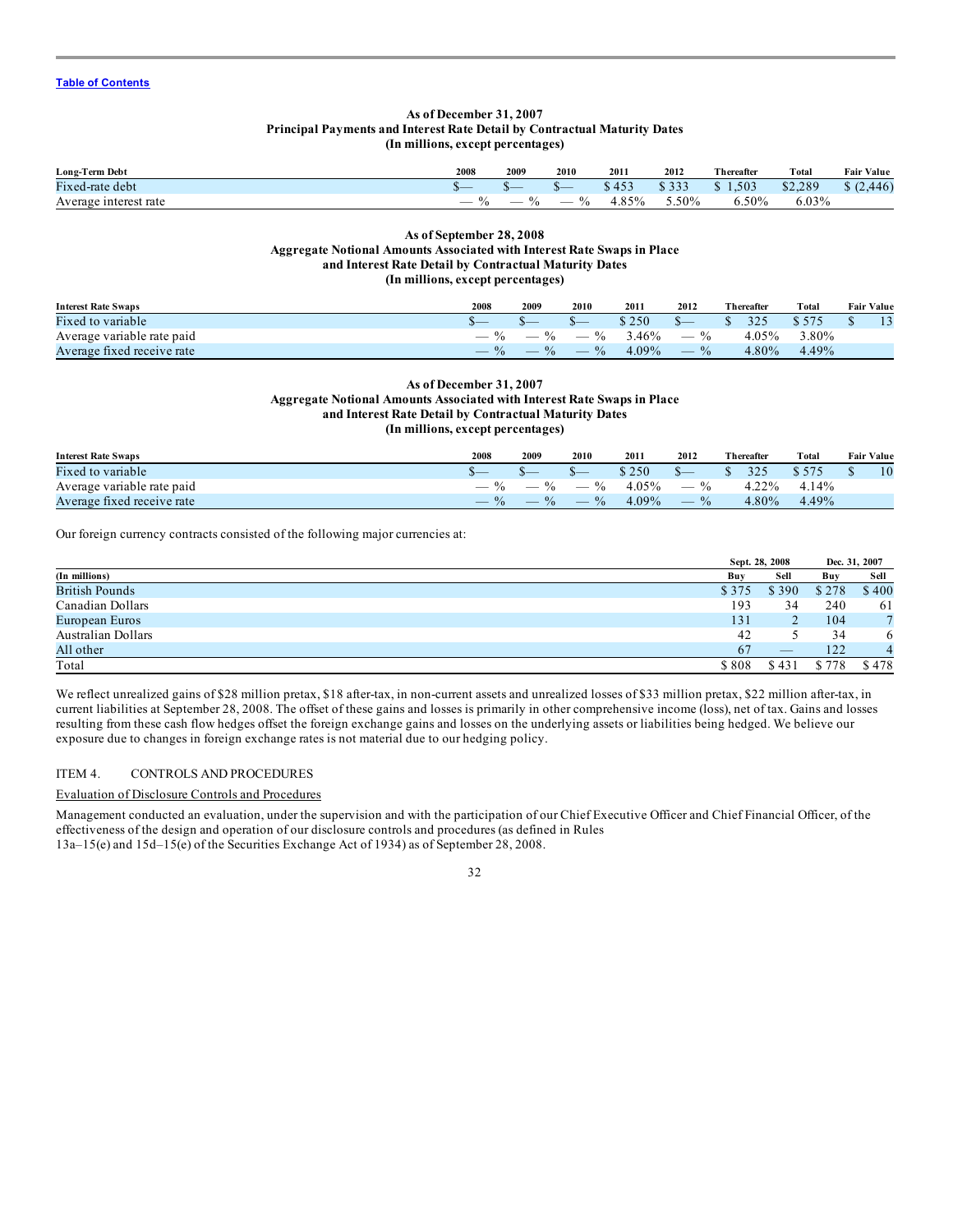[Table of Contents](#)

**As of December 31, 2007**
**Principal Payments and Interest Rate Detail by Contractual Maturity Dates**
**(In millions, except percentages)**

| Long-Term Debt | 2008 | 2009 | 2010 | 2011 | 2012 | Thereafter | Total | Fair Value |
|---|---|---|---|---|---|---|---|---|
| Fixed-rate debt | $— | $— | $— | $ 453 | $ 333 | $ 1,503 | $2,289 | $ (2,446) |
| Average interest rate | — % | — % | — % | 4.85% | 5.50% | 6.50% | 6.03% | |

**As of September 28, 2008**
**Aggregate Notional Amounts Associated with Interest Rate Swaps in Place**
**and Interest Rate Detail by Contractual Maturity Dates**
**(In millions, except percentages)**

| Interest Rate Swaps | 2008 | 2009 | 2010 | 2011 | 2012 | Thereafter | Total | Fair Value |
|---|---|---|---|---|---|---|---|---|
| Fixed to variable | $— | $— | $— | $ 250 | $— | $ 325 | $ 575 | $ 13 |
| Average variable rate paid | — % | — % | — % | 3.46% | — % | 4.05% | 3.80% | |
| Average fixed receive rate | — % | — % | — % | 4.09% | — % | 4.80% | 4.49% | |

**As of December 31, 2007**
**Aggregate Notional Amounts Associated with Interest Rate Swaps in Place**
**and Interest Rate Detail by Contractual Maturity Dates**
**(In millions, except percentages)**

| Interest Rate Swaps | 2008 | 2009 | 2010 | 2011 | 2012 | Thereafter | Total | Fair Value |
|---|---|---|---|---|---|---|---|---|
| Fixed to variable | $— | $— | $— | $ 250 | $— | $ 325 | $ 575 | $ 10 |
| Average variable rate paid | — % | — % | — % | 4.05% | — % | 4.22% | 4.14% | |
| Average fixed receive rate | — % | — % | — % | 4.09% | — % | 4.80% | 4.49% | |

Our foreign currency contracts consisted of the following major currencies at:

| | Sept. 28, 2008 | | Dec. 31, 2007 | |
|---|---|---|---|---|
| (In millions) | Buy | Sell | Buy | Sell |
| British Pounds | $ 375 | $ 390 | $ 278 | $ 400 |
| Canadian Dollars | 193 | 34 | 240 | 61 |
| European Euros | 131 | 2 | 104 | 7 |
| Australian Dollars | 42 | 5 | 34 | 6 |
| All other | 67 | — | 122 | 4 |
| Total | $ 808 | $ 431 | $ 778 | $ 478 |

We reflect unrealized gains of $28 million pretax, $18 after-tax, in non-current assets and unrealized losses of $33 million pretax, $22 million after-tax, in current liabilities at September 28, 2008. The offset of these gains and losses is primarily in other comprehensive income (loss), net of tax. Gains and losses resulting from these cash flow hedges offset the foreign exchange gains and losses on the underlying assets or liabilities being hedged. We believe our exposure due to changes in foreign exchange rates is not material due to our hedging policy.

ITEM 4. CONTROLS AND PROCEDURES

Evaluation of Disclosure Controls and Procedures

Management conducted an evaluation, under the supervision and with the participation of our Chief Executive Officer and Chief Financial Officer, of the effectiveness of the design and operation of our disclosure controls and procedures (as defined in Rules 13a–15(e) and 15d–15(e) of the Securities Exchange Act of 1934) as of September 28, 2008.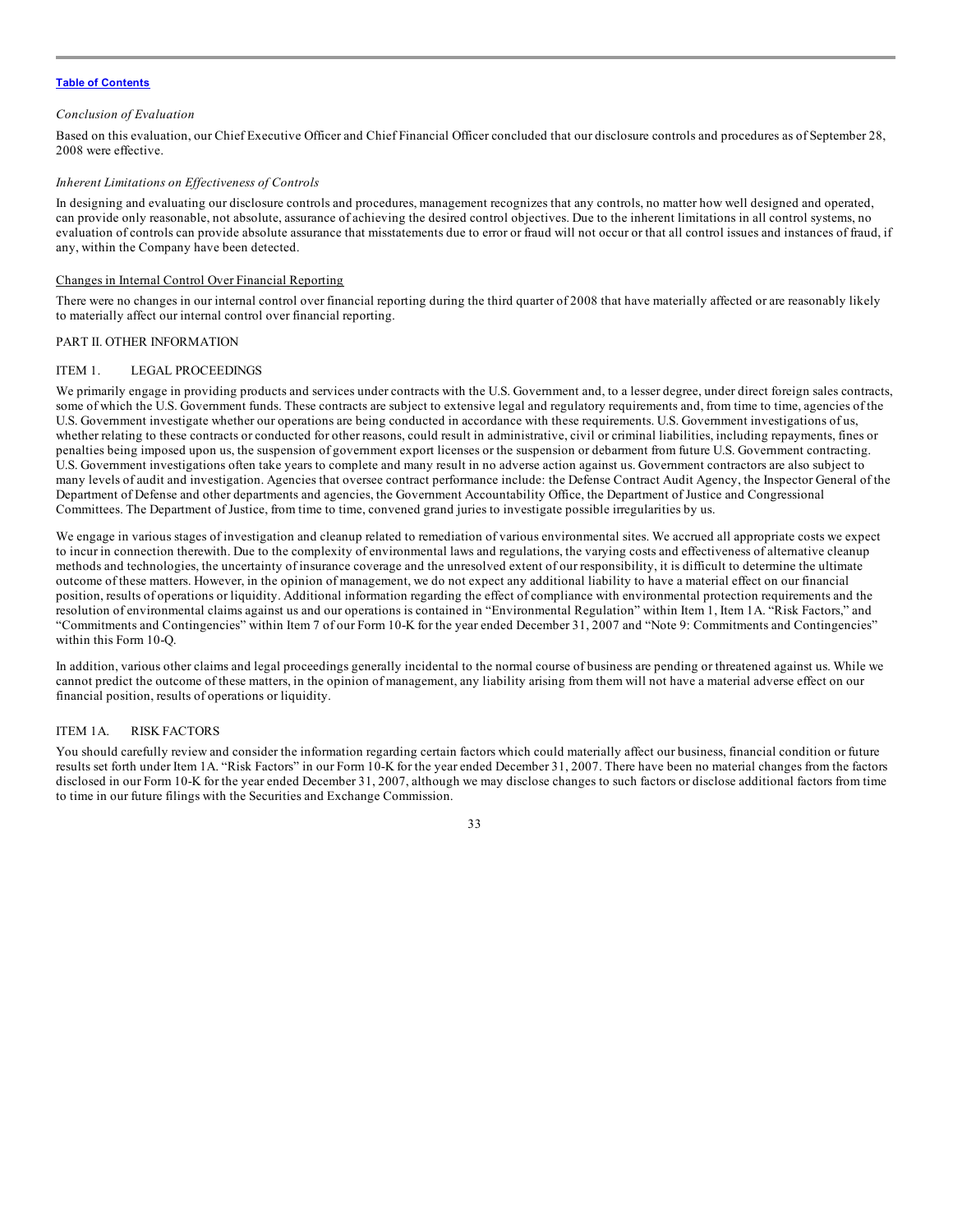*Conclusion of Evaluation*

Based on this evaluation, our Chief Executive Officer and Chief Financial Officer concluded that our disclosure controls and procedures as of September 28, 2008 were effective.

*Inherent Limitations on Effectiveness of Controls*

In designing and evaluating our disclosure controls and procedures, management recognizes that any controls, no matter how well designed and operated, can provide only reasonable, not absolute, assurance of achieving the desired control objectives. Due to the inherent limitations in all control systems, no evaluation of controls can provide absolute assurance that misstatements due to error or fraud will not occur or that all control issues and instances of fraud, if any, within the Company have been detected.

Changes in Internal Control Over Financial Reporting

There were no changes in our internal control over financial reporting during the third quarter of 2008 that have materially affected or are reasonably likely to materially affect our internal control over financial reporting.

## PART II. OTHER INFORMATION

### ITEM 1. LEGAL PROCEEDINGS

We primarily engage in providing products and services under contracts with the U.S. Government and, to a lesser degree, under direct foreign sales contracts, some of which the U.S. Government funds. These contracts are subject to extensive legal and regulatory requirements and, from time to time, agencies of the U.S. Government investigate whether our operations are being conducted in accordance with these requirements. U.S. Government investigations of us, whether relating to these contracts or conducted for other reasons, could result in administrative, civil or criminal liabilities, including repayments, fines or penalties being imposed upon us, the suspension of government export licenses or the suspension or debarment from future U.S. Government contracting. U.S. Government investigations often take years to complete and many result in no adverse action against us. Government contractors are also subject to many levels of audit and investigation. Agencies that oversee contract performance include: the Defense Contract Audit Agency, the Inspector General of the Department of Defense and other departments and agencies, the Government Accountability Office, the Department of Justice and Congressional Committees. The Department of Justice, from time to time, convened grand juries to investigate possible irregularities by us.

We engage in various stages of investigation and cleanup related to remediation of various environmental sites. We accrued all appropriate costs we expect to incur in connection therewith. Due to the complexity of environmental laws and regulations, the varying costs and effectiveness of alternative cleanup methods and technologies, the uncertainty of insurance coverage and the unresolved extent of our responsibility, it is difficult to determine the ultimate outcome of these matters. However, in the opinion of management, we do not expect any additional liability to have a material effect on our financial position, results of operations or liquidity. Additional information regarding the effect of compliance with environmental protection requirements and the resolution of environmental claims against us and our operations is contained in "Environmental Regulation" within Item 1, Item 1A. "Risk Factors," and "Commitments and Contingencies" within Item 7 of our Form 10-K for the year ended December 31, 2007 and "Note 9: Commitments and Contingencies" within this Form 10-Q.

In addition, various other claims and legal proceedings generally incidental to the normal course of business are pending or threatened against us. While we cannot predict the outcome of these matters, in the opinion of management, any liability arising from them will not have a material adverse effect on our financial position, results of operations or liquidity.

### ITEM 1A. RISK FACTORS

You should carefully review and consider the information regarding certain factors which could materially affect our business, financial condition or future results set forth under Item 1A. "Risk Factors" in our Form 10-K for the year ended December 31, 2007. There have been no material changes from the factors disclosed in our Form 10-K for the year ended December 31, 2007, although we may disclose changes to such factors or disclose additional factors from time to time in our future filings with the Securities and Exchange Commission.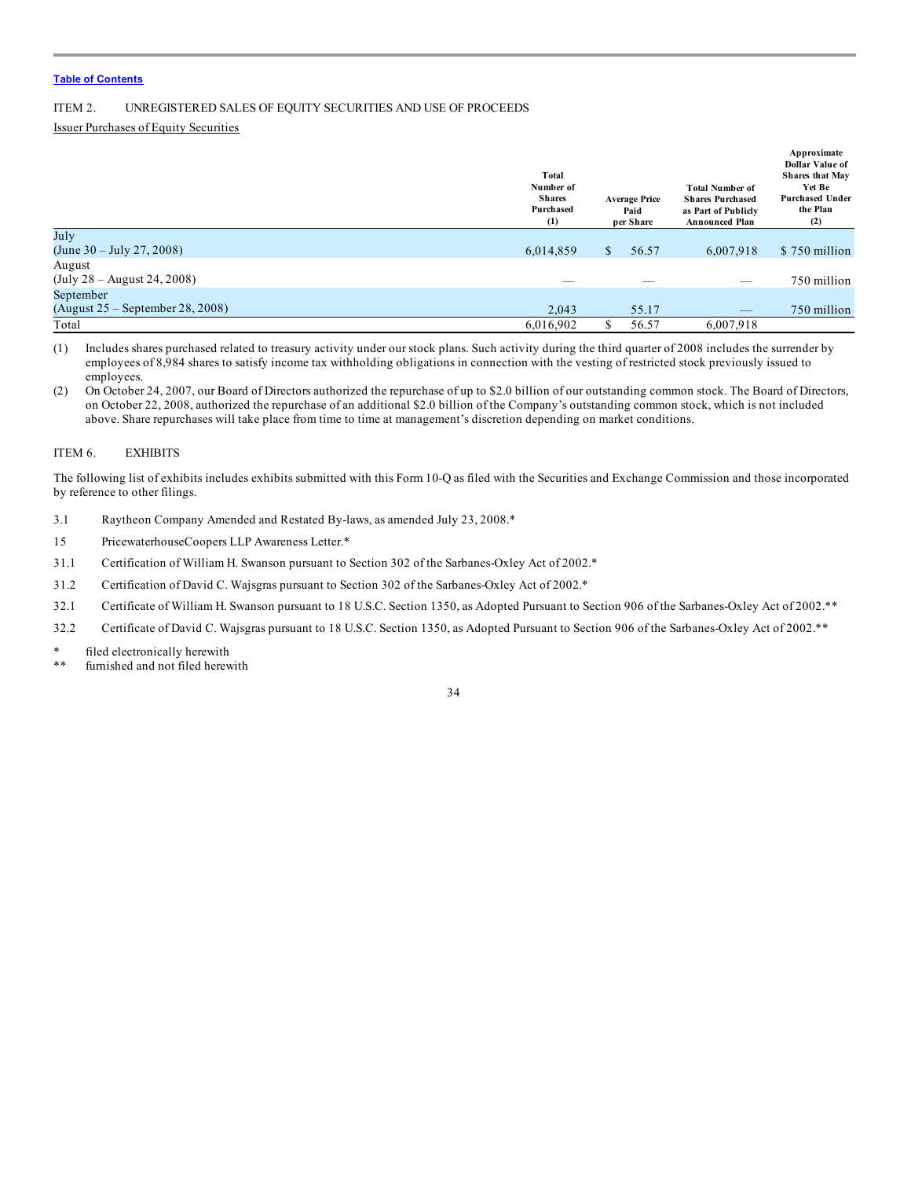Table of Contents

ITEM 2. UNREGISTERED SALES OF EQUITY SECURITIES AND USE OF PROCEEDS

Issuer Purchases of Equity Securities

| | Total Number of Shares Purchased (1) | Average Price Paid per Share | Total Number of Shares Purchased as Part of Publicly Announced Plan | Approximate Dollar Value of Shares that May Yet Be Purchased Under the Plan (2) |
|---|---|---|---|---|
| July (June 30 – July 27, 2008) | 6,014,859 | $ 56.57 | 6,007,918 | $ 750 million |
| August (July 28 – August 24, 2008) | — | — | — | 750 million |
| September (August 25 – September 28, 2008) | 2,043 | 55.17 | — | 750 million |
| Total | 6,016,902 | $ 56.57 | 6,007,918 | |

(1) Includes shares purchased related to treasury activity under our stock plans. Such activity during the third quarter of 2008 includes the surrender by employees of 8,984 shares to satisfy income tax withholding obligations in connection with the vesting of restricted stock previously issued to employees.

(2) On October 24, 2007, our Board of Directors authorized the repurchase of up to $2.0 billion of our outstanding common stock. The Board of Directors, on October 22, 2008, authorized the repurchase of an additional $2.0 billion of the Company's outstanding common stock, which is not included above. Share repurchases will take place from time to time at management's discretion depending on market conditions.

ITEM 6. EXHIBITS

The following list of exhibits includes exhibits submitted with this Form 10-Q as filed with the Securities and Exchange Commission and those incorporated by reference to other filings.

3.1 Raytheon Company Amended and Restated By-laws, as amended July 23, 2008.*

15 PricewaterhouseCoopers LLP Awareness Letter.*

31.1 Certification of William H. Swanson pursuant to Section 302 of the Sarbanes-Oxley Act of 2002.*

31.2 Certification of David C. Wajsgras pursuant to Section 302 of the Sarbanes-Oxley Act of 2002.*

32.1 Certificate of William H. Swanson pursuant to 18 U.S.C. Section 1350, as Adopted Pursuant to Section 906 of the Sarbanes-Oxley Act of 2002.**

32.2 Certificate of David C. Wajsgras pursuant to 18 U.S.C. Section 1350, as Adopted Pursuant to Section 906 of the Sarbanes-Oxley Act of 2002.**

\* filed electronically herewith

\*\* furnished and not filed herewith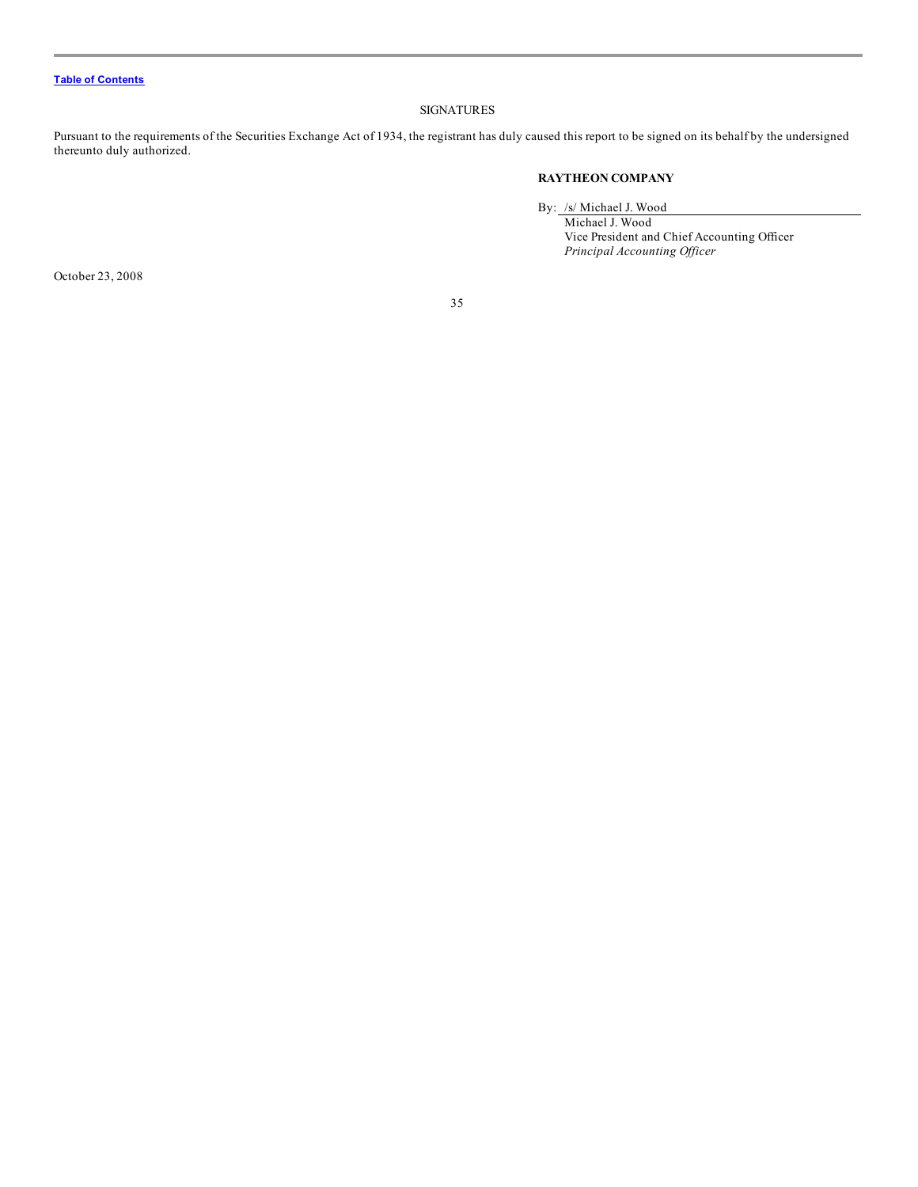[Table of Contents](#)

SIGNATURES

Pursuant to the requirements of the Securities Exchange Act of 1934, the registrant has duly caused this report to be signed on its behalf by the undersigned thereunto duly authorized.

**RAYTHEON COMPANY**

By: /s/ Michael J. Wood

Michael J. Wood
Vice President and Chief Accounting Officer
*Principal Accounting Officer*

October 23, 2008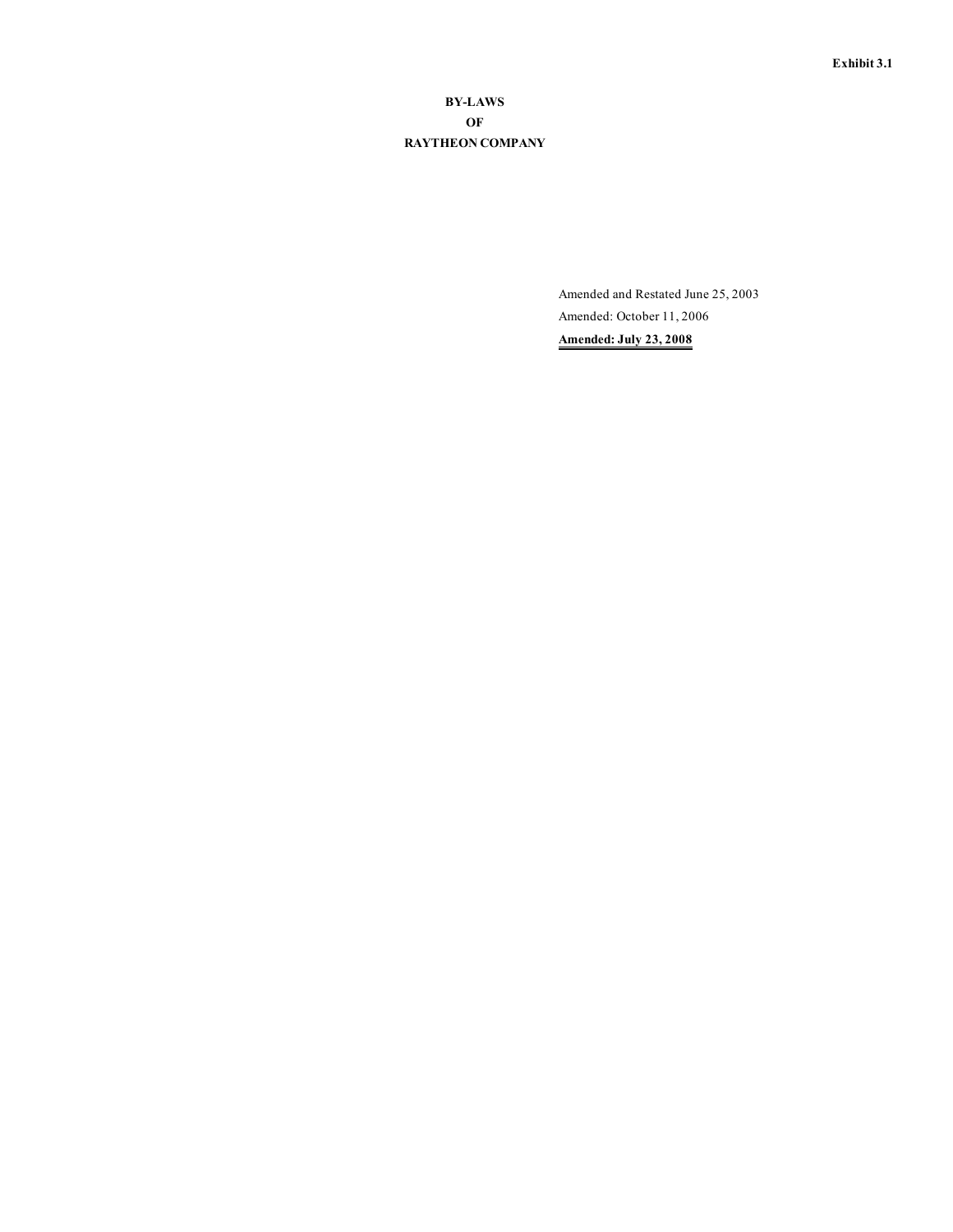Exhibit 3.1

# BY-LAWS
# OF
# RAYTHEON COMPANY

Amended and Restated June 25, 2003

Amended: October 11, 2006

**Amended: July 23, 2008**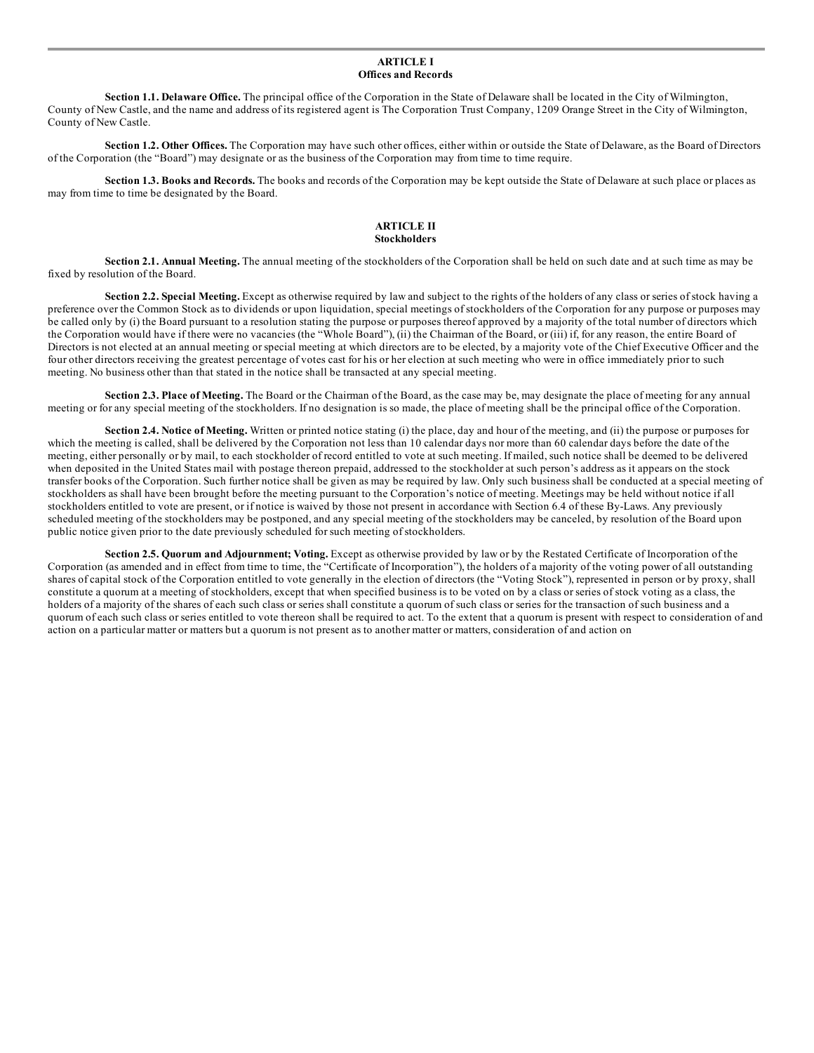## ARTICLE I
## Offices and Records

**Section 1.1. Delaware Office.** The principal office of the Corporation in the State of Delaware shall be located in the City of Wilmington, County of New Castle, and the name and address of its registered agent is The Corporation Trust Company, 1209 Orange Street in the City of Wilmington, County of New Castle.

**Section 1.2. Other Offices.** The Corporation may have such other offices, either within or outside the State of Delaware, as the Board of Directors of the Corporation (the "Board") may designate or as the business of the Corporation may from time to time require.

**Section 1.3. Books and Records.** The books and records of the Corporation may be kept outside the State of Delaware at such place or places as may from time to time be designated by the Board.

## ARTICLE II
## Stockholders

**Section 2.1. Annual Meeting.** The annual meeting of the stockholders of the Corporation shall be held on such date and at such time as may be fixed by resolution of the Board.

**Section 2.2. Special Meeting.** Except as otherwise required by law and subject to the rights of the holders of any class or series of stock having a preference over the Common Stock as to dividends or upon liquidation, special meetings of stockholders of the Corporation for any purpose or purposes may be called only by (i) the Board pursuant to a resolution stating the purpose or purposes thereof approved by a majority of the total number of directors which the Corporation would have if there were no vacancies (the "Whole Board"), (ii) the Chairman of the Board, or (iii) if, for any reason, the entire Board of Directors is not elected at an annual meeting or special meeting at which directors are to be elected, by a majority vote of the Chief Executive Officer and the four other directors receiving the greatest percentage of votes cast for his or her election at such meeting who were in office immediately prior to such meeting. No business other than that stated in the notice shall be transacted at any special meeting.

**Section 2.3. Place of Meeting.** The Board or the Chairman of the Board, as the case may be, may designate the place of meeting for any annual meeting or for any special meeting of the stockholders. If no designation is so made, the place of meeting shall be the principal office of the Corporation.

**Section 2.4. Notice of Meeting.** Written or printed notice stating (i) the place, day and hour of the meeting, and (ii) the purpose or purposes for which the meeting is called, shall be delivered by the Corporation not less than 10 calendar days nor more than 60 calendar days before the date of the meeting, either personally or by mail, to each stockholder of record entitled to vote at such meeting. If mailed, such notice shall be deemed to be delivered when deposited in the United States mail with postage thereon prepaid, addressed to the stockholder at such person's address as it appears on the stock transfer books of the Corporation. Such further notice shall be given as may be required by law. Only such business shall be conducted at a special meeting of stockholders as shall have been brought before the meeting pursuant to the Corporation's notice of meeting. Meetings may be held without notice if all stockholders entitled to vote are present, or if notice is waived by those not present in accordance with Section 6.4 of these By-Laws. Any previously scheduled meeting of the stockholders may be postponed, and any special meeting of the stockholders may be canceled, by resolution of the Board upon public notice given prior to the date previously scheduled for such meeting of stockholders.

**Section 2.5. Quorum and Adjournment; Voting.** Except as otherwise provided by law or by the Restated Certificate of Incorporation of the Corporation (as amended and in effect from time to time, the "Certificate of Incorporation"), the holders of a majority of the voting power of all outstanding shares of capital stock of the Corporation entitled to vote generally in the election of directors (the "Voting Stock"), represented in person or by proxy, shall constitute a quorum at a meeting of stockholders, except that when specified business is to be voted on by a class or series of stock voting as a class, the holders of a majority of the shares of each such class or series shall constitute a quorum of such class or series for the transaction of such business and a quorum of each such class or series entitled to vote thereon shall be required to act. To the extent that a quorum is present with respect to consideration of and action on a particular matter or matters but a quorum is not present as to another matter or matters, consideration of and action on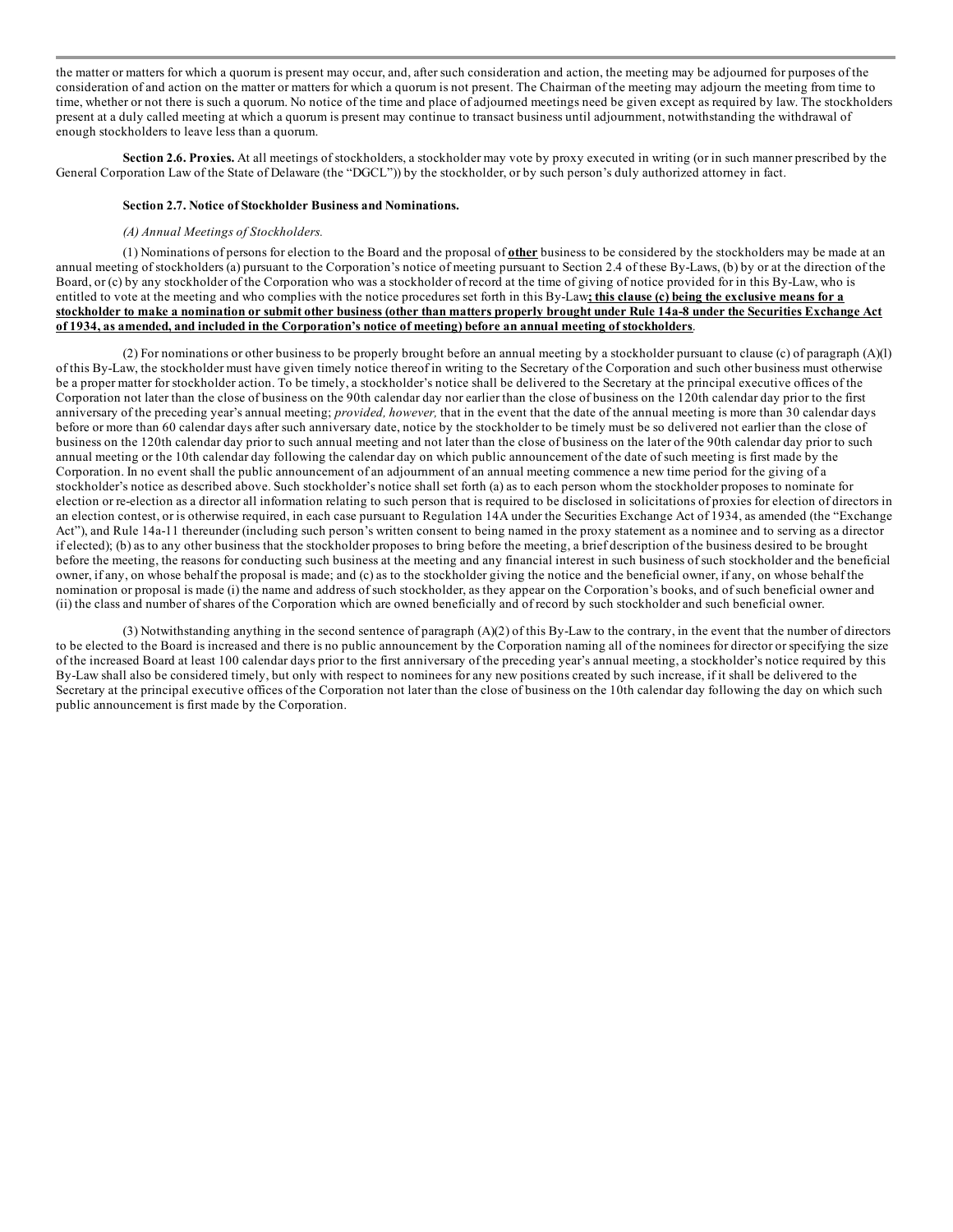the matter or matters for which a quorum is present may occur, and, after such consideration and action, the meeting may be adjourned for purposes of the consideration of and action on the matter or matters for which a quorum is not present. The Chairman of the meeting may adjourn the meeting from time to time, whether or not there is such a quorum. No notice of the time and place of adjourned meetings need be given except as required by law. The stockholders present at a duly called meeting at which a quorum is present may continue to transact business until adjournment, notwithstanding the withdrawal of enough stockholders to leave less than a quorum.

**Section 2.6. Proxies.** At all meetings of stockholders, a stockholder may vote by proxy executed in writing (or in such manner prescribed by the General Corporation Law of the State of Delaware (the "DGCL")) by the stockholder, or by such person's duly authorized attorney in fact.

**Section 2.7. Notice of Stockholder Business and Nominations.**

*(A) Annual Meetings of Stockholders.*

(1) Nominations of persons for election to the Board and the proposal of **other** business to be considered by the stockholders may be made at an annual meeting of stockholders (a) pursuant to the Corporation's notice of meeting pursuant to Section 2.4 of these By-Laws, (b) by or at the direction of the Board, or (c) by any stockholder of the Corporation who was a stockholder of record at the time of giving of notice provided for in this By-Law, who is entitled to vote at the meeting and who complies with the notice procedures set forth in this By-Law**; this clause (c) being the exclusive means for a stockholder to make a nomination or submit other business (other than matters properly brought under Rule 14a-8 under the Securities Exchange Act of 1934, as amended, and included in the Corporation's notice of meeting) before an annual meeting of stockholders**.

(2) For nominations or other business to be properly brought before an annual meeting by a stockholder pursuant to clause (c) of paragraph (A)(l) of this By-Law, the stockholder must have given timely notice thereof in writing to the Secretary of the Corporation and such other business must otherwise be a proper matter for stockholder action. To be timely, a stockholder's notice shall be delivered to the Secretary at the principal executive offices of the Corporation not later than the close of business on the 90th calendar day nor earlier than the close of business on the 120th calendar day prior to the first anniversary of the preceding year's annual meeting; *provided, however,* that in the event that the date of the annual meeting is more than 30 calendar days before or more than 60 calendar days after such anniversary date, notice by the stockholder to be timely must be so delivered not earlier than the close of business on the 120th calendar day prior to such annual meeting and not later than the close of business on the later of the 90th calendar day prior to such annual meeting or the 10th calendar day following the calendar day on which public announcement of the date of such meeting is first made by the Corporation. In no event shall the public announcement of an adjournment of an annual meeting commence a new time period for the giving of a stockholder's notice as described above. Such stockholder's notice shall set forth (a) as to each person whom the stockholder proposes to nominate for election or re-election as a director all information relating to such person that is required to be disclosed in solicitations of proxies for election of directors in an election contest, or is otherwise required, in each case pursuant to Regulation 14A under the Securities Exchange Act of 1934, as amended (the "Exchange Act"), and Rule 14a-11 thereunder (including such person's written consent to being named in the proxy statement as a nominee and to serving as a director if elected); (b) as to any other business that the stockholder proposes to bring before the meeting, a brief description of the business desired to be brought before the meeting, the reasons for conducting such business at the meeting and any financial interest in such business of such stockholder and the beneficial owner, if any, on whose behalf the proposal is made; and (c) as to the stockholder giving the notice and the beneficial owner, if any, on whose behalf the nomination or proposal is made (i) the name and address of such stockholder, as they appear on the Corporation's books, and of such beneficial owner and (ii) the class and number of shares of the Corporation which are owned beneficially and of record by such stockholder and such beneficial owner.

(3) Notwithstanding anything in the second sentence of paragraph (A)(2) of this By-Law to the contrary, in the event that the number of directors to be elected to the Board is increased and there is no public announcement by the Corporation naming all of the nominees for director or specifying the size of the increased Board at least 100 calendar days prior to the first anniversary of the preceding year's annual meeting, a stockholder's notice required by this By-Law shall also be considered timely, but only with respect to nominees for any new positions created by such increase, if it shall be delivered to the Secretary at the principal executive offices of the Corporation not later than the close of business on the 10th calendar day following the day on which such public announcement is first made by the Corporation.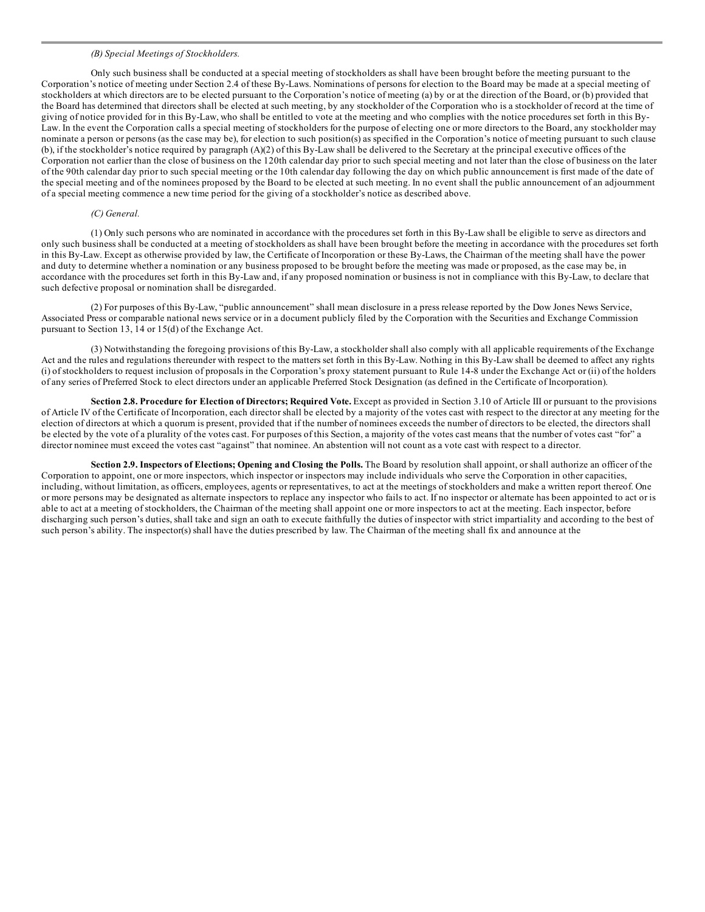*(B) Special Meetings of Stockholders.*

Only such business shall be conducted at a special meeting of stockholders as shall have been brought before the meeting pursuant to the Corporation's notice of meeting under Section 2.4 of these By-Laws. Nominations of persons for election to the Board may be made at a special meeting of stockholders at which directors are to be elected pursuant to the Corporation's notice of meeting (a) by or at the direction of the Board, or (b) provided that the Board has determined that directors shall be elected at such meeting, by any stockholder of the Corporation who is a stockholder of record at the time of giving of notice provided for in this By-Law, who shall be entitled to vote at the meeting and who complies with the notice procedures set forth in this By-Law. In the event the Corporation calls a special meeting of stockholders for the purpose of electing one or more directors to the Board, any stockholder may nominate a person or persons (as the case may be), for election to such position(s) as specified in the Corporation's notice of meeting pursuant to such clause (b), if the stockholder's notice required by paragraph (A)(2) of this By-Law shall be delivered to the Secretary at the principal executive offices of the Corporation not earlier than the close of business on the 120th calendar day prior to such special meeting and not later than the close of business on the later of the 90th calendar day prior to such special meeting or the 10th calendar day following the day on which public announcement is first made of the date of the special meeting and of the nominees proposed by the Board to be elected at such meeting. In no event shall the public announcement of an adjournment of a special meeting commence a new time period for the giving of a stockholder's notice as described above.

*(C) General.*

(1) Only such persons who are nominated in accordance with the procedures set forth in this By-Law shall be eligible to serve as directors and only such business shall be conducted at a meeting of stockholders as shall have been brought before the meeting in accordance with the procedures set forth in this By-Law. Except as otherwise provided by law, the Certificate of Incorporation or these By-Laws, the Chairman of the meeting shall have the power and duty to determine whether a nomination or any business proposed to be brought before the meeting was made or proposed, as the case may be, in accordance with the procedures set forth in this By-Law and, if any proposed nomination or business is not in compliance with this By-Law, to declare that such defective proposal or nomination shall be disregarded.

(2) For purposes of this By-Law, "public announcement" shall mean disclosure in a press release reported by the Dow Jones News Service, Associated Press or comparable national news service or in a document publicly filed by the Corporation with the Securities and Exchange Commission pursuant to Section 13, 14 or 15(d) of the Exchange Act.

(3) Notwithstanding the foregoing provisions of this By-Law, a stockholder shall also comply with all applicable requirements of the Exchange Act and the rules and regulations thereunder with respect to the matters set forth in this By-Law. Nothing in this By-Law shall be deemed to affect any rights (i) of stockholders to request inclusion of proposals in the Corporation's proxy statement pursuant to Rule 14-8 under the Exchange Act or (ii) of the holders of any series of Preferred Stock to elect directors under an applicable Preferred Stock Designation (as defined in the Certificate of Incorporation).

**Section 2.8. Procedure for Election of Directors; Required Vote.** Except as provided in Section 3.10 of Article III or pursuant to the provisions of Article IV of the Certificate of Incorporation, each director shall be elected by a majority of the votes cast with respect to the director at any meeting for the election of directors at which a quorum is present, provided that if the number of nominees exceeds the number of directors to be elected, the directors shall be elected by the vote of a plurality of the votes cast. For purposes of this Section, a majority of the votes cast means that the number of votes cast "for" a director nominee must exceed the votes cast "against" that nominee. An abstention will not count as a vote cast with respect to a director.

**Section 2.9. Inspectors of Elections; Opening and Closing the Polls.** The Board by resolution shall appoint, or shall authorize an officer of the Corporation to appoint, one or more inspectors, which inspector or inspectors may include individuals who serve the Corporation in other capacities, including, without limitation, as officers, employees, agents or representatives, to act at the meetings of stockholders and make a written report thereof. One or more persons may be designated as alternate inspectors to replace any inspector who fails to act. If no inspector or alternate has been appointed to act or is able to act at a meeting of stockholders, the Chairman of the meeting shall appoint one or more inspectors to act at the meeting. Each inspector, before discharging such person's duties, shall take and sign an oath to execute faithfully the duties of inspector with strict impartiality and according to the best of such person's ability. The inspector(s) shall have the duties prescribed by law. The Chairman of the meeting shall fix and announce at the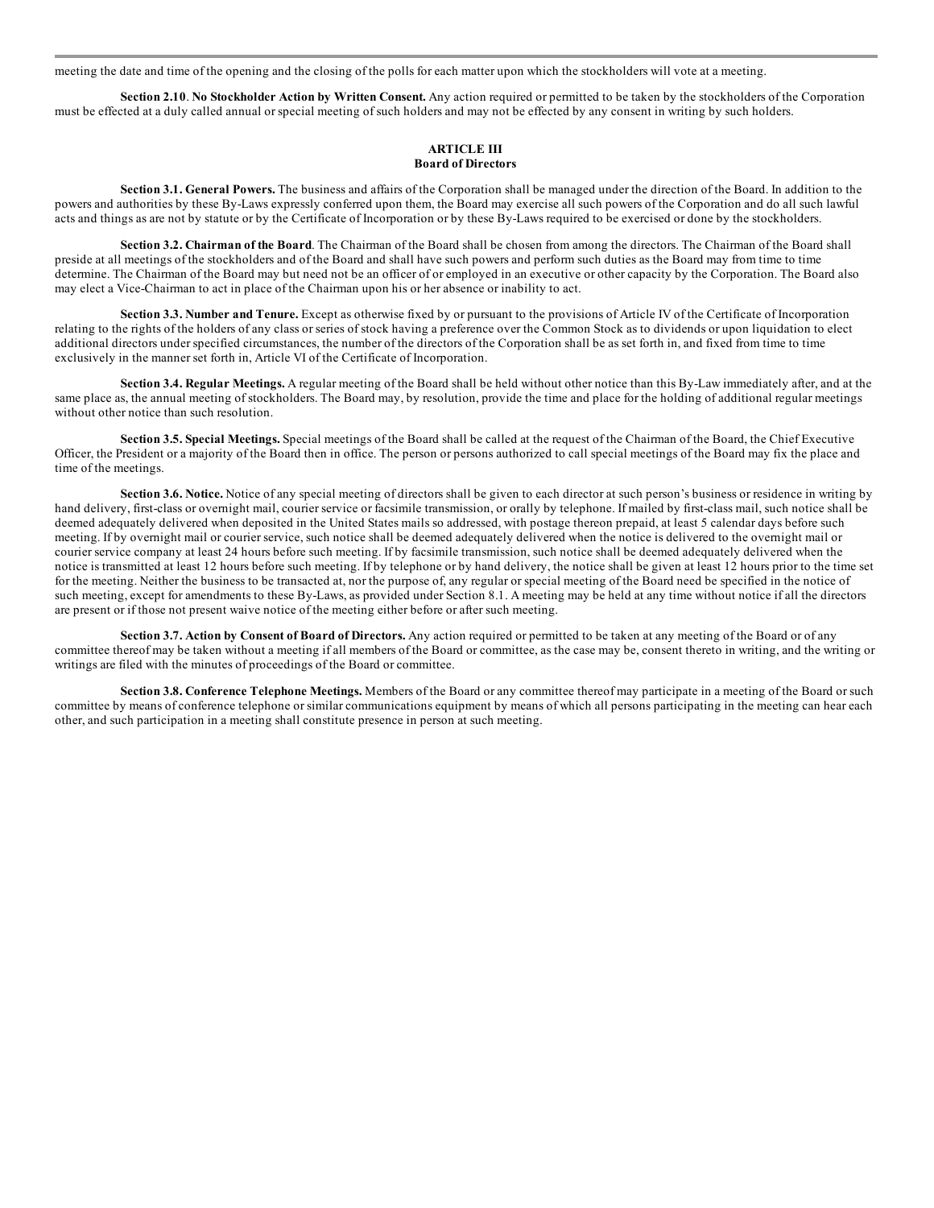meeting the date and time of the opening and the closing of the polls for each matter upon which the stockholders will vote at a meeting.

**Section 2.10**. **No Stockholder Action by Written Consent.** Any action required or permitted to be taken by the stockholders of the Corporation must be effected at a duly called annual or special meeting of such holders and may not be effected by any consent in writing by such holders.

## ARTICLE III
## Board of Directors

**Section 3.1. General Powers.** The business and affairs of the Corporation shall be managed under the direction of the Board. In addition to the powers and authorities by these By-Laws expressly conferred upon them, the Board may exercise all such powers of the Corporation and do all such lawful acts and things as are not by statute or by the Certificate of Incorporation or by these By-Laws required to be exercised or done by the stockholders.

**Section 3.2. Chairman of the Board**. The Chairman of the Board shall be chosen from among the directors. The Chairman of the Board shall preside at all meetings of the stockholders and of the Board and shall have such powers and perform such duties as the Board may from time to time determine. The Chairman of the Board may but need not be an officer of or employed in an executive or other capacity by the Corporation. The Board also may elect a Vice-Chairman to act in place of the Chairman upon his or her absence or inability to act.

**Section 3.3. Number and Tenure.** Except as otherwise fixed by or pursuant to the provisions of Article IV of the Certificate of Incorporation relating to the rights of the holders of any class or series of stock having a preference over the Common Stock as to dividends or upon liquidation to elect additional directors under specified circumstances, the number of the directors of the Corporation shall be as set forth in, and fixed from time to time exclusively in the manner set forth in, Article VI of the Certificate of Incorporation.

**Section 3.4. Regular Meetings.** A regular meeting of the Board shall be held without other notice than this By-Law immediately after, and at the same place as, the annual meeting of stockholders. The Board may, by resolution, provide the time and place for the holding of additional regular meetings without other notice than such resolution.

**Section 3.5. Special Meetings.** Special meetings of the Board shall be called at the request of the Chairman of the Board, the Chief Executive Officer, the President or a majority of the Board then in office. The person or persons authorized to call special meetings of the Board may fix the place and time of the meetings.

**Section 3.6. Notice.** Notice of any special meeting of directors shall be given to each director at such person's business or residence in writing by hand delivery, first-class or overnight mail, courier service or facsimile transmission, or orally by telephone. If mailed by first-class mail, such notice shall be deemed adequately delivered when deposited in the United States mails so addressed, with postage thereon prepaid, at least 5 calendar days before such meeting. If by overnight mail or courier service, such notice shall be deemed adequately delivered when the notice is delivered to the overnight mail or courier service company at least 24 hours before such meeting. If by facsimile transmission, such notice shall be deemed adequately delivered when the notice is transmitted at least 12 hours before such meeting. If by telephone or by hand delivery, the notice shall be given at least 12 hours prior to the time set for the meeting. Neither the business to be transacted at, nor the purpose of, any regular or special meeting of the Board need be specified in the notice of such meeting, except for amendments to these By-Laws, as provided under Section 8.1. A meeting may be held at any time without notice if all the directors are present or if those not present waive notice of the meeting either before or after such meeting.

**Section 3.7. Action by Consent of Board of Directors.** Any action required or permitted to be taken at any meeting of the Board or of any committee thereof may be taken without a meeting if all members of the Board or committee, as the case may be, consent thereto in writing, and the writing or writings are filed with the minutes of proceedings of the Board or committee.

**Section 3.8. Conference Telephone Meetings.** Members of the Board or any committee thereof may participate in a meeting of the Board or such committee by means of conference telephone or similar communications equipment by means of which all persons participating in the meeting can hear each other, and such participation in a meeting shall constitute presence in person at such meeting.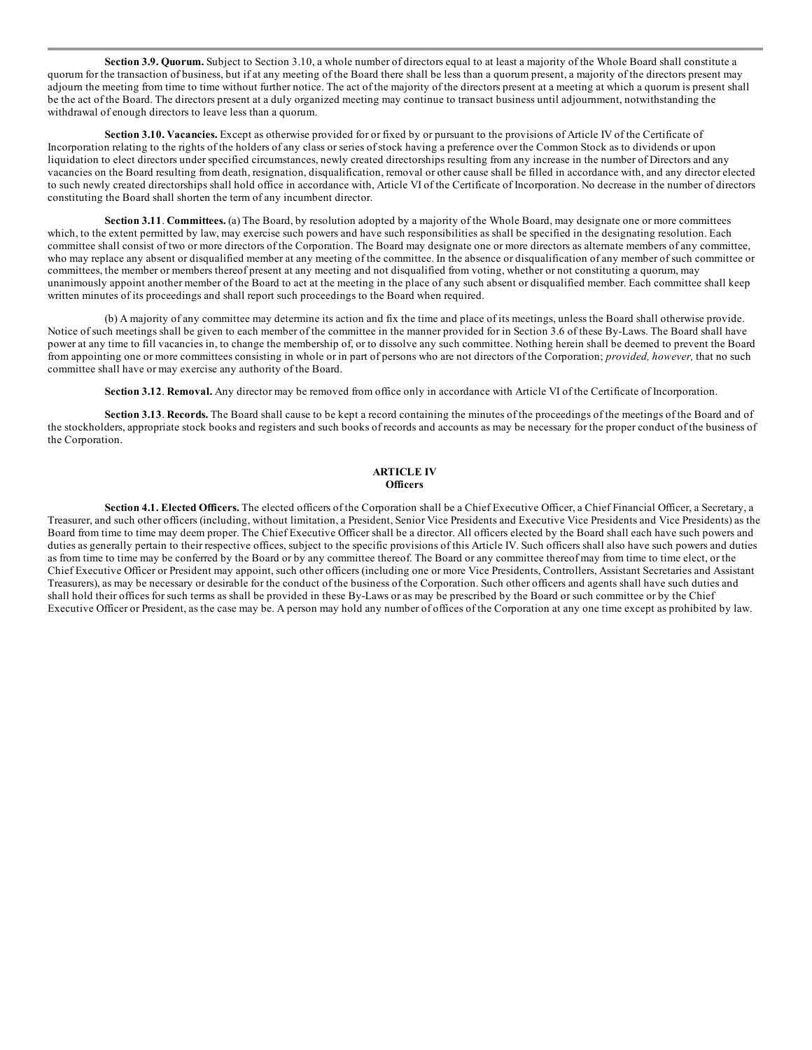**Section 3.9. Quorum.** Subject to Section 3.10, a whole number of directors equal to at least a majority of the Whole Board shall constitute a quorum for the transaction of business, but if at any meeting of the Board there shall be less than a quorum present, a majority of the directors present may adjourn the meeting from time to time without further notice. The act of the majority of the directors present at a meeting at which a quorum is present shall be the act of the Board. The directors present at a duly organized meeting may continue to transact business until adjournment, notwithstanding the withdrawal of enough directors to leave less than a quorum.

**Section 3.10. Vacancies.** Except as otherwise provided for or fixed by or pursuant to the provisions of Article IV of the Certificate of Incorporation relating to the rights of the holders of any class or series of stock having a preference over the Common Stock as to dividends or upon liquidation to elect directors under specified circumstances, newly created directorships resulting from any increase in the number of Directors and any vacancies on the Board resulting from death, resignation, disqualification, removal or other cause shall be filled in accordance with, and any director elected to such newly created directorships shall hold office in accordance with, Article VI of the Certificate of Incorporation. No decrease in the number of directors constituting the Board shall shorten the term of any incumbent director.

**Section 3.11**. **Committees.** (a) The Board, by resolution adopted by a majority of the Whole Board, may designate one or more committees which, to the extent permitted by law, may exercise such powers and have such responsibilities as shall be specified in the designating resolution. Each committee shall consist of two or more directors of the Corporation. The Board may designate one or more directors as alternate members of any committee, who may replace any absent or disqualified member at any meeting of the committee. In the absence or disqualification of any member of such committee or committees, the member or members thereof present at any meeting and not disqualified from voting, whether or not constituting a quorum, may unanimously appoint another member of the Board to act at the meeting in the place of any such absent or disqualified member. Each committee shall keep written minutes of its proceedings and shall report such proceedings to the Board when required.

(b) A majority of any committee may determine its action and fix the time and place of its meetings, unless the Board shall otherwise provide. Notice of such meetings shall be given to each member of the committee in the manner provided for in Section 3.6 of these By-Laws. The Board shall have power at any time to fill vacancies in, to change the membership of, or to dissolve any such committee. Nothing herein shall be deemed to prevent the Board from appointing one or more committees consisting in whole or in part of persons who are not directors of the Corporation; *provided, however,* that no such committee shall have or may exercise any authority of the Board.

**Section 3.12**. **Removal.** Any director may be removed from office only in accordance with Article VI of the Certificate of Incorporation.

**Section 3.13**. **Records.** The Board shall cause to be kept a record containing the minutes of the proceedings of the meetings of the Board and of the stockholders, appropriate stock books and registers and such books of records and accounts as may be necessary for the proper conduct of the business of the Corporation.

## ARTICLE IV
## Officers

**Section 4.1. Elected Officers.** The elected officers of the Corporation shall be a Chief Executive Officer, a Chief Financial Officer, a Secretary, a Treasurer, and such other officers (including, without limitation, a President, Senior Vice Presidents and Executive Vice Presidents and Vice Presidents) as the Board from time to time may deem proper. The Chief Executive Officer shall be a director. All officers elected by the Board shall each have such powers and duties as generally pertain to their respective offices, subject to the specific provisions of this Article IV. Such officers shall also have such powers and duties as from time to time may be conferred by the Board or by any committee thereof. The Board or any committee thereof may from time to time elect, or the Chief Executive Officer or President may appoint, such other officers (including one or more Vice Presidents, Controllers, Assistant Secretaries and Assistant Treasurers), as may be necessary or desirable for the conduct of the business of the Corporation. Such other officers and agents shall have such duties and shall hold their offices for such terms as shall be provided in these By-Laws or as may be prescribed by the Board or such committee or by the Chief Executive Officer or President, as the case may be. A person may hold any number of offices of the Corporation at any one time except as prohibited by law.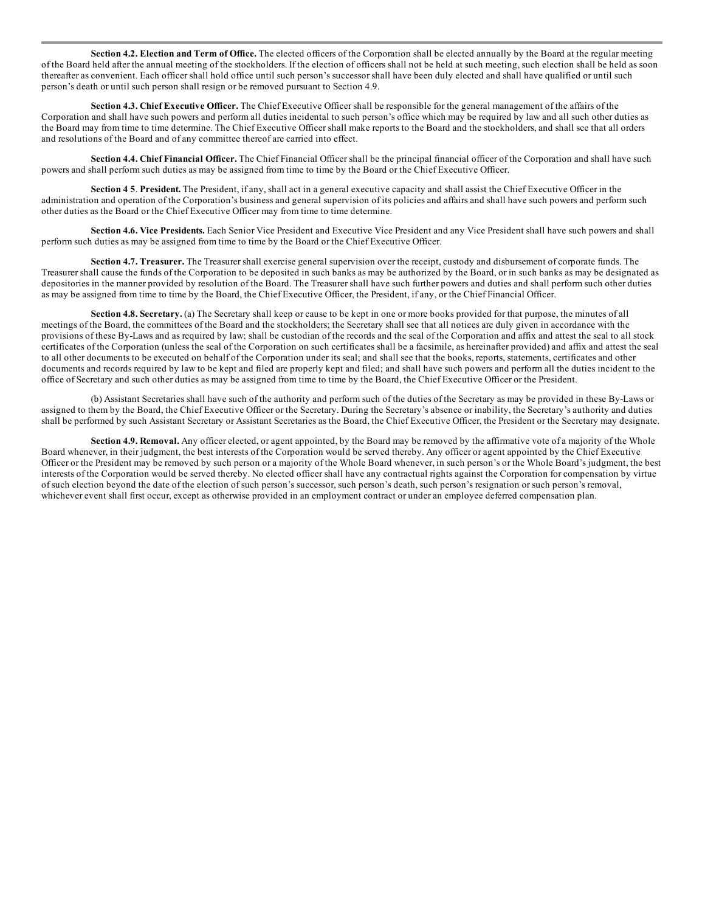**Section 4.2. Election and Term of Office.** The elected officers of the Corporation shall be elected annually by the Board at the regular meeting of the Board held after the annual meeting of the stockholders. If the election of officers shall not be held at such meeting, such election shall be held as soon thereafter as convenient. Each officer shall hold office until such person's successor shall have been duly elected and shall have qualified or until such person's death or until such person shall resign or be removed pursuant to Section 4.9.

**Section 4.3. Chief Executive Officer.** The Chief Executive Officer shall be responsible for the general management of the affairs of the Corporation and shall have such powers and perform all duties incidental to such person's office which may be required by law and all such other duties as the Board may from time to time determine. The Chief Executive Officer shall make reports to the Board and the stockholders, and shall see that all orders and resolutions of the Board and of any committee thereof are carried into effect.

**Section 4.4. Chief Financial Officer.** The Chief Financial Officer shall be the principal financial officer of the Corporation and shall have such powers and shall perform such duties as may be assigned from time to time by the Board or the Chief Executive Officer.

**Section 4 5**. **President.** The President, if any, shall act in a general executive capacity and shall assist the Chief Executive Officer in the administration and operation of the Corporation's business and general supervision of its policies and affairs and shall have such powers and perform such other duties as the Board or the Chief Executive Officer may from time to time determine.

**Section 4.6. Vice Presidents.** Each Senior Vice President and Executive Vice President and any Vice President shall have such powers and shall perform such duties as may be assigned from time to time by the Board or the Chief Executive Officer.

**Section 4.7. Treasurer.** The Treasurer shall exercise general supervision over the receipt, custody and disbursement of corporate funds. The Treasurer shall cause the funds of the Corporation to be deposited in such banks as may be authorized by the Board, or in such banks as may be designated as depositories in the manner provided by resolution of the Board. The Treasurer shall have such further powers and duties and shall perform such other duties as may be assigned from time to time by the Board, the Chief Executive Officer, the President, if any, or the Chief Financial Officer.

**Section 4.8. Secretary.** (a) The Secretary shall keep or cause to be kept in one or more books provided for that purpose, the minutes of all meetings of the Board, the committees of the Board and the stockholders; the Secretary shall see that all notices are duly given in accordance with the provisions of these By-Laws and as required by law; shall be custodian of the records and the seal of the Corporation and affix and attest the seal to all stock certificates of the Corporation (unless the seal of the Corporation on such certificates shall be a facsimile, as hereinafter provided) and affix and attest the seal to all other documents to be executed on behalf of the Corporation under its seal; and shall see that the books, reports, statements, certificates and other documents and records required by law to be kept and filed are properly kept and filed; and shall have such powers and perform all the duties incident to the office of Secretary and such other duties as may be assigned from time to time by the Board, the Chief Executive Officer or the President.

(b) Assistant Secretaries shall have such of the authority and perform such of the duties of the Secretary as may be provided in these By-Laws or assigned to them by the Board, the Chief Executive Officer or the Secretary. During the Secretary's absence or inability, the Secretary's authority and duties shall be performed by such Assistant Secretary or Assistant Secretaries as the Board, the Chief Executive Officer, the President or the Secretary may designate.

**Section 4.9. Removal.** Any officer elected, or agent appointed, by the Board may be removed by the affirmative vote of a majority of the Whole Board whenever, in their judgment, the best interests of the Corporation would be served thereby. Any officer or agent appointed by the Chief Executive Officer or the President may be removed by such person or a majority of the Whole Board whenever, in such person's or the Whole Board's judgment, the best interests of the Corporation would be served thereby. No elected officer shall have any contractual rights against the Corporation for compensation by virtue of such election beyond the date of the election of such person's successor, such person's death, such person's resignation or such person's removal, whichever event shall first occur, except as otherwise provided in an employment contract or under an employee deferred compensation plan.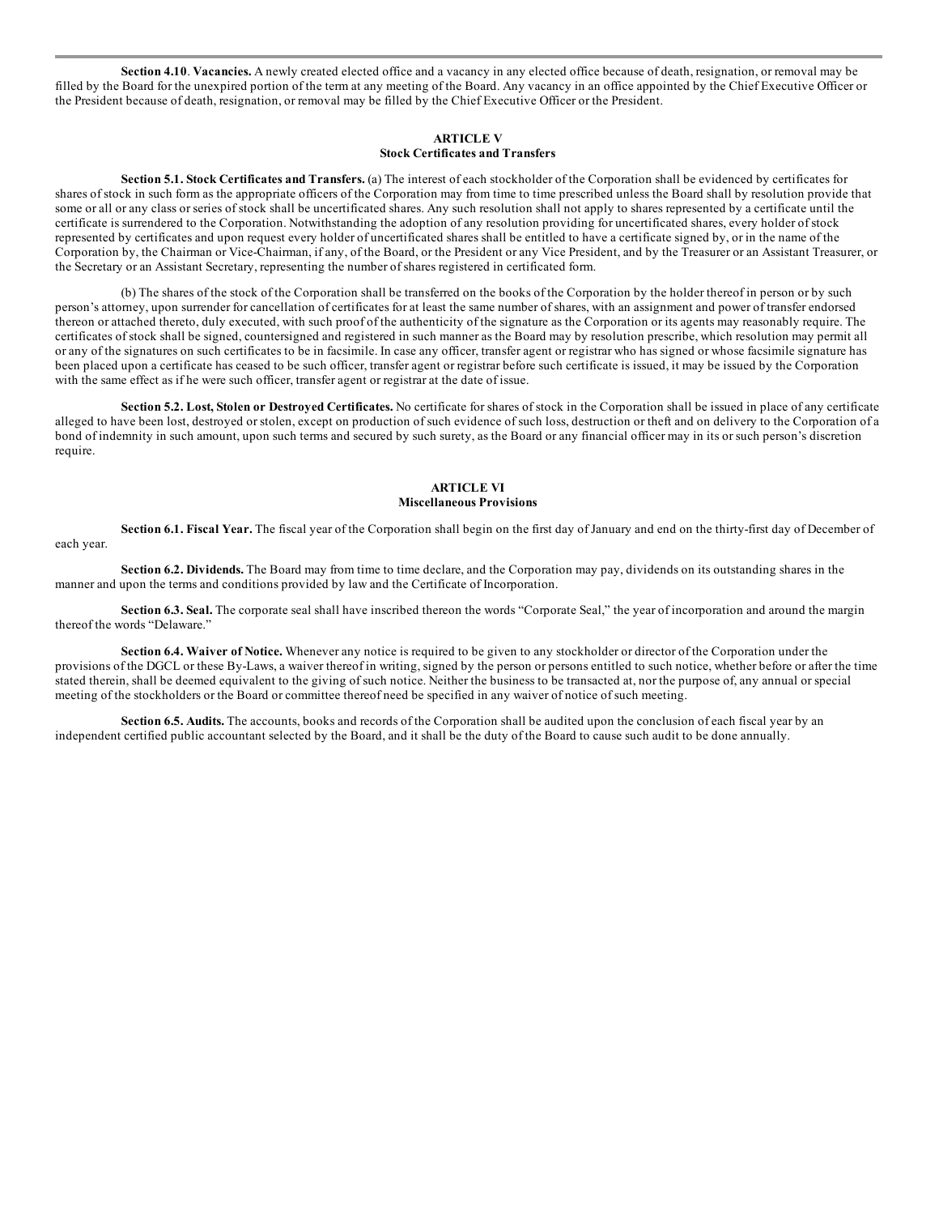**Section 4.10**. **Vacancies.** A newly created elected office and a vacancy in any elected office because of death, resignation, or removal may be filled by the Board for the unexpired portion of the term at any meeting of the Board. Any vacancy in an office appointed by the Chief Executive Officer or the President because of death, resignation, or removal may be filled by the Chief Executive Officer or the President.

## ARTICLE V
## Stock Certificates and Transfers

**Section 5.1. Stock Certificates and Transfers.** (a) The interest of each stockholder of the Corporation shall be evidenced by certificates for shares of stock in such form as the appropriate officers of the Corporation may from time to time prescribed unless the Board shall by resolution provide that some or all or any class or series of stock shall be uncertificated shares. Any such resolution shall not apply to shares represented by a certificate until the certificate is surrendered to the Corporation. Notwithstanding the adoption of any resolution providing for uncertificated shares, every holder of stock represented by certificates and upon request every holder of uncertificated shares shall be entitled to have a certificate signed by, or in the name of the Corporation by, the Chairman or Vice-Chairman, if any, of the Board, or the President or any Vice President, and by the Treasurer or an Assistant Treasurer, or the Secretary or an Assistant Secretary, representing the number of shares registered in certificated form.

(b) The shares of the stock of the Corporation shall be transferred on the books of the Corporation by the holder thereof in person or by such person's attorney, upon surrender for cancellation of certificates for at least the same number of shares, with an assignment and power of transfer endorsed thereon or attached thereto, duly executed, with such proof of the authenticity of the signature as the Corporation or its agents may reasonably require. The certificates of stock shall be signed, countersigned and registered in such manner as the Board may by resolution prescribe, which resolution may permit all or any of the signatures on such certificates to be in facsimile. In case any officer, transfer agent or registrar who has signed or whose facsimile signature has been placed upon a certificate has ceased to be such officer, transfer agent or registrar before such certificate is issued, it may be issued by the Corporation with the same effect as if he were such officer, transfer agent or registrar at the date of issue.

**Section 5.2. Lost, Stolen or Destroyed Certificates.** No certificate for shares of stock in the Corporation shall be issued in place of any certificate alleged to have been lost, destroyed or stolen, except on production of such evidence of such loss, destruction or theft and on delivery to the Corporation of a bond of indemnity in such amount, upon such terms and secured by such surety, as the Board or any financial officer may in its or such person's discretion require.

## ARTICLE VI
## Miscellaneous Provisions

**Section 6.1. Fiscal Year.** The fiscal year of the Corporation shall begin on the first day of January and end on the thirty-first day of December of each year.

**Section 6.2. Dividends.** The Board may from time to time declare, and the Corporation may pay, dividends on its outstanding shares in the manner and upon the terms and conditions provided by law and the Certificate of Incorporation.

**Section 6.3. Seal.** The corporate seal shall have inscribed thereon the words "Corporate Seal," the year of incorporation and around the margin thereof the words "Delaware."

**Section 6.4. Waiver of Notice.** Whenever any notice is required to be given to any stockholder or director of the Corporation under the provisions of the DGCL or these By-Laws, a waiver thereof in writing, signed by the person or persons entitled to such notice, whether before or after the time stated therein, shall be deemed equivalent to the giving of such notice. Neither the business to be transacted at, nor the purpose of, any annual or special meeting of the stockholders or the Board or committee thereof need be specified in any waiver of notice of such meeting.

**Section 6.5. Audits.** The accounts, books and records of the Corporation shall be audited upon the conclusion of each fiscal year by an independent certified public accountant selected by the Board, and it shall be the duty of the Board to cause such audit to be done annually.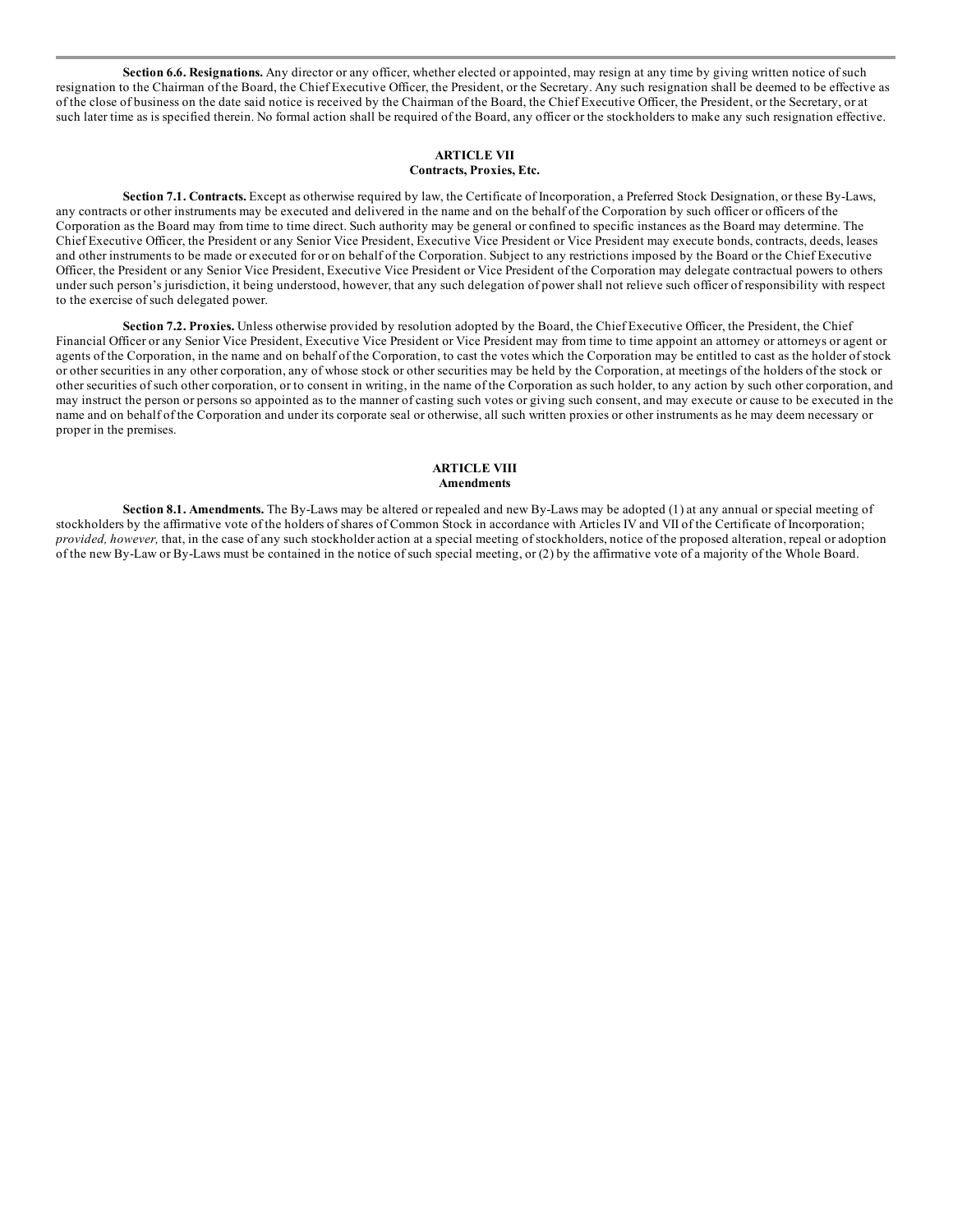**Section 6.6. Resignations.** Any director or any officer, whether elected or appointed, may resign at any time by giving written notice of such resignation to the Chairman of the Board, the Chief Executive Officer, the President, or the Secretary. Any such resignation shall be deemed to be effective as of the close of business on the date said notice is received by the Chairman of the Board, the Chief Executive Officer, the President, or the Secretary, or at such later time as is specified therein. No formal action shall be required of the Board, any officer or the stockholders to make any such resignation effective.

## ARTICLE VII
## Contracts, Proxies, Etc.

**Section 7.1. Contracts.** Except as otherwise required by law, the Certificate of Incorporation, a Preferred Stock Designation, or these By-Laws, any contracts or other instruments may be executed and delivered in the name and on the behalf of the Corporation by such officer or officers of the Corporation as the Board may from time to time direct. Such authority may be general or confined to specific instances as the Board may determine. The Chief Executive Officer, the President or any Senior Vice President, Executive Vice President or Vice President may execute bonds, contracts, deeds, leases and other instruments to be made or executed for or on behalf of the Corporation. Subject to any restrictions imposed by the Board or the Chief Executive Officer, the President or any Senior Vice President, Executive Vice President or Vice President of the Corporation may delegate contractual powers to others under such person's jurisdiction, it being understood, however, that any such delegation of power shall not relieve such officer of responsibility with respect to the exercise of such delegated power.

**Section 7.2. Proxies.** Unless otherwise provided by resolution adopted by the Board, the Chief Executive Officer, the President, the Chief Financial Officer or any Senior Vice President, Executive Vice President or Vice President may from time to time appoint an attorney or attorneys or agent or agents of the Corporation, in the name and on behalf of the Corporation, to cast the votes which the Corporation may be entitled to cast as the holder of stock or other securities in any other corporation, any of whose stock or other securities may be held by the Corporation, at meetings of the holders of the stock or other securities of such other corporation, or to consent in writing, in the name of the Corporation as such holder, to any action by such other corporation, and may instruct the person or persons so appointed as to the manner of casting such votes or giving such consent, and may execute or cause to be executed in the name and on behalf of the Corporation and under its corporate seal or otherwise, all such written proxies or other instruments as he may deem necessary or proper in the premises.

## ARTICLE VIII
## Amendments

**Section 8.1. Amendments.** The By-Laws may be altered or repealed and new By-Laws may be adopted (1) at any annual or special meeting of stockholders by the affirmative vote of the holders of shares of Common Stock in accordance with Articles IV and VII of the Certificate of Incorporation; *provided, however,* that, in the case of any such stockholder action at a special meeting of stockholders, notice of the proposed alteration, repeal or adoption of the new By-Law or By-Laws must be contained in the notice of such special meeting, or (2) by the affirmative vote of a majority of the Whole Board.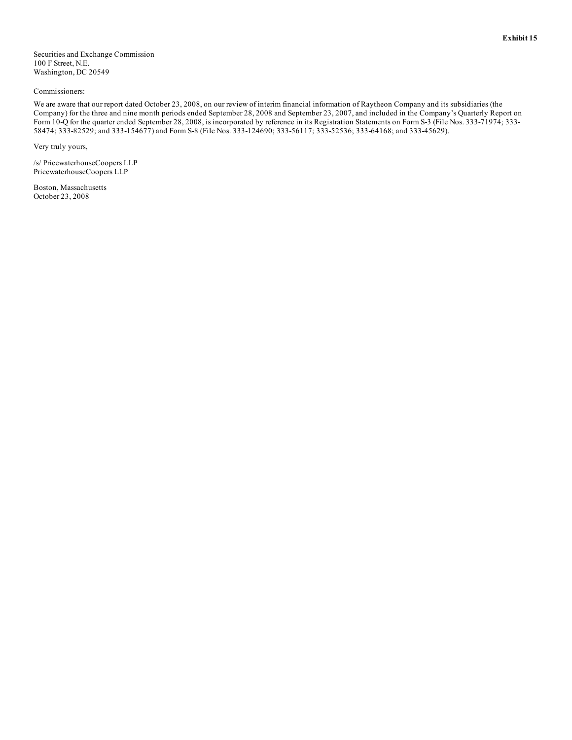**Exhibit 15**

Securities and Exchange Commission
100 F Street, N.E.
Washington, DC 20549

Commissioners:

We are aware that our report dated October 23, 2008, on our review of interim financial information of Raytheon Company and its subsidiaries (the Company) for the three and nine month periods ended September 28, 2008 and September 23, 2007, and included in the Company's Quarterly Report on Form 10-Q for the quarter ended September 28, 2008, is incorporated by reference in its Registration Statements on Form S-3 (File Nos. 333-71974; 333-58474; 333-82529; and 333-154677) and Form S-8 (File Nos. 333-124690; 333-56117; 333-52536; 333-64168; and 333-45629).

Very truly yours,

/s/ PricewaterhouseCoopers LLP
PricewaterhouseCoopers LLP

Boston, Massachusetts
October 23, 2008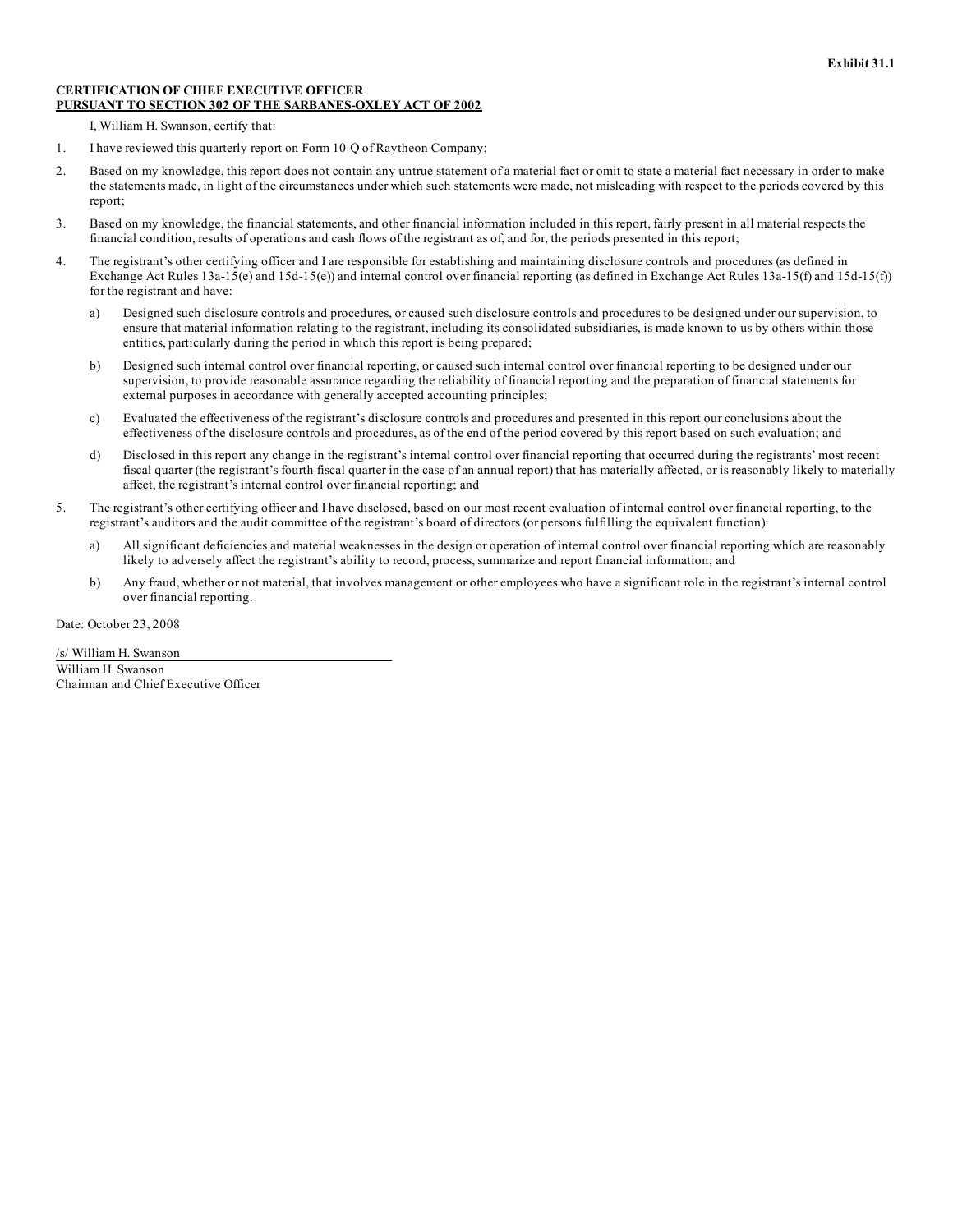**Exhibit 31.1**

**CERTIFICATION OF CHIEF EXECUTIVE OFFICER**
**PURSUANT TO SECTION 302 OF THE SARBANES-OXLEY ACT OF 2002**

I, William H. Swanson, certify that:

1. I have reviewed this quarterly report on Form 10-Q of Raytheon Company;

2. Based on my knowledge, this report does not contain any untrue statement of a material fact or omit to state a material fact necessary in order to make the statements made, in light of the circumstances under which such statements were made, not misleading with respect to the periods covered by this report;

3. Based on my knowledge, the financial statements, and other financial information included in this report, fairly present in all material respects the financial condition, results of operations and cash flows of the registrant as of, and for, the periods presented in this report;

4. The registrant's other certifying officer and I are responsible for establishing and maintaining disclosure controls and procedures (as defined in Exchange Act Rules 13a-15(e) and 15d-15(e)) and internal control over financial reporting (as defined in Exchange Act Rules 13a-15(f) and 15d-15(f)) for the registrant and have:

   a) Designed such disclosure controls and procedures, or caused such disclosure controls and procedures to be designed under our supervision, to ensure that material information relating to the registrant, including its consolidated subsidiaries, is made known to us by others within those entities, particularly during the period in which this report is being prepared;

   b) Designed such internal control over financial reporting, or caused such internal control over financial reporting to be designed under our supervision, to provide reasonable assurance regarding the reliability of financial reporting and the preparation of financial statements for external purposes in accordance with generally accepted accounting principles;

   c) Evaluated the effectiveness of the registrant's disclosure controls and procedures and presented in this report our conclusions about the effectiveness of the disclosure controls and procedures, as of the end of the period covered by this report based on such evaluation; and

   d) Disclosed in this report any change in the registrant's internal control over financial reporting that occurred during the registrants' most recent fiscal quarter (the registrant's fourth fiscal quarter in the case of an annual report) that has materially affected, or is reasonably likely to materially affect, the registrant's internal control over financial reporting; and

5. The registrant's other certifying officer and I have disclosed, based on our most recent evaluation of internal control over financial reporting, to the registrant's auditors and the audit committee of the registrant's board of directors (or persons fulfilling the equivalent function):

   a) All significant deficiencies and material weaknesses in the design or operation of internal control over financial reporting which are reasonably likely to adversely affect the registrant's ability to record, process, summarize and report financial information; and

   b) Any fraud, whether or not material, that involves management or other employees who have a significant role in the registrant's internal control over financial reporting.

Date: October 23, 2008

/s/ William H. Swanson
William H. Swanson
Chairman and Chief Executive Officer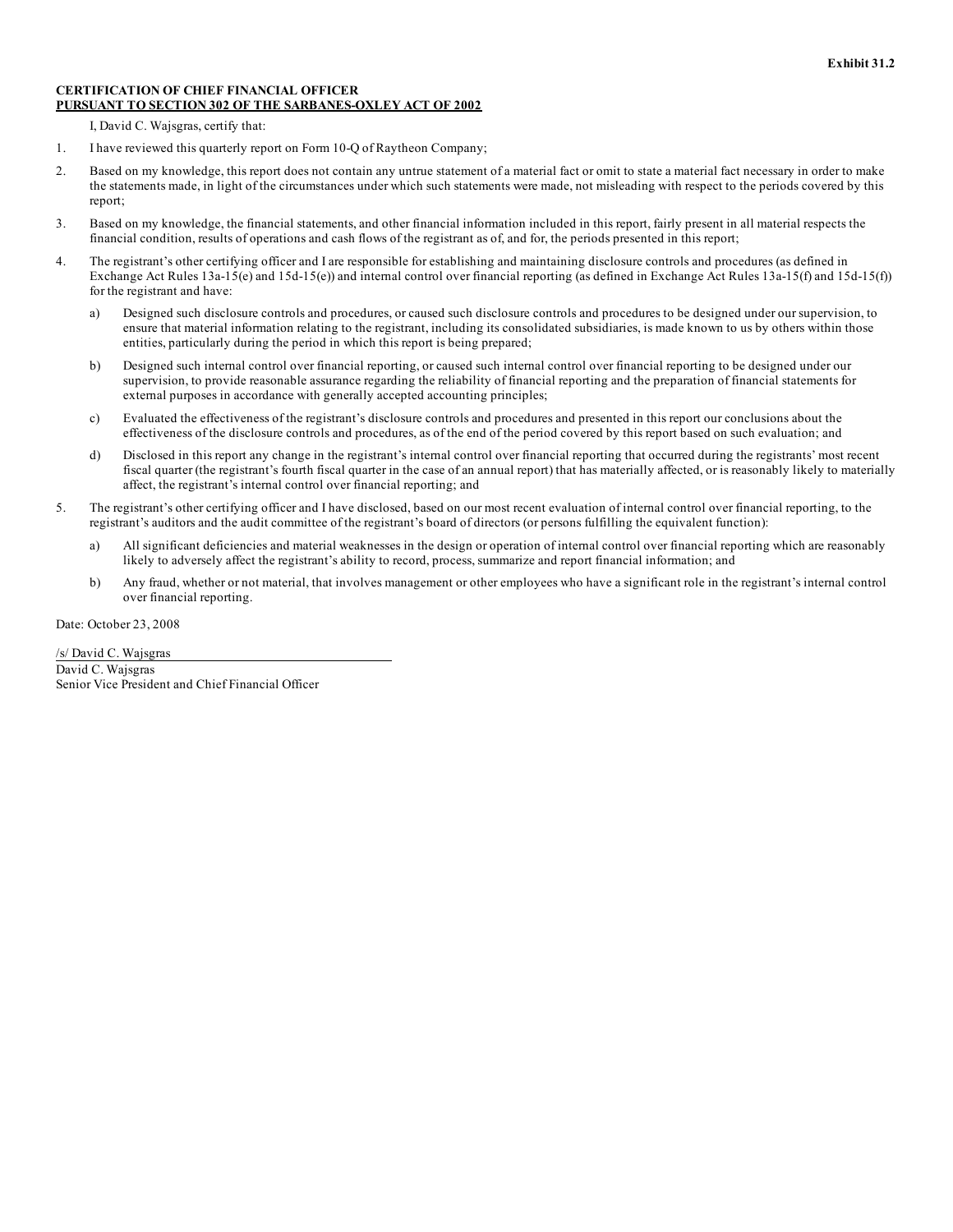**Exhibit 31.2**

**CERTIFICATION OF CHIEF FINANCIAL OFFICER**
**PURSUANT TO SECTION 302 OF THE SARBANES-OXLEY ACT OF 2002**

I, David C. Wajsgras, certify that:

1. I have reviewed this quarterly report on Form 10-Q of Raytheon Company;

2. Based on my knowledge, this report does not contain any untrue statement of a material fact or omit to state a material fact necessary in order to make the statements made, in light of the circumstances under which such statements were made, not misleading with respect to the periods covered by this report;

3. Based on my knowledge, the financial statements, and other financial information included in this report, fairly present in all material respects the financial condition, results of operations and cash flows of the registrant as of, and for, the periods presented in this report;

4. The registrant's other certifying officer and I are responsible for establishing and maintaining disclosure controls and procedures (as defined in Exchange Act Rules 13a-15(e) and 15d-15(e)) and internal control over financial reporting (as defined in Exchange Act Rules 13a-15(f) and 15d-15(f)) for the registrant and have:

   a) Designed such disclosure controls and procedures, or caused such disclosure controls and procedures to be designed under our supervision, to ensure that material information relating to the registrant, including its consolidated subsidiaries, is made known to us by others within those entities, particularly during the period in which this report is being prepared;

   b) Designed such internal control over financial reporting, or caused such internal control over financial reporting to be designed under our supervision, to provide reasonable assurance regarding the reliability of financial reporting and the preparation of financial statements for external purposes in accordance with generally accepted accounting principles;

   c) Evaluated the effectiveness of the registrant's disclosure controls and procedures and presented in this report our conclusions about the effectiveness of the disclosure controls and procedures, as of the end of the period covered by this report based on such evaluation; and

   d) Disclosed in this report any change in the registrant's internal control over financial reporting that occurred during the registrants' most recent fiscal quarter (the registrant's fourth fiscal quarter in the case of an annual report) that has materially affected, or is reasonably likely to materially affect, the registrant's internal control over financial reporting; and

5. The registrant's other certifying officer and I have disclosed, based on our most recent evaluation of internal control over financial reporting, to the registrant's auditors and the audit committee of the registrant's board of directors (or persons fulfilling the equivalent function):

   a) All significant deficiencies and material weaknesses in the design or operation of internal control over financial reporting which are reasonably likely to adversely affect the registrant's ability to record, process, summarize and report financial information; and

   b) Any fraud, whether or not material, that involves management or other employees who have a significant role in the registrant's internal control over financial reporting.

Date: October 23, 2008

/s/ David C. Wajsgras
David C. Wajsgras
Senior Vice President and Chief Financial Officer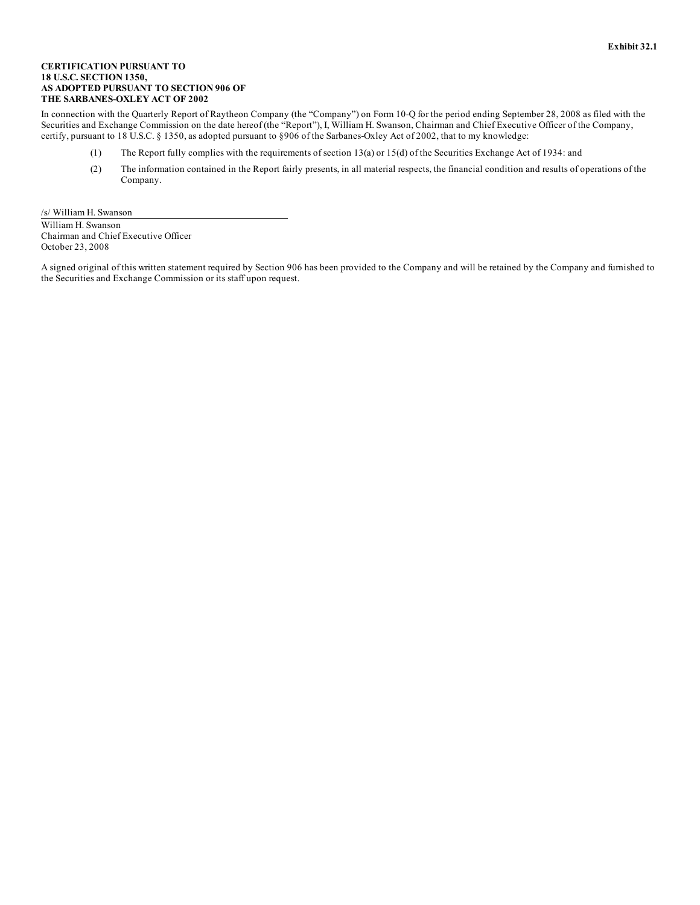**Exhibit 32.1**

**CERTIFICATION PURSUANT TO**
**18 U.S.C. SECTION 1350,**
**AS ADOPTED PURSUANT TO SECTION 906 OF**
**THE SARBANES-OXLEY ACT OF 2002**

In connection with the Quarterly Report of Raytheon Company (the "Company") on Form 10-Q for the period ending September 28, 2008 as filed with the Securities and Exchange Commission on the date hereof (the "Report"), I, William H. Swanson, Chairman and Chief Executive Officer of the Company, certify, pursuant to 18 U.S.C. § 1350, as adopted pursuant to §906 of the Sarbanes-Oxley Act of 2002, that to my knowledge:

(1) The Report fully complies with the requirements of section 13(a) or 15(d) of the Securities Exchange Act of 1934: and

(2) The information contained in the Report fairly presents, in all material respects, the financial condition and results of operations of the Company.

/s/ William H. Swanson

William H. Swanson
Chairman and Chief Executive Officer
October 23, 2008

A signed original of this written statement required by Section 906 has been provided to the Company and will be retained by the Company and furnished to the Securities and Exchange Commission or its staff upon request.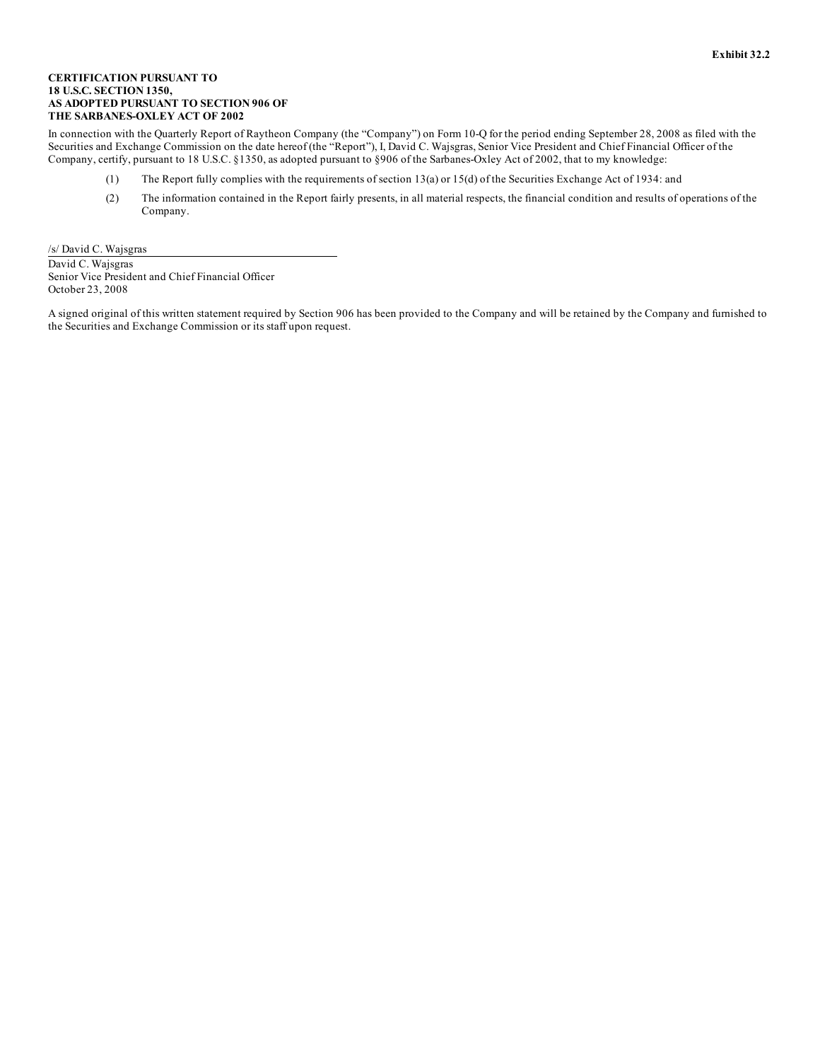**Exhibit 32.2**

**CERTIFICATION PURSUANT TO**
**18 U.S.C. SECTION 1350,**
**AS ADOPTED PURSUANT TO SECTION 906 OF**
**THE SARBANES-OXLEY ACT OF 2002**

In connection with the Quarterly Report of Raytheon Company (the "Company") on Form 10-Q for the period ending September 28, 2008 as filed with the Securities and Exchange Commission on the date hereof (the "Report"), I, David C. Wajsgras, Senior Vice President and Chief Financial Officer of the Company, certify, pursuant to 18 U.S.C. §1350, as adopted pursuant to §906 of the Sarbanes-Oxley Act of 2002, that to my knowledge:

(1) The Report fully complies with the requirements of section 13(a) or 15(d) of the Securities Exchange Act of 1934: and

(2) The information contained in the Report fairly presents, in all material respects, the financial condition and results of operations of the Company.

/s/ David C. Wajsgras

David C. Wajsgras
Senior Vice President and Chief Financial Officer
October 23, 2008

A signed original of this written statement required by Section 906 has been provided to the Company and will be retained by the Company and furnished to the Securities and Exchange Commission or its staff upon request.